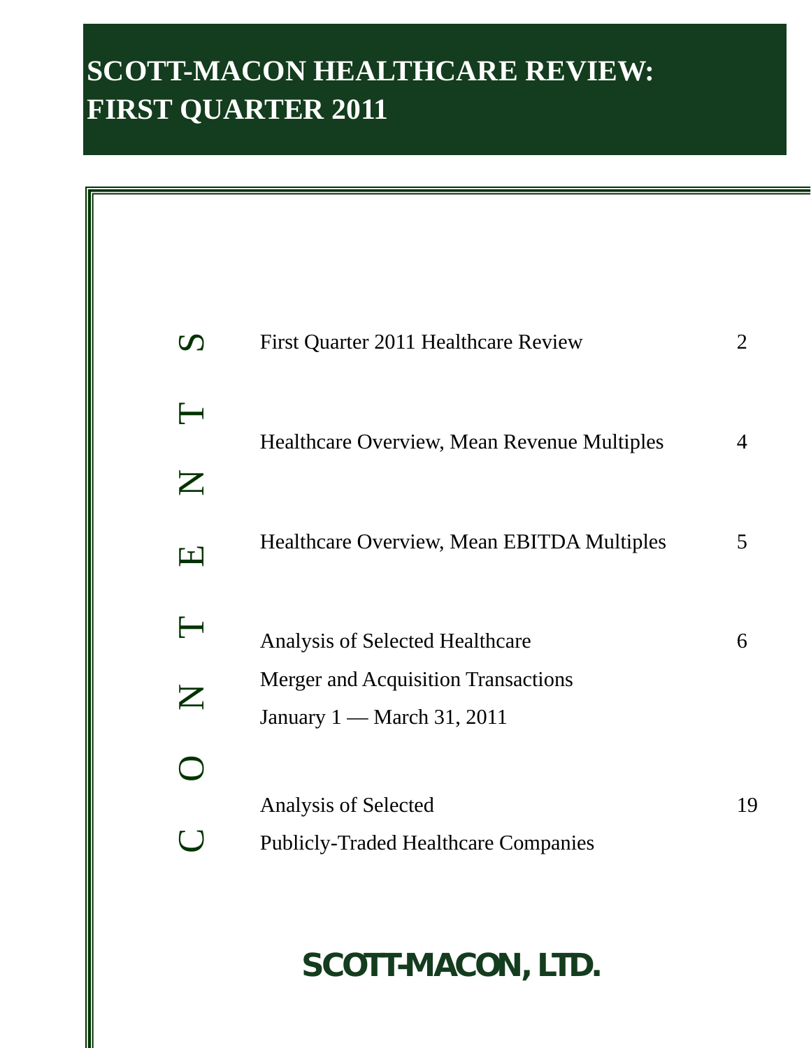# SCOTT-MACON HEALTHCARE REVIEW: FIRST QUARTER 2011

## CONTENTS

| | |
|---|---|
| First Quarter 2011 Healthcare Review | 2 |
| Healthcare Overview, Mean Revenue Multiples | 4 |
| Healthcare Overview, Mean EBITDA Multiples | 5 |
| Analysis of Selected Healthcare Merger and Acquisition Transactions January 1 — March 31, 2011 | 6 |
| Analysis of Selected Publicly-Traded Healthcare Companies | 19 |

**SCOTT-MACON, LTD.**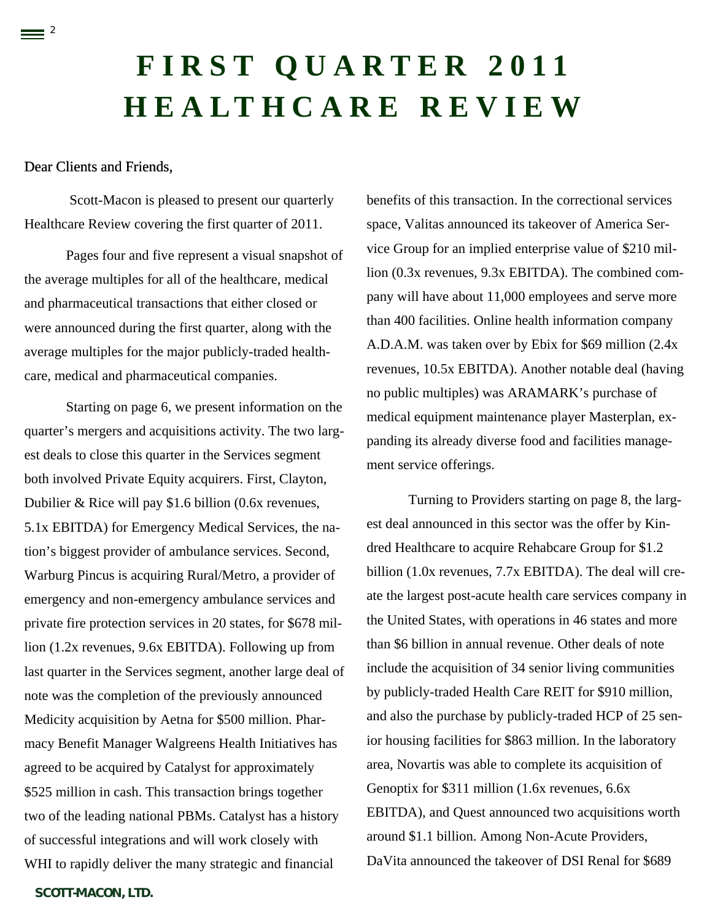# FIRST QUARTER 2011 HEALTHCARE REVIEW

Dear Clients and Friends,

Scott-Macon is pleased to present our quarterly Healthcare Review covering the first quarter of 2011.

Pages four and five represent a visual snapshot of the average multiples for all of the healthcare, medical and pharmaceutical transactions that either closed or were announced during the first quarter, along with the average multiples for the major publicly-traded healthcare, medical and pharmaceutical companies.

Starting on page 6, we present information on the quarter's mergers and acquisitions activity. The two largest deals to close this quarter in the Services segment both involved Private Equity acquirers. First, Clayton, Dubilier & Rice will pay $1.6 billion (0.6x revenues, 5.1x EBITDA) for Emergency Medical Services, the nation's biggest provider of ambulance services. Second, Warburg Pincus is acquiring Rural/Metro, a provider of emergency and non-emergency ambulance services and private fire protection services in 20 states, for $678 million (1.2x revenues, 9.6x EBITDA). Following up from last quarter in the Services segment, another large deal of note was the completion of the previously announced Medicity acquisition by Aetna for $500 million. Pharmacy Benefit Manager Walgreens Health Initiatives has agreed to be acquired by Catalyst for approximately $525 million in cash. This transaction brings together two of the leading national PBMs. Catalyst has a history of successful integrations and will work closely with WHI to rapidly deliver the many strategic and financial benefits of this transaction. In the correctional services space, Valitas announced its takeover of America Service Group for an implied enterprise value of $210 million (0.3x revenues, 9.3x EBITDA). The combined company will have about 11,000 employees and serve more than 400 facilities. Online health information company A.D.A.M. was taken over by Ebix for $69 million (2.4x revenues, 10.5x EBITDA). Another notable deal (having no public multiples) was ARAMARK's purchase of medical equipment maintenance player Masterplan, expanding its already diverse food and facilities management service offerings.

Turning to Providers starting on page 8, the largest deal announced in this sector was the offer by Kindred Healthcare to acquire Rehabcare Group for $1.2 billion (1.0x revenues, 7.7x EBITDA). The deal will create the largest post-acute health care services company in the United States, with operations in 46 states and more than $6 billion in annual revenue. Other deals of note include the acquisition of 34 senior living communities by publicly-traded Health Care REIT for $910 million, and also the purchase by publicly-traded HCP of 25 senior housing facilities for $863 million. In the laboratory area, Novartis was able to complete its acquisition of Genoptix for $311 million (1.6x revenues, 6.6x EBITDA), and Quest announced two acquisitions worth around $1.1 billion. Among Non-Acute Providers, DaVita announced the takeover of DSI Renal for $689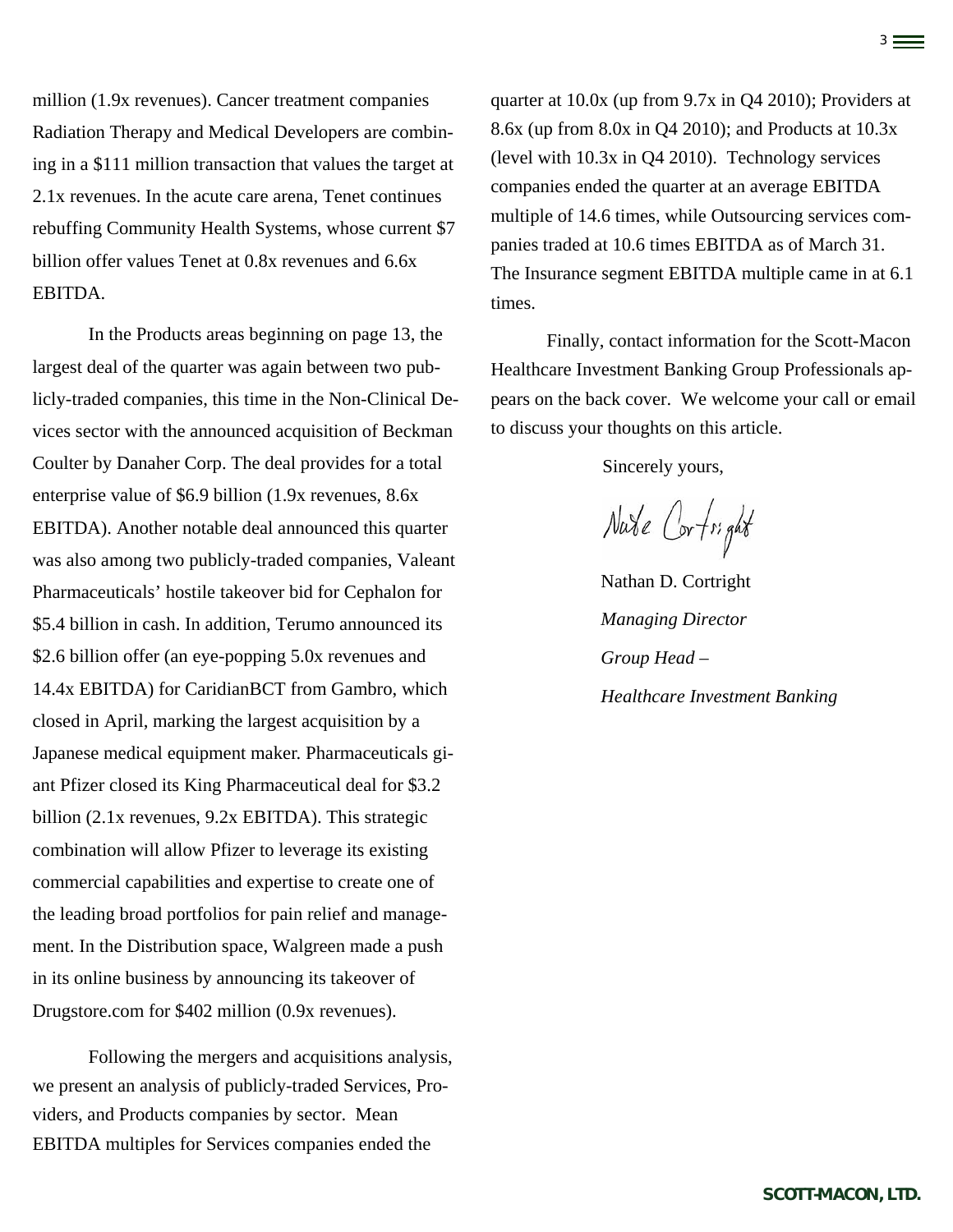million (1.9x revenues). Cancer treatment companies Radiation Therapy and Medical Developers are combining in a $111 million transaction that values the target at 2.1x revenues. In the acute care arena, Tenet continues rebuffing Community Health Systems, whose current $7 billion offer values Tenet at 0.8x revenues and 6.6x EBITDA.

In the Products areas beginning on page 13, the largest deal of the quarter was again between two publicly-traded companies, this time in the Non-Clinical Devices sector with the announced acquisition of Beckman Coulter by Danaher Corp. The deal provides for a total enterprise value of $6.9 billion (1.9x revenues, 8.6x EBITDA). Another notable deal announced this quarter was also among two publicly-traded companies, Valeant Pharmaceuticals' hostile takeover bid for Cephalon for $5.4 billion in cash. In addition, Terumo announced its $2.6 billion offer (an eye-popping 5.0x revenues and 14.4x EBITDA) for CaridianBCT from Gambro, which closed in April, marking the largest acquisition by a Japanese medical equipment maker. Pharmaceuticals giant Pfizer closed its King Pharmaceutical deal for $3.2 billion (2.1x revenues, 9.2x EBITDA). This strategic combination will allow Pfizer to leverage its existing commercial capabilities and expertise to create one of the leading broad portfolios for pain relief and management. In the Distribution space, Walgreen made a push in its online business by announcing its takeover of Drugstore.com for $402 million (0.9x revenues).

Following the mergers and acquisitions analysis, we present an analysis of publicly-traded Services, Providers, and Products companies by sector. Mean EBITDA multiples for Services companies ended the quarter at 10.0x (up from 9.7x in Q4 2010); Providers at 8.6x (up from 8.0x in Q4 2010); and Products at 10.3x (level with 10.3x in Q4 2010). Technology services companies ended the quarter at an average EBITDA multiple of 14.6 times, while Outsourcing services companies traded at 10.6 times EBITDA as of March 31. The Insurance segment EBITDA multiple came in at 6.1 times.

Finally, contact information for the Scott-Macon Healthcare Investment Banking Group Professionals appears on the back cover. We welcome your call or email to discuss your thoughts on this article.

Sincerely yours,

Nate Cortright

Nathan D. Cortright
*Managing Director*
*Group Head –*
*Healthcare Investment Banking*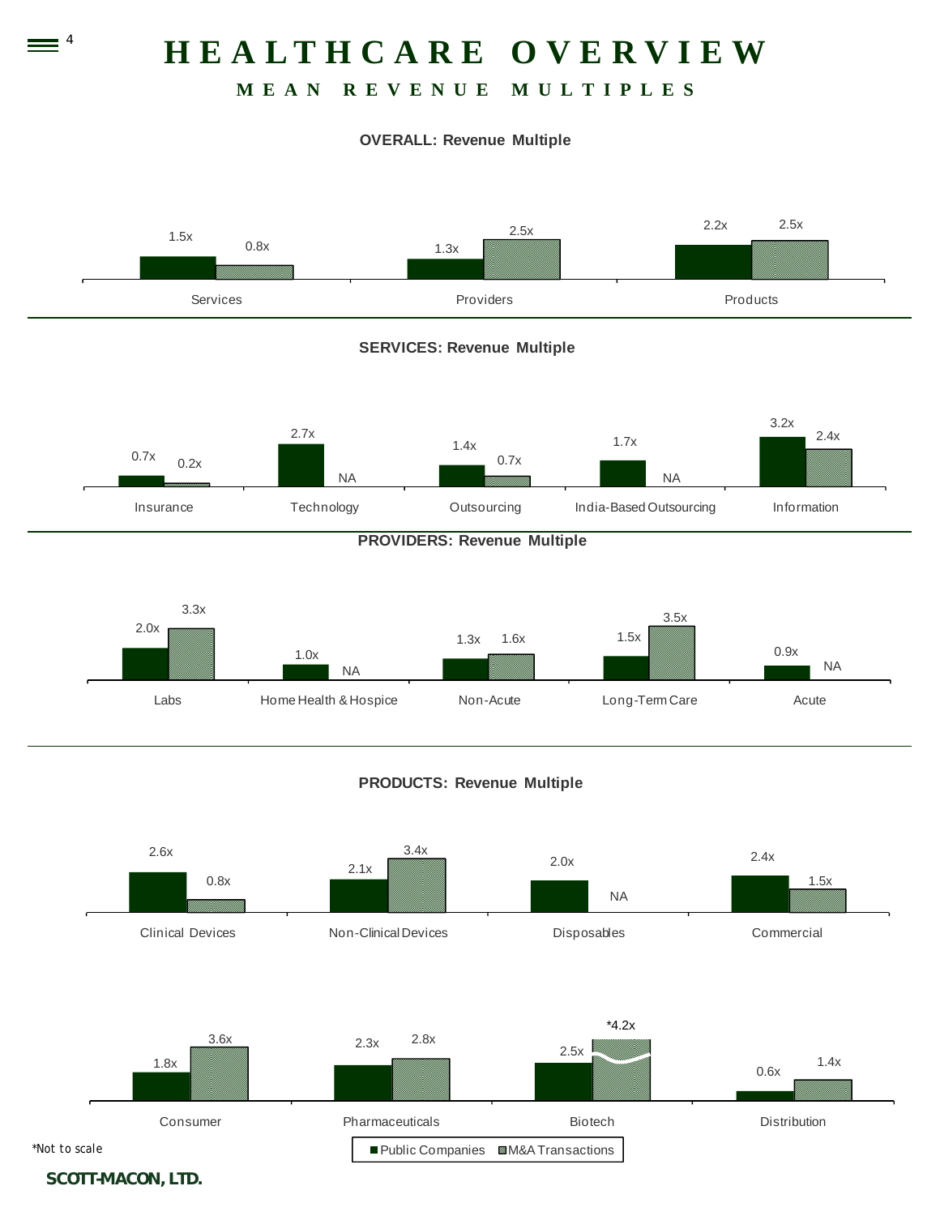# HEALTHCARE OVERVIEW

## MEAN REVENUE MULTIPLES

### OVERALL: Revenue Multiple

| | Public Companies | M&A Transactions |
|---|---|---|
| Services | 1.5x | 0.8x |
| Providers | 1.3x | 2.5x |
| Products | 2.2x | 2.5x |

### SERVICES: Revenue Multiple

| | Public Companies | M&A Transactions |
|---|---|---|
| Insurance | 0.7x | 0.2x |
| Technology | 2.7x | NA |
| Outsourcing | 1.4x | 0.7x |
| India-Based Outsourcing | 1.7x | NA |
| Information | 3.2x | 2.4x |

### PROVIDERS: Revenue Multiple

| | Public Companies | M&A Transactions |
|---|---|---|
| Labs | 2.0x | 3.3x |
| Home Health & Hospice | 1.0x | NA |
| Non-Acute | 1.3x | 1.6x |
| Long-Term Care | 1.5x | 3.5x |
| Acute | 0.9x | NA |

### PRODUCTS: Revenue Multiple

| | Public Companies | M&A Transactions |
|---|---|---|
| Clinical Devices | 2.6x | 0.8x |
| Non-Clinical Devices | 2.1x | 3.4x |
| Disposables | 2.0x | NA |
| Commercial | 2.4x | 1.5x |
| Consumer | 1.8x | 3.6x |
| Pharmaceuticals | 2.3x | 2.8x |
| Biotech | 2.5x | *4.2x |
| Distribution | 0.6x | 1.4x |

*Not to scale

■ Public Companies ■ M&A Transactions

SCOTT-MACON, LTD.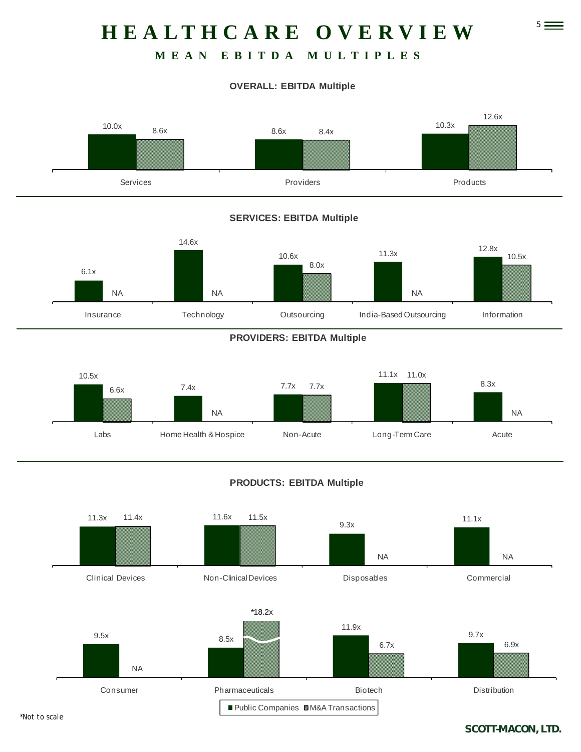# HEALTHCARE OVERVIEW

## MEAN EBITDA MULTIPLES

### OVERALL: EBITDA Multiple

| | Public Companies | M&A Transactions |
|---|---|---|
| Services | 10.0x | 8.6x |
| Providers | 8.6x | 8.4x |
| Products | 10.3x | 12.6x |

### SERVICES: EBITDA Multiple

| | Public Companies | M&A Transactions |
|---|---|---|
| Insurance | 6.1x | NA |
| Technology | 14.6x | NA |
| Outsourcing | 10.6x | 8.0x |
| India-Based Outsourcing | 11.3x | NA |
| Information | 12.8x | 10.5x |

### PROVIDERS: EBITDA Multiple

| | Public Companies | M&A Transactions |
|---|---|---|
| Labs | 10.5x | 6.6x |
| Home Health & Hospice | 7.4x | NA |
| Non-Acute | 7.7x | 7.7x |
| Long-Term Care | 11.1x | 11.0x |
| Acute | 8.3x | NA |

### PRODUCTS: EBITDA Multiple

| | Public Companies | M&A Transactions |
|---|---|---|
| Clinical Devices | 11.3x | 11.4x |
| Non-Clinical Devices | 11.6x | 11.5x |
| Disposables | 9.3x | NA |
| Commercial | 11.1x | NA |
| Consumer | 9.5x | NA |
| Pharmaceuticals | 8.5x | *18.2x |
| Biotech | 11.9x | 6.7x |
| Distribution | 9.7x | 6.9x |

■ Public Companies ▩ M&A Transactions

*Not to scale

SCOTT-MACON, LTD.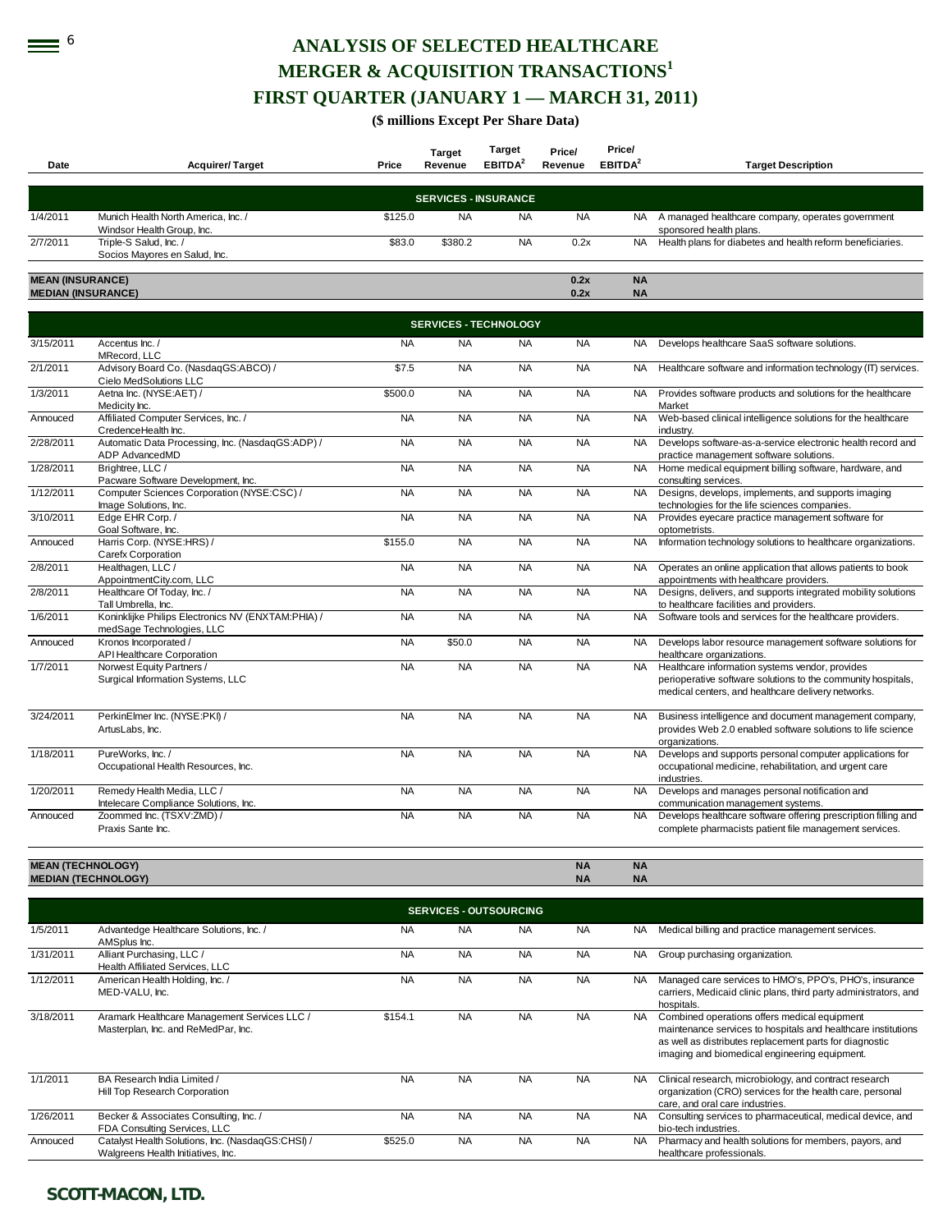# ANALYSIS OF SELECTED HEALTHCARE MERGER & ACQUISITION TRANSACTIONS[1]

## FIRST QUARTER (JANUARY 1 — MARCH 31, 2011)

**($ millions Except Per Share Data)**

| Date | Acquirer/ Target | Price | Target Revenue | Target EBITDA[2] | Price/ Revenue | Price/ EBITDA[2] | Target Description |
|---|---|---|---|---|---|---|---|
| | | | **SERVICES - INSURANCE** | | | | |
| 1/4/2011 | Munich Health North America, Inc. / Windsor Health Group, Inc. | $125.0 | NA | NA | NA | NA | A managed healthcare company, operates government sponsored health plans. |
| 2/7/2011 | Triple-S Salud, Inc. / Socios Mayores en Salud, Inc. | $83.0 | $380.2 | NA | 0.2x | NA | Health plans for diabetes and health reform beneficiaries. |
| **MEAN (INSURANCE)** | | | | | **0.2x** | **NA** | |
| **MEDIAN (INSURANCE)** | | | | | **0.2x** | **NA** | |
| | | | **SERVICES - TECHNOLOGY** | | | | |
| 3/15/2011 | Accentus Inc. / MRecord, LLC | NA | NA | NA | NA | NA | Develops healthcare SaaS software solutions. |
| 2/1/2011 | Advisory Board Co. (NasdaqGS:ABCO) / Cielo MedSolutions LLC | $7.5 | NA | NA | NA | NA | Healthcare software and information technology (IT) services. |
| 1/3/2011 | Aetna Inc. (NYSE:AET) / Medicity Inc. | $500.0 | NA | NA | NA | NA | Provides software products and solutions for the healthcare Market |
| Annouced | Affiliated Computer Services, Inc. / CredenceHealth Inc. | NA | NA | NA | NA | NA | Web-based clinical intelligence solutions for the healthcare industry. |
| 2/28/2011 | Automatic Data Processing, Inc. (NasdaqGS:ADP) / ADP AdvancedMD | NA | NA | NA | NA | NA | Develops software-as-a-service electronic health record and practice management software solutions. |
| 1/28/2011 | Brightree, LLC / Pacware Software Development, Inc. | NA | NA | NA | NA | NA | Home medical equipment billing software, hardware, and consulting services. |
| 1/12/2011 | Computer Sciences Corporation (NYSE:CSC) / Image Solutions, Inc. | NA | NA | NA | NA | NA | Designs, develops, implements, and supports imaging technologies for the life sciences companies. |
| 3/10/2011 | Edge EHR Corp. / Goal Software, Inc. | NA | NA | NA | NA | NA | Provides eyecare practice management software for optometrists. |
| Annouced | Harris Corp. (NYSE:HRS) / Carefx Corporation | $155.0 | NA | NA | NA | NA | Information technology solutions to healthcare organizations. |
| 2/8/2011 | Healthagen, LLC / AppointmentCity.com, LLC | NA | NA | NA | NA | NA | Operates an online application that allows patients to book appointments with healthcare providers. |
| 2/8/2011 | Healthcare Of Today, Inc. / Tall Umbrella, Inc. | NA | NA | NA | NA | NA | Designs, delivers, and supports integrated mobility solutions to healthcare facilities and providers. |
| 1/6/2011 | Koninklijke Philips Electronics NV (ENXTAM:PHIA) / medSage Technologies, LLC | NA | NA | NA | NA | NA | Software tools and services for the healthcare providers. |
| Annouced | Kronos Incorporated / API Healthcare Corporation | NA | $50.0 | NA | NA | NA | Develops labor resource management software solutions for healthcare organizations. |
| 1/7/2011 | Norwest Equity Partners / Surgical Information Systems, LLC | NA | NA | NA | NA | NA | Healthcare information systems vendor, provides perioperative software solutions to the community hospitals, medical centers, and healthcare delivery networks. |
| 3/24/2011 | PerkinElmer Inc. (NYSE:PKI) / ArtusLabs, Inc. | NA | NA | NA | NA | NA | Business intelligence and document management company, provides Web 2.0 enabled software solutions to life science organizations. |
| 1/18/2011 | PureWorks, Inc. / Occupational Health Resources, Inc. | NA | NA | NA | NA | NA | Develops and supports personal computer applications for occupational medicine, rehabilitation, and urgent care industries. |
| 1/20/2011 | Remedy Health Media, LLC / Intelecare Compliance Solutions, Inc. | NA | NA | NA | NA | NA | Develops and manages personal notification and communication management systems. |
| Annouced | Zoommed Inc. (TSXV:ZMD) / Praxis Sante Inc. | NA | NA | NA | NA | NA | Develops healthcare software offering prescription filling and complete pharmacists patient file management services. |
| **MEAN (TECHNOLOGY)** | | | | | **NA** | **NA** | |
| **MEDIAN (TECHNOLOGY)** | | | | | **NA** | **NA** | |
| | | | **SERVICES - OUTSOURCING** | | | | |
| 1/5/2011 | Advantedge Healthcare Solutions, Inc. / AMSplus Inc. | NA | NA | NA | NA | NA | Medical billing and practice management services. |
| 1/31/2011 | Alliant Purchasing, LLC / Health Affiliated Services, LLC | NA | NA | NA | NA | NA | Group purchasing organization. |
| 1/12/2011 | American Health Holding, Inc. / MED-VALU, Inc. | NA | NA | NA | NA | NA | Managed care services to HMO's, PPO's, PHO's, insurance carriers, Medicaid clinic plans, third party administrators, and hospitals. |
| 3/18/2011 | Aramark Healthcare Management Services LLC / Masterplan, Inc. and ReMedPar, Inc. | $154.1 | NA | NA | NA | NA | Combined operations offers medical equipment maintenance services to hospitals and healthcare institutions as well as distributes replacement parts for diagnostic imaging and biomedical engineering equipment. |
| 1/1/2011 | BA Research India Limited / Hill Top Research Corporation | NA | NA | NA | NA | NA | Clinical research, microbiology, and contract research organization (CRO) services for the health care, personal care, and oral care industries. |
| 1/26/2011 | Becker & Associates Consulting, Inc. / FDA Consulting Services, LLC | NA | NA | NA | NA | NA | Consulting services to pharmaceutical, medical device, and bio-tech industries. |
| Annouced | Catalyst Health Solutions, Inc. (NasdaqGS:CHSI) / Walgreens Health Initiatives, Inc. | $525.0 | NA | NA | NA | NA | Pharmacy and health solutions for members, payors, and healthcare professionals. |

**SCOTT-MACON, LTD.**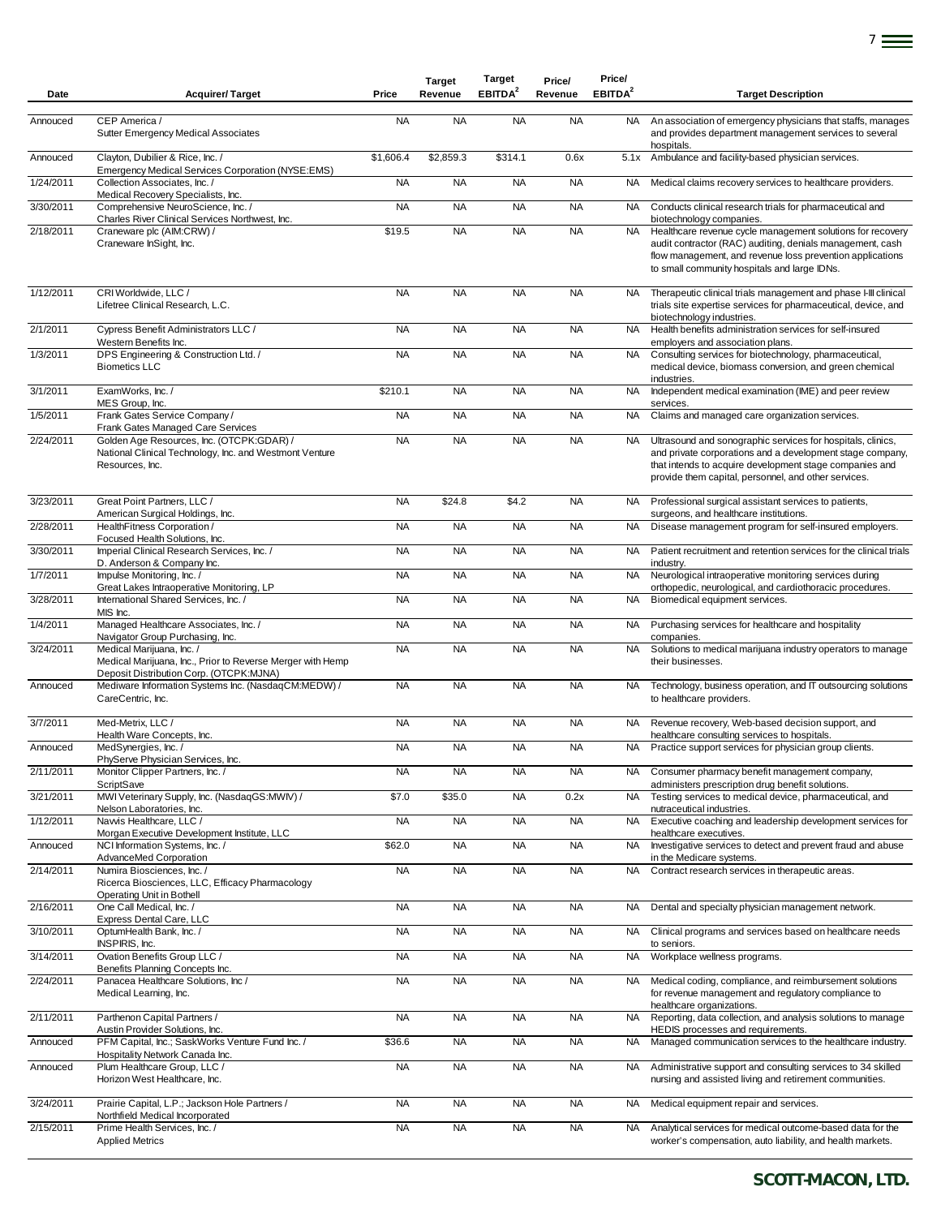| Date | Acquirer/ Target | Price | Target Revenue | Target EBITDA[2] | Price/ Revenue | Price/ EBITDA[2] | Target Description |
|---|---|---|---|---|---|---|---|
| Annouced | CEP America / Sutter Emergency Medical Associates | NA | NA | NA | NA | NA | An association of emergency physicians that staffs, manages and provides department management services to several hospitals. |
| Annouced | Clayton, Dubilier & Rice, Inc. / Emergency Medical Services Corporation (NYSE:EMS) | $1,606.4 | $2,859.3 | $314.1 | 0.6x | 5.1x | Ambulance and facility-based physician services. |
| 1/24/2011 | Collection Associates, Inc. / Medical Recovery Specialists, Inc. | NA | NA | NA | NA | NA | Medical claims recovery services to healthcare providers. |
| 3/30/2011 | Comprehensive NeuroScience, Inc. / Charles River Clinical Services Northwest, Inc. | NA | NA | NA | NA | NA | Conducts clinical research trials for pharmaceutical and biotechnology companies. |
| 2/18/2011 | Craneware plc (AIM:CRW) / Craneware InSight, Inc. | $19.5 | NA | NA | NA | NA | Healthcare revenue cycle management solutions for recovery audit contractor (RAC) auditing, denials management, cash flow management, and revenue loss prevention applications to small community hospitals and large IDNs. |
| 1/12/2011 | CRI Worldwide, LLC / Lifetree Clinical Research, L.C. | NA | NA | NA | NA | NA | Therapeutic clinical trials management and phase I-III clinical trials site expertise services for pharmaceutical, device, and biotechnology industries. |
| 2/1/2011 | Cypress Benefit Administrators LLC / Western Benefits Inc. | NA | NA | NA | NA | NA | Health benefits administration services for self-insured employers and association plans. |
| 1/3/2011 | DPS Engineering & Construction Ltd. / Biometics LLC | NA | NA | NA | NA | NA | Consulting services for biotechnology, pharmaceutical, medical device, biomass conversion, and green chemical industries. |
| 3/1/2011 | ExamWorks, Inc. / MES Group, Inc. | $210.1 | NA | NA | NA | NA | Independent medical examination (IME) and peer review services. |
| 1/5/2011 | Frank Gates Service Company / Frank Gates Managed Care Services | NA | NA | NA | NA | NA | Claims and managed care organization services. |
| 2/24/2011 | Golden Age Resources, Inc. (OTCPK:GDAR) / National Clinical Technology, Inc. and Westmont Venture Resources, Inc. | NA | NA | NA | NA | NA | Ultrasound and sonographic services for hospitals, clinics, and private corporations and a development stage company, that intends to acquire development stage companies and provide them capital, personnel, and other services. |
| 3/23/2011 | Great Point Partners, LLC / American Surgical Holdings, Inc. | NA | $24.8 | $4.2 | NA | NA | Professional surgical assistant services to patients, surgeons, and healthcare institutions. |
| 2/28/2011 | HealthFitness Corporation / Focused Health Solutions, Inc. | NA | NA | NA | NA | NA | Disease management program for self-insured employers. |
| 3/30/2011 | Imperial Clinical Research Services, Inc. / D. Anderson & Company Inc. | NA | NA | NA | NA | NA | Patient recruitment and retention services for the clinical trials industry. |
| 1/7/2011 | Impulse Monitoring, Inc. / Great Lakes Intraoperative Monitoring, LP | NA | NA | NA | NA | NA | Neurological intraoperative monitoring services during orthopedic, neurological, and cardiothoracic procedures. |
| 3/28/2011 | International Shared Services, Inc. / MIS Inc. | NA | NA | NA | NA | NA | Biomedical equipment services. |
| 1/4/2011 | Managed Healthcare Associates, Inc. / Navigator Group Purchasing, Inc. | NA | NA | NA | NA | NA | Purchasing services for healthcare and hospitality companies. |
| 3/24/2011 | Medical Marijuana, Inc. / Medical Marijuana, Inc., Prior to Reverse Merger with Hemp Deposit Distribution Corp. (OTCPK:MJNA) | NA | NA | NA | NA | NA | Solutions to medical marijuana industry operators to manage their businesses. |
| Annouced | Mediware Information Systems Inc. (NasdaqCM:MEDW) / CareCentric, Inc. | NA | NA | NA | NA | NA | Technology, business operation, and IT outsourcing solutions to healthcare providers. |
| 3/7/2011 | Med-Metrix, LLC / Health Ware Concepts, Inc. | NA | NA | NA | NA | NA | Revenue recovery, Web-based decision support, and healthcare consulting services to hospitals. |
| Annouced | MedSynergies, Inc. / PhyServe Physician Services, Inc. | NA | NA | NA | NA | NA | Practice support services for physician group clients. |
| 2/11/2011 | Monitor Clipper Partners, Inc. / ScriptSave | NA | NA | NA | NA | NA | Consumer pharmacy benefit management company, administers prescription drug benefit solutions. |
| 3/21/2011 | MWI Veterinary Supply, Inc. (NasdaqGS:MWIV) / Nelson Laboratories, Inc. | $7.0 | $35.0 | NA | 0.2x | NA | Testing services to medical device, pharmaceutical, and nutraceutical industries. |
| 1/12/2011 | Navvis Healthcare, LLC / Morgan Executive Development Institute, LLC | NA | NA | NA | NA | NA | Executive coaching and leadership development services for healthcare executives. |
| Annouced | NCI Information Systems, Inc. / AdvanceMed Corporation | $62.0 | NA | NA | NA | NA | Investigative services to detect and prevent fraud and abuse in the Medicare systems. |
| 2/14/2011 | Numira Biosciences, Inc. / Ricerca Biosciences, LLC, Efficacy Pharmacology Operating Unit in Bothell | NA | NA | NA | NA | NA | Contract research services in therapeutic areas. |
| 2/16/2011 | One Call Medical, Inc. / Express Dental Care, LLC | NA | NA | NA | NA | NA | Dental and specialty physician management network. |
| 3/10/2011 | OptumHealth Bank, Inc. / INSPIRIS, Inc. | NA | NA | NA | NA | NA | Clinical programs and services based on healthcare needs to seniors. |
| 3/14/2011 | Ovation Benefits Group LLC / Benefits Planning Concepts Inc. | NA | NA | NA | NA | NA | Workplace wellness programs. |
| 2/24/2011 | Panacea Healthcare Solutions, Inc / Medical Learning, Inc. | NA | NA | NA | NA | NA | Medical coding, compliance, and reimbursement solutions for revenue management and regulatory compliance to healthcare organizations. |
| 2/11/2011 | Parthenon Capital Partners / Austin Provider Solutions, Inc. | NA | NA | NA | NA | NA | Reporting, data collection, and analysis solutions to manage HEDIS processes and requirements. |
| Annouced | PFM Capital, Inc.; SaskWorks Venture Fund Inc. / Hospitality Network Canada Inc. | $36.6 | NA | NA | NA | NA | Managed communication services to the healthcare industry. |
| Annouced | Plum Healthcare Group, LLC / Horizon West Healthcare, Inc. | NA | NA | NA | NA | NA | Administrative support and consulting services to 34 skilled nursing and assisted living and retirement communities. |
| 3/24/2011 | Prairie Capital, L.P.; Jackson Hole Partners / Northfield Medical Incorporated | NA | NA | NA | NA | NA | Medical equipment repair and services. |
| 2/15/2011 | Prime Health Services, Inc. / Applied Metrics | NA | NA | NA | NA | NA | Analytical services for medical outcome-based data for the worker's compensation, auto liability, and health markets. |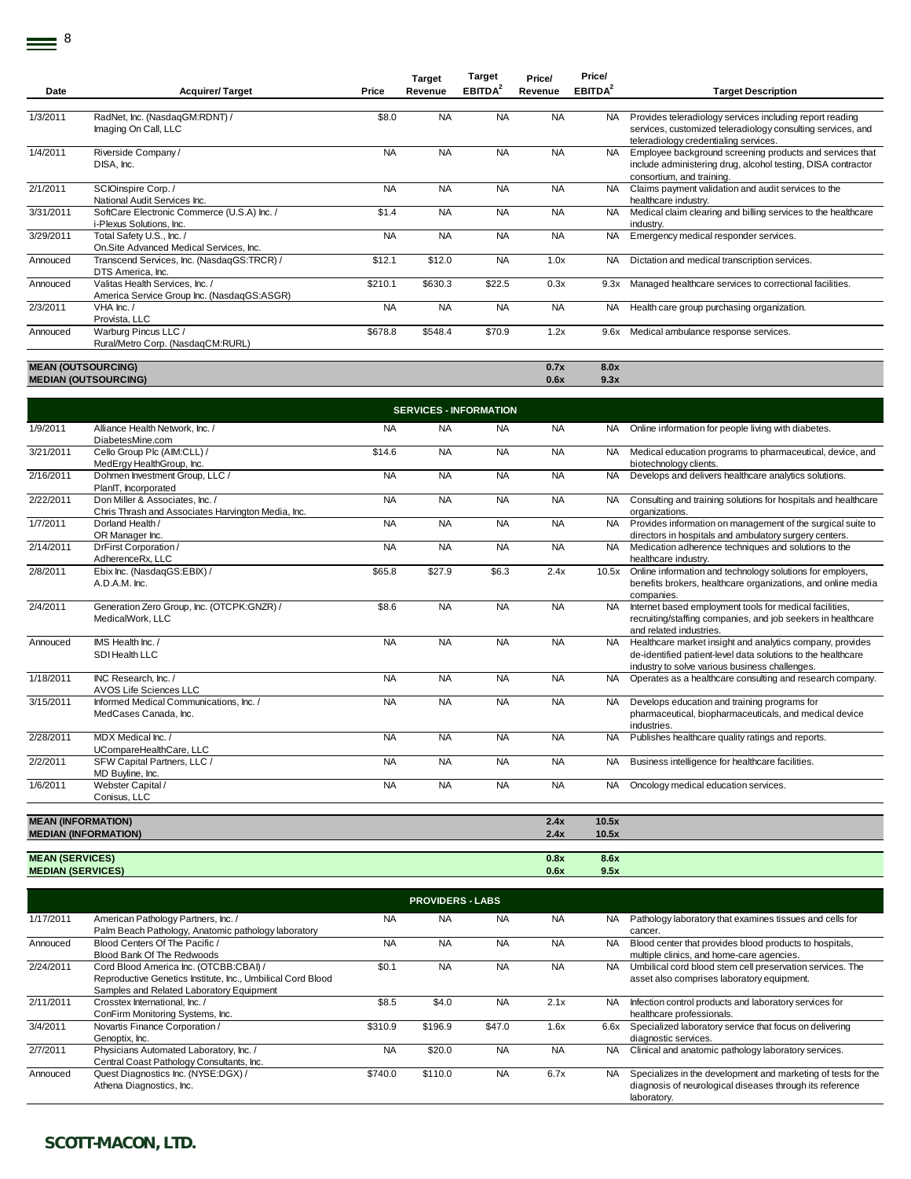| Date | Acquirer/ Target | Price | Target Revenue | Target EBITDA[2] | Price/ Revenue | Price/ EBITDA[2] | Target Description |
|---|---|---|---|---|---|---|---|
| 1/3/2011 | RadNet, Inc. (NasdaqGM:RDNT) / Imaging On Call, LLC | $8.0 | NA | NA | NA | NA | Provides teleradiology services including report reading services, customized teleradiology consulting services, and teleradiology credentialing services. |
| 1/4/2011 | Riverside Company / DISA, Inc. | NA | NA | NA | NA | NA | Employee background screening products and services that include administering drug, alcohol testing, DISA contractor consortium, and training. |
| 2/1/2011 | SCIOinspire Corp. / National Audit Services Inc. | NA | NA | NA | NA | NA | Claims payment validation and audit services to the healthcare industry. |
| 3/31/2011 | SoftCare Electronic Commerce (U.S.A) Inc. / i-Plexus Solutions, Inc. | $1.4 | NA | NA | NA | NA | Medical claim clearing and billing services to the healthcare industry. |
| 3/29/2011 | Total Safety U.S., Inc. / On.Site Advanced Medical Services, Inc. | NA | NA | NA | NA | NA | Emergency medical responder services. |
| Annouced | Transcend Services, Inc. (NasdaqGS:TRCR) / DTS America, Inc. | $12.1 | $12.0 | NA | 1.0x | NA | Dictation and medical transcription services. |
| Annouced | Valitas Health Services, Inc. / America Service Group Inc. (NasdaqGS:ASGR) | $210.1 | $630.3 | $22.5 | 0.3x | 9.3x | Managed healthcare services to correctional facilities. |
| 2/3/2011 | VHA Inc. / Provista, LLC | NA | NA | NA | NA | NA | Health care group purchasing organization. |
| Annouced | Warburg Pincus LLC / Rural/Metro Corp. (NasdaqCM:RURL) | $678.8 | $548.4 | $70.9 | 1.2x | 9.6x | Medical ambulance response services. |
| **MEAN (OUTSOURCING)** | | | | | **0.7x** | **8.0x** | |
| **MEDIAN (OUTSOURCING)** | | | | | **0.6x** | **9.3x** | |
| | | | **SERVICES - INFORMATION** | | | | |
| 1/9/2011 | Alliance Health Network, Inc. / DiabetesMine.com | NA | NA | NA | NA | NA | Online information for people living with diabetes. |
| 3/21/2011 | Cello Group Plc (AIM:CLL) / MedErgy HealthGroup, Inc. | $14.6 | NA | NA | NA | NA | Medical education programs to pharmaceutical, device, and biotechnology clients. |
| 2/16/2011 | Dohmen Investment Group, LLC / PlanIT, Incorporated | NA | NA | NA | NA | NA | Develops and delivers healthcare analytics solutions. |
| 2/22/2011 | Don Miller & Associates, Inc. / Chris Thrash and Associates Harvington Media, Inc. | NA | NA | NA | NA | NA | Consulting and training solutions for hospitals and healthcare organizations. |
| 1/7/2011 | Dorland Health / OR Manager Inc. | NA | NA | NA | NA | NA | Provides information on management of the surgical suite to directors in hospitals and ambulatory surgery centers. |
| 2/14/2011 | DrFirst Corporation / AdherenceRx, LLC | NA | NA | NA | NA | NA | Medication adherence techniques and solutions to the healthcare industry. |
| 2/8/2011 | Ebix Inc. (NasdaqGS:EBIX) / A.D.A.M. Inc. | $65.8 | $27.9 | $6.3 | 2.4x | 10.5x | Online information and technology solutions for employers, benefits brokers, healthcare organizations, and online media companies. |
| 2/4/2011 | Generation Zero Group, Inc. (OTCPK:GNZR) / MedicalWork, LLC | $8.6 | NA | NA | NA | NA | Internet based employment tools for medical facilities, recruiting/staffing companies, and job seekers in healthcare and related industries. |
| Annouced | IMS Health Inc. / SDI Health LLC | NA | NA | NA | NA | NA | Healthcare market insight and analytics company, provides de-identified patient-level data solutions to the healthcare industry to solve various business challenges. |
| 1/18/2011 | INC Research, Inc. / AVOS Life Sciences LLC | NA | NA | NA | NA | NA | Operates as a healthcare consulting and research company. |
| 3/15/2011 | Informed Medical Communications, Inc. / MedCases Canada, Inc. | NA | NA | NA | NA | NA | Develops education and training programs for pharmaceutical, biopharmaceuticals, and medical device industries. |
| 2/28/2011 | MDX Medical Inc. / UCompareHealthCare, LLC | NA | NA | NA | NA | NA | Publishes healthcare quality ratings and reports. |
| 2/2/2011 | SFW Capital Partners, LLC / MD Buyline, Inc. | NA | NA | NA | NA | NA | Business intelligence for healthcare facilities. |
| 1/6/2011 | Webster Capital / Conisus, LLC | NA | NA | NA | NA | NA | Oncology medical education services. |
| **MEAN (INFORMATION)** | | | | | **2.4x** | **10.5x** | |
| **MEDIAN (INFORMATION)** | | | | | **2.4x** | **10.5x** | |
| **MEAN (SERVICES)** | | | | | **0.8x** | **8.6x** | |
| **MEDIAN (SERVICES)** | | | | | **0.6x** | **9.5x** | |
| | | | **PROVIDERS - LABS** | | | | |
| 1/17/2011 | American Pathology Partners, Inc. / Palm Beach Pathology, Anatomic pathology laboratory | NA | NA | NA | NA | NA | Pathology laboratory that examines tissues and cells for cancer. |
| Annouced | Blood Centers Of The Pacific / Blood Bank Of The Redwoods | NA | NA | NA | NA | NA | Blood center that provides blood products to hospitals, multiple clinics, and home-care agencies. |
| 2/24/2011 | Cord Blood America Inc. (OTCBB:CBAI) / Reproductive Genetics Institute, Inc., Umbilical Cord Blood Samples and Related Laboratory Equipment | $0.1 | NA | NA | NA | NA | Umbilical cord blood stem cell preservation services. The asset also comprises laboratory equipment. |
| 2/11/2011 | Crosstex International, Inc. / ConFirm Monitoring Systems, Inc. | $8.5 | $4.0 | NA | 2.1x | NA | Infection control products and laboratory services for healthcare professionals. |
| 3/4/2011 | Novartis Finance Corporation / Genoptix, Inc. | $310.9 | $196.9 | $47.0 | 1.6x | 6.6x | Specialized laboratory service that focus on delivering diagnostic services. |
| 2/7/2011 | Physicians Automated Laboratory, Inc. / Central Coast Pathology Consultants, Inc. | NA | $20.0 | NA | NA | NA | Clinical and anatomic pathology laboratory services. |
| Annouced | Quest Diagnostics Inc. (NYSE:DGX) / Athena Diagnostics, Inc. | $740.0 | $110.0 | NA | 6.7x | NA | Specializes in the development and marketing of tests for the diagnosis of neurological diseases through its reference laboratory. |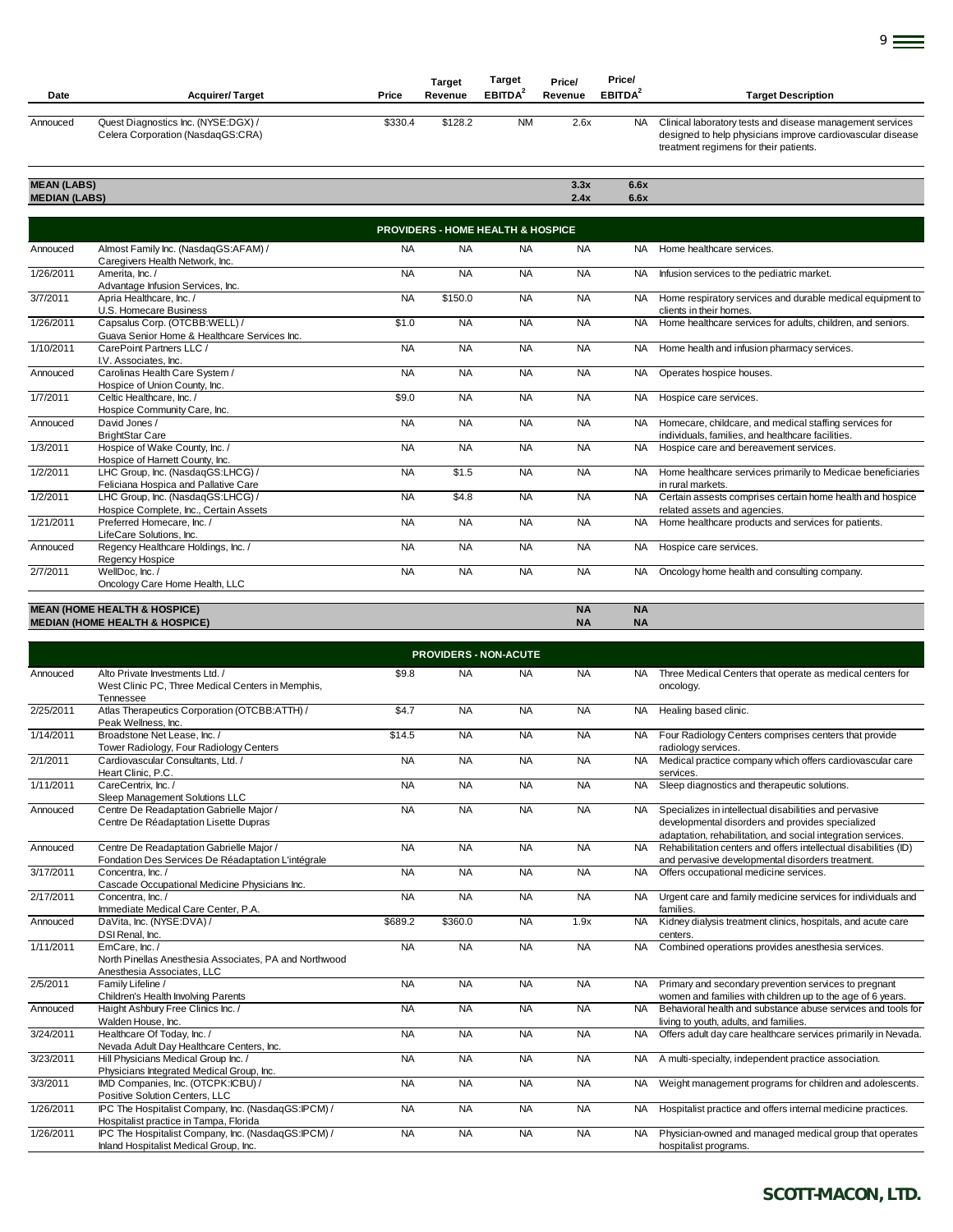| Date | Acquirer/ Target | Price | Target Revenue | Target EBITDA[2] | Price/ Revenue | Price/ EBITDA[2] | Target Description |
|---|---|---|---|---|---|---|---|
| Annouced | Quest Diagnostics Inc. (NYSE:DGX) / Celera Corporation (NasdaqGS:CRA) | $330.4 | $128.2 | NM | 2.6x | NA | Clinical laboratory tests and disease management services designed to help physicians improve cardiovascular disease treatment regimens for their patients. |
| **MEAN (LABS)** | | | | | **3.3x** | **6.6x** | |
| **MEDIAN (LABS)** | | | | | **2.4x** | **6.6x** | |
| | | | **PROVIDERS - HOME HEALTH & HOSPICE** | | | | |
| Annouced | Almost Family Inc. (NasdaqGS:AFAM) / Caregivers Health Network, Inc. | NA | NA | NA | NA | NA | Home healthcare services. |
| 1/26/2011 | Amerita, Inc. / Advantage Infusion Services, Inc. | NA | NA | NA | NA | NA | Infusion services to the pediatric market. |
| 3/7/2011 | Apria Healthcare, Inc. / U.S. Homecare Business | NA | $150.0 | NA | NA | NA | Home respiratory services and durable medical equipment to clients in their homes. |
| 1/26/2011 | Capsalus Corp. (OTCBB:WELL) / Guava Senior Home & Healthcare Services Inc. | $1.0 | NA | NA | NA | NA | Home healthcare services for adults, children, and seniors. |
| 1/10/2011 | CarePoint Partners LLC / I.V. Associates, Inc. | NA | NA | NA | NA | NA | Home health and infusion pharmacy services. |
| Annouced | Carolinas Health Care System / Hospice of Union County, Inc. | NA | NA | NA | NA | NA | Operates hospice houses. |
| 1/7/2011 | Celtic Healthcare, Inc. / Hospice Community Care, Inc. | $9.0 | NA | NA | NA | NA | Hospice care services. |
| Annouced | David Jones / BrightStar Care | NA | NA | NA | NA | NA | Homecare, childcare, and medical staffing services for individuals, families, and healthcare facilities. |
| 1/3/2011 | Hospice of Wake County, Inc. / Hospice of Harnett County, Inc. | NA | NA | NA | NA | NA | Hospice care and bereavement services. |
| 1/2/2011 | LHC Group, Inc. (NasdaqGS:LHCG) / Feliciana Hospica and Pallative Care | NA | $1.5 | NA | NA | NA | Home healthcare services primarily to Medicae beneficiaries in rural markets. |
| 1/2/2011 | LHC Group, Inc. (NasdaqGS:LHCG) / Hospice Complete, Inc., Certain Assets | NA | $4.8 | NA | NA | NA | Certain assests comprises certain home health and hospice related assets and agencies. |
| 1/21/2011 | Preferred Homecare, Inc. / LifeCare Solutions, Inc. | NA | NA | NA | NA | NA | Home healthcare products and services for patients. |
| Annouced | Regency Healthcare Holdings, Inc. / Regency Hospice | NA | NA | NA | NA | NA | Hospice care services. |
| 2/7/2011 | WellDoc, Inc. / Oncology Care Home Health, LLC | NA | NA | NA | NA | NA | Oncology home health and consulting company. |
| **MEAN (HOME HEALTH & HOSPICE)** | | | | | **NA** | **NA** | |
| **MEDIAN (HOME HEALTH & HOSPICE)** | | | | | **NA** | **NA** | |
| | | | **PROVIDERS - NON-ACUTE** | | | | |
| Annouced | Alto Private Investments Ltd. / West Clinic PC, Three Medical Centers in Memphis, Tennessee | $9.8 | NA | NA | NA | NA | Three Medical Centers that operate as medical centers for oncology. |
| 2/25/2011 | Atlas Therapeutics Corporation (OTCBB:ATTH) / Peak Wellness, Inc. | $4.7 | NA | NA | NA | NA | Healing based clinic. |
| 1/14/2011 | Broadstone Net Lease, Inc. / Tower Radiology, Four Radiology Centers | $14.5 | NA | NA | NA | NA | Four Radiology Centers comprises centers that provide radiology services. |
| 2/1/2011 | Cardiovascular Consultants, Ltd. / Heart Clinic, P.C. | NA | NA | NA | NA | NA | Medical practice company which offers cardiovascular care services. |
| 1/11/2011 | CareCentrix, Inc. / Sleep Management Solutions LLC | NA | NA | NA | NA | NA | Sleep diagnostics and therapeutic solutions. |
| Annouced | Centre De Readaptation Gabrielle Major / Centre De Réadaptation Lisette Dupras | NA | NA | NA | NA | NA | Specializes in intellectual disabilities and pervasive developmental disorders and provides specialized adaptation, rehabilitation, and social integration services. |
| Annouced | Centre De Readaptation Gabrielle Major / Fondation Des Services De Réadaptation L'intégrale | NA | NA | NA | NA | NA | Rehabilitation centers and offers intellectual disabilities (ID) and pervasive developmental disorders treatment. |
| 3/17/2011 | Concentra, Inc. / Cascade Occupational Medicine Physicians Inc. | NA | NA | NA | NA | NA | Offers occupational medicine services. |
| 2/17/2011 | Concentra, Inc. / Immediate Medical Care Center, P.A. | NA | NA | NA | NA | NA | Urgent care and family medicine services for individuals and families. |
| Annouced | DaVita, Inc. (NYSE:DVA) / DSI Renal, Inc. | $689.2 | $360.0 | NA | 1.9x | NA | Kidney dialysis treatment clinics, hospitals, and acute care centers. |
| 1/11/2011 | EmCare, Inc. / North Pinellas Anesthesia Associates, PA and Northwood Anesthesia Associates, LLC | NA | NA | NA | NA | NA | Combined operations provides anesthesia services. |
| 2/5/2011 | Family Lifeline / Children's Health Involving Parents | NA | NA | NA | NA | NA | Primary and secondary prevention services to pregnant women and families with children up to the age of 6 years. |
| Annouced | Haight Ashbury Free Clinics Inc. / Walden House, Inc. | NA | NA | NA | NA | NA | Behavioral health and substance abuse services and tools for living to youth, adults, and families. |
| 3/24/2011 | Healthcare Of Today, Inc. / Nevada Adult Day Healthcare Centers, Inc. | NA | NA | NA | NA | NA | Offers adult day care healthcare services primarily in Nevada. |
| 3/23/2011 | Hill Physicians Medical Group Inc. / Physicians Integrated Medical Group, Inc. | NA | NA | NA | NA | NA | A multi-specialty, independent practice association. |
| 3/3/2011 | IMD Companies, Inc. (OTCPK:ICBU) / Positive Solution Centers, LLC | NA | NA | NA | NA | NA | Weight management programs for children and adolescents. |
| 1/26/2011 | IPC The Hospitalist Company, Inc. (NasdaqGS:IPCM) / Hospitalist practice in Tampa, Florida | NA | NA | NA | NA | NA | Hospitalist practice and offers internal medicine practices. |
| 1/26/2011 | IPC The Hospitalist Company, Inc. (NasdaqGS:IPCM) / Inland Hospitalist Medical Group, Inc. | NA | NA | NA | NA | NA | Physician-owned and managed medical group that operates hospitalist programs. |

**SCOTT-MACON, LTD.**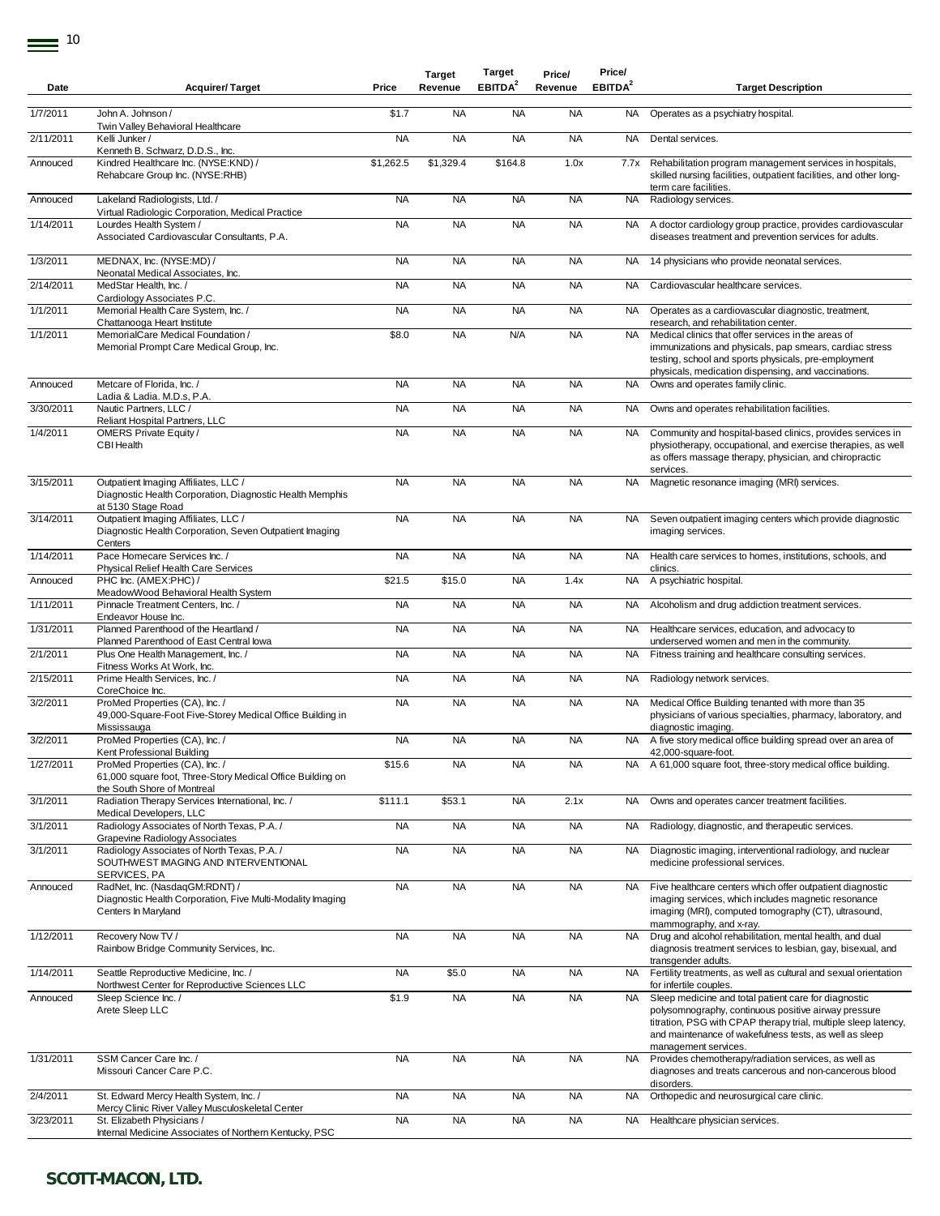| Date | Acquirer/ Target | Price | Target Revenue | Target EBITDA[2] | Price/ Revenue | Price/ EBITDA[2] | Target Description |
|---|---|---|---|---|---|---|---|
| 1/7/2011 | John A. Johnson / Twin Valley Behavioral Healthcare | $1.7 | NA | NA | NA | NA | Operates as a psychiatry hospital. |
| 2/11/2011 | Kelli Junker / Kenneth B. Schwarz, D.D.S., Inc. | NA | NA | NA | NA | NA | Dental services. |
| Annouced | Kindred Healthcare Inc. (NYSE:KND) / Rehabcare Group Inc. (NYSE:RHB) | $1,262.5 | $1,329.4 | $164.8 | 1.0x | 7.7x | Rehabilitation program management services in hospitals, skilled nursing facilities, outpatient facilities, and other long-term care facilities. |
| Annouced | Lakeland Radiologists, Ltd. / Virtual Radiologic Corporation, Medical Practice | NA | NA | NA | NA | NA | Radiology services. |
| 1/14/2011 | Lourdes Health System / Associated Cardiovascular Consultants, P.A. | NA | NA | NA | NA | NA | A doctor cardiology group practice, provides cardiovascular diseases treatment and prevention services for adults. |
| 1/3/2011 | MEDNAX, Inc. (NYSE:MD) / Neonatal Medical Associates, Inc. | NA | NA | NA | NA | NA | 14 physicians who provide neonatal services. |
| 2/14/2011 | MedStar Health, Inc. / Cardiology Associates P.C. | NA | NA | NA | NA | NA | Cardiovascular healthcare services. |
| 1/1/2011 | Memorial Health Care System, Inc. / Chattanooga Heart Institute | NA | NA | NA | NA | NA | Operates as a cardiovascular diagnostic, treatment, research, and rehabilitation center. |
| 1/1/2011 | MemorialCare Medical Foundation / Memorial Prompt Care Medical Group, Inc. | $8.0 | NA | N/A | NA | NA | Medical clinics that offer services in the areas of immunizations and physicals, pap smears, cardiac stress testing, school and sports physicals, pre-employment physicals, medication dispensing, and vaccinations. |
| Annouced | Metcare of Florida, Inc. / Ladia & Ladia. M.D.s, P.A. | NA | NA | NA | NA | NA | Owns and operates family clinic. |
| 3/30/2011 | Nautic Partners, LLC / Reliant Hospital Partners, LLC | NA | NA | NA | NA | NA | Owns and operates rehabilitation facilities. |
| 1/4/2011 | OMERS Private Equity / CBI Health | NA | NA | NA | NA | NA | Community and hospital-based clinics, provides services in physiotherapy, occupational, and exercise therapies, as well as offers massage therapy, physician, and chiropractic services. |
| 3/15/2011 | Outpatient Imaging Affiliates, LLC / Diagnostic Health Corporation, Diagnostic Health Memphis at 5130 Stage Road | NA | NA | NA | NA | NA | Magnetic resonance imaging (MRI) services. |
| 3/14/2011 | Outpatient Imaging Affiliates, LLC / Diagnostic Health Corporation, Seven Outpatient Imaging Centers | NA | NA | NA | NA | NA | Seven outpatient imaging centers which provide diagnostic imaging services. |
| 1/14/2011 | Pace Homecare Services Inc. / Physical Relief Health Care Services | NA | NA | NA | NA | NA | Health care services to homes, institutions, schools, and clinics. |
| Annouced | PHC Inc. (AMEX:PHC) / MeadowWood Behavioral Health System | $21.5 | $15.0 | NA | 1.4x | NA | A psychiatric hospital. |
| 1/11/2011 | Pinnacle Treatment Centers, Inc. / Endeavor House Inc. | NA | NA | NA | NA | NA | Alcoholism and drug addiction treatment services. |
| 1/31/2011 | Planned Parenthood of the Heartland / Planned Parenthood of East Central Iowa | NA | NA | NA | NA | NA | Healthcare services, education, and advocacy to underserved women and men in the community. |
| 2/1/2011 | Plus One Health Management, Inc. / Fitness Works At Work, Inc. | NA | NA | NA | NA | NA | Fitness training and healthcare consulting services. |
| 2/15/2011 | Prime Health Services, Inc. / CoreChoice Inc. | NA | NA | NA | NA | NA | Radiology network services. |
| 3/2/2011 | ProMed Properties (CA), Inc. / 49,000-Square-Foot Five-Storey Medical Office Building in Mississauga | NA | NA | NA | NA | NA | Medical Office Building tenanted with more than 35 physicians of various specialties, pharmacy, laboratory, and diagnostic imaging. |
| 3/2/2011 | ProMed Properties (CA), Inc. / Kent Professional Building | NA | NA | NA | NA | NA | A five story medical office building spread over an area of 42,000-square-foot. |
| 1/27/2011 | ProMed Properties (CA), Inc. / 61,000 square foot, Three-Story Medical Office Building on the South Shore of Montreal | $15.6 | NA | NA | NA | NA | A 61,000 square foot, three-story medical office building. |
| 3/1/2011 | Radiation Therapy Services International, Inc. / Medical Developers, LLC | $111.1 | $53.1 | NA | 2.1x | NA | Owns and operates cancer treatment facilities. |
| 3/1/2011 | Radiology Associates of North Texas, P.A. / Grapevine Radiology Associates | NA | NA | NA | NA | NA | Radiology, diagnostic, and therapeutic services. |
| 3/1/2011 | Radiology Associates of North Texas, P.A. / SOUTHWEST IMAGING AND INTERVENTIONAL SERVICES, PA | NA | NA | NA | NA | NA | Diagnostic imaging, interventional radiology, and nuclear medicine professional services. |
| Annouced | RadNet, Inc. (NasdaqGM:RDNT) / Diagnostic Health Corporation, Five Multi-Modality Imaging Centers In Maryland | NA | NA | NA | NA | NA | Five healthcare centers which offer outpatient diagnostic imaging services, which includes magnetic resonance imaging (MRI), computed tomography (CT), ultrasound, mammography, and x-ray. |
| 1/12/2011 | Recovery Now TV / Rainbow Bridge Community Services, Inc. | NA | NA | NA | NA | NA | Drug and alcohol rehabilitation, mental health, and dual diagnosis treatment services to lesbian, gay, bisexual, and transgender adults. |
| 1/14/2011 | Seattle Reproductive Medicine, Inc. / Northwest Center for Reproductive Sciences LLC | NA | $5.0 | NA | NA | NA | Fertility treatments, as well as cultural and sexual orientation for infertile couples. |
| Annouced | Sleep Science Inc. / Arete Sleep LLC | $1.9 | NA | NA | NA | NA | Sleep medicine and total patient care for diagnostic polysomnography, continuous positive airway pressure titration, PSG with CPAP therapy trial, multiple sleep latency, and maintenance of wakefulness tests, as well as sleep management services. |
| 1/31/2011 | SSM Cancer Care Inc. / Missouri Cancer Care P.C. | NA | NA | NA | NA | NA | Provides chemotherapy/radiation services, as well as diagnoses and treats cancerous and non-cancerous blood disorders. |
| 2/4/2011 | St. Edward Mercy Health System, Inc. / Mercy Clinic River Valley Musculoskeletal Center | NA | NA | NA | NA | NA | Orthopedic and neurosurgical care clinic. |
| 3/23/2011 | St. Elizabeth Physicians / Internal Medicine Associates of Northern Kentucky, PSC | NA | NA | NA | NA | NA | Healthcare physician services. |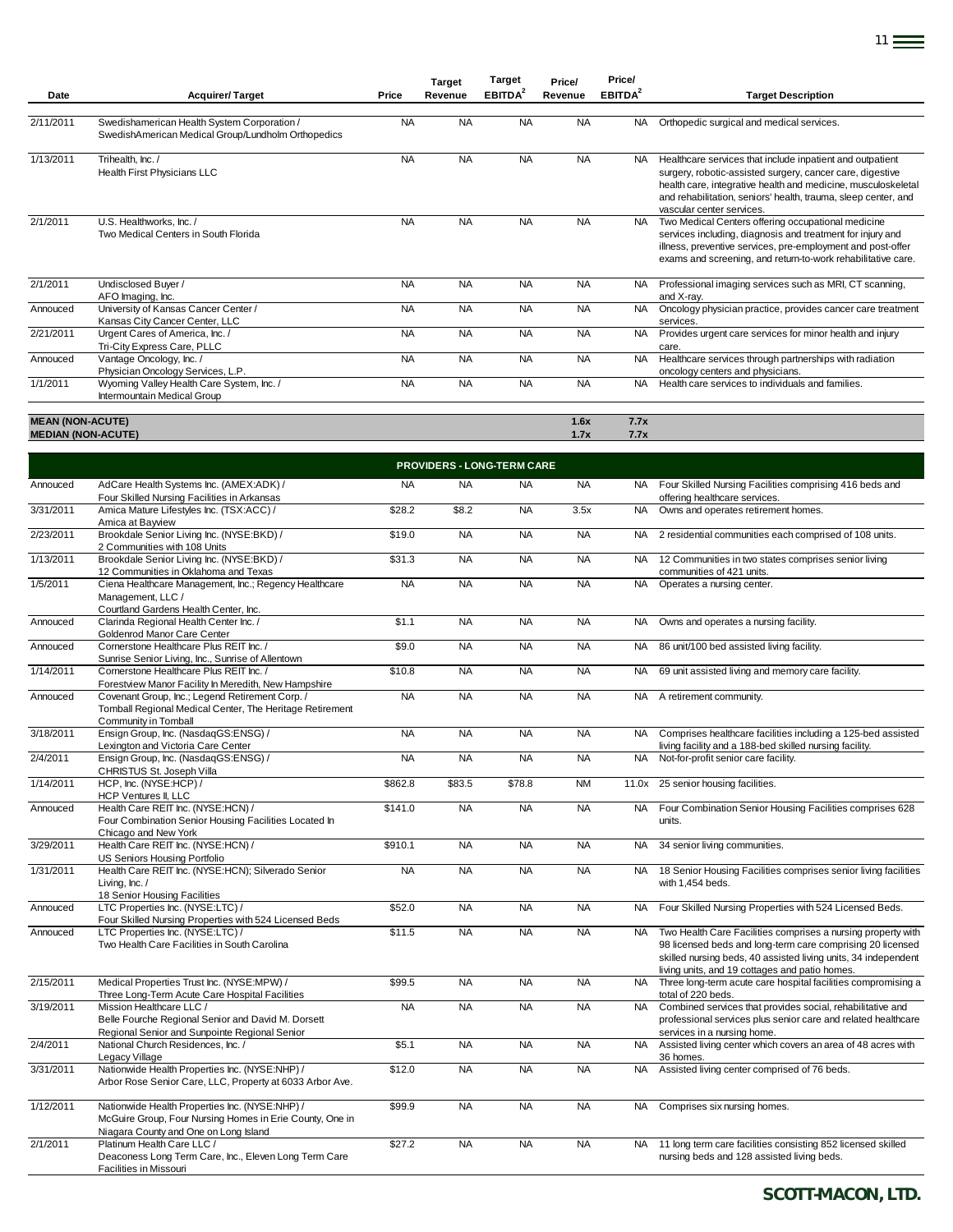| Date | Acquirer/ Target | Price | Target Revenue | Target EBITDA[2] | Price/ Revenue | Price/ EBITDA[2] | Target Description |
|---|---|---|---|---|---|---|---|
| 2/11/2011 | Swedishamerican Health System Corporation / SwedishAmerican Medical Group/Lundholm Orthopedics | NA | NA | NA | NA | NA | Orthopedic surgical and medical services. |
| 1/13/2011 | Trihealth, Inc. / Health First Physicians LLC | NA | NA | NA | NA | NA | Healthcare services that include inpatient and outpatient surgery, robotic-assisted surgery, cancer care, digestive health care, integrative health and medicine, musculoskeletal and rehabilitation, seniors' health, trauma, sleep center, and vascular center services. |
| 2/1/2011 | U.S. Healthworks, Inc. / Two Medical Centers in South Florida | NA | NA | NA | NA | NA | Two Medical Centers offering occupational medicine services including, diagnosis and treatment for injury and illness, preventive services, pre-employment and post-offer exams and screening, and return-to-work rehabilitative care. |
| 2/1/2011 | Undisclosed Buyer / AFO Imaging, Inc. | NA | NA | NA | NA | NA | Professional imaging services such as MRI, CT scanning, and X-ray. |
| Annouced | University of Kansas Cancer Center / Kansas City Cancer Center, LLC | NA | NA | NA | NA | NA | Oncology physician practice, provides cancer care treatment services. |
| 2/21/2011 | Urgent Cares of America, Inc. / Tri-City Express Care, PLLC | NA | NA | NA | NA | NA | Provides urgent care services for minor health and injury care. |
| Annouced | Vantage Oncology, Inc. / Physician Oncology Services, L.P. | NA | NA | NA | NA | NA | Healthcare services through partnerships with radiation oncology centers and physicians. |
| 1/1/2011 | Wyoming Valley Health Care System, Inc. / Intermountain Medical Group | NA | NA | NA | NA | NA | Health care services to individuals and families. |
| **MEAN (NON-ACUTE)** | | | | | **1.6x** | **7.7x** | |
| **MEDIAN (NON-ACUTE)** | | | | | **1.7x** | **7.7x** | |
| | | | **PROVIDERS - LONG-TERM CARE** | | | | |
| Annouced | AdCare Health Systems Inc. (AMEX:ADK) / Four Skilled Nursing Facilities in Arkansas | NA | NA | NA | NA | NA | Four Skilled Nursing Facilities comprising 416 beds and offering healthcare services. |
| 3/31/2011 | Amica Mature Lifestyles Inc. (TSX:ACC) / Amica at Bayview | $28.2 | $8.2 | NA | 3.5x | NA | Owns and operates retirement homes. |
| 2/23/2011 | Brookdale Senior Living Inc. (NYSE:BKD) / 2 Communities with 108 Units | $19.0 | NA | NA | NA | NA | 2 residential communities each comprised of 108 units. |
| 1/13/2011 | Brookdale Senior Living Inc. (NYSE:BKD) / 12 Communities in Oklahoma and Texas | $31.3 | NA | NA | NA | NA | 12 Communities in two states comprises senior living communities of 421 units. |
| 1/5/2011 | Ciena Healthcare Management, Inc.; Regency Healthcare Management, LLC / Courtland Gardens Health Center, Inc. | NA | NA | NA | NA | NA | Operates a nursing center. |
| Annouced | Clarinda Regional Health Center Inc. / Goldenrod Manor Care Center | $1.1 | NA | NA | NA | NA | Owns and operates a nursing facility. |
| Annouced | Cornerstone Healthcare Plus REIT Inc. / Sunrise Senior Living, Inc., Sunrise of Allentown | $9.0 | NA | NA | NA | NA | 86 unit/100 bed assisted living facility. |
| 1/14/2011 | Cornerstone Healthcare Plus REIT Inc. / Forestview Manor Facility In Meredith, New Hampshire | $10.8 | NA | NA | NA | NA | 69 unit assisted living and memory care facility. |
| Annouced | Covenant Group, Inc.; Legend Retirement Corp. / Tomball Regional Medical Center, The Heritage Retirement Community in Tomball | NA | NA | NA | NA | NA | A retirement community. |
| 3/18/2011 | Ensign Group, Inc. (NasdaqGS:ENSG) / Lexington and Victoria Care Center | NA | NA | NA | NA | NA | Comprises healthcare facilities including a 125-bed assisted living facility and a 188-bed skilled nursing facility. |
| 2/4/2011 | Ensign Group, Inc. (NasdaqGS:ENSG) / CHRISTUS St. Joseph Villa | NA | NA | NA | NA | NA | Not-for-profit senior care facility. |
| 1/14/2011 | HCP, Inc. (NYSE:HCP) / HCP Ventures II, LLC | $862.8 | $83.5 | $78.8 | NM | 11.0x | 25 senior housing facilities. |
| Annouced | Health Care REIT Inc. (NYSE:HCN) / Four Combination Senior Housing Facilities Located In Chicago and New York | $141.0 | NA | NA | NA | NA | Four Combination Senior Housing Facilities comprises 628 units. |
| 3/29/2011 | Health Care REIT Inc. (NYSE:HCN) / US Seniors Housing Portfolio | $910.1 | NA | NA | NA | NA | 34 senior living communities. |
| 1/31/2011 | Health Care REIT Inc. (NYSE:HCN); Silverado Senior Living, Inc. / 18 Senior Housing Facilities | NA | NA | NA | NA | NA | 18 Senior Housing Facilities comprises senior living facilities with 1,454 beds. |
| Annouced | LTC Properties Inc. (NYSE:LTC) / Four Skilled Nursing Properties with 524 Licensed Beds | $52.0 | NA | NA | NA | NA | Four Skilled Nursing Properties with 524 Licensed Beds. |
| Annouced | LTC Properties Inc. (NYSE:LTC) / Two Health Care Facilities in South Carolina | $11.5 | NA | NA | NA | NA | Two Health Care Facilities comprises a nursing property with 98 licensed beds and long-term care comprising 20 licensed skilled nursing beds, 40 assisted living units, 34 independent living units, and 19 cottages and patio homes. |
| 2/15/2011 | Medical Properties Trust Inc. (NYSE:MPW) / Three Long-Term Acute Care Hospital Facilities | $99.5 | NA | NA | NA | NA | Three long-term acute care hospital facilities compromising a total of 220 beds. |
| 3/19/2011 | Mission Healthcare LLC / Belle Fourche Regional Senior and David M. Dorsett Regional Senior and Sunpointe Regional Senior | NA | NA | NA | NA | NA | Combined services that provides social, rehabilitative and professional services plus senior care and related healthcare services in a nursing home. |
| 2/4/2011 | National Church Residences, Inc. / Legacy Village | $5.1 | NA | NA | NA | NA | Assisted living center which covers an area of 48 acres with 36 homes. |
| 3/31/2011 | Nationwide Health Properties Inc. (NYSE:NHP) / Arbor Rose Senior Care, LLC, Property at 6033 Arbor Ave. | $12.0 | NA | NA | NA | NA | Assisted living center comprised of 76 beds. |
| 1/12/2011 | Nationwide Health Properties Inc. (NYSE:NHP) / McGuire Group, Four Nursing Homes in Erie County, One in Niagara County and One on Long Island | $99.9 | NA | NA | NA | NA | Comprises six nursing homes. |
| 2/1/2011 | Platinum Health Care LLC / Deaconess Long Term Care, Inc., Eleven Long Term Care Facilities in Missouri | $27.2 | NA | NA | NA | NA | 11 long term care facilities consisting 852 licensed skilled nursing beds and 128 assisted living beds. |

SCOTT-MACON, LTD.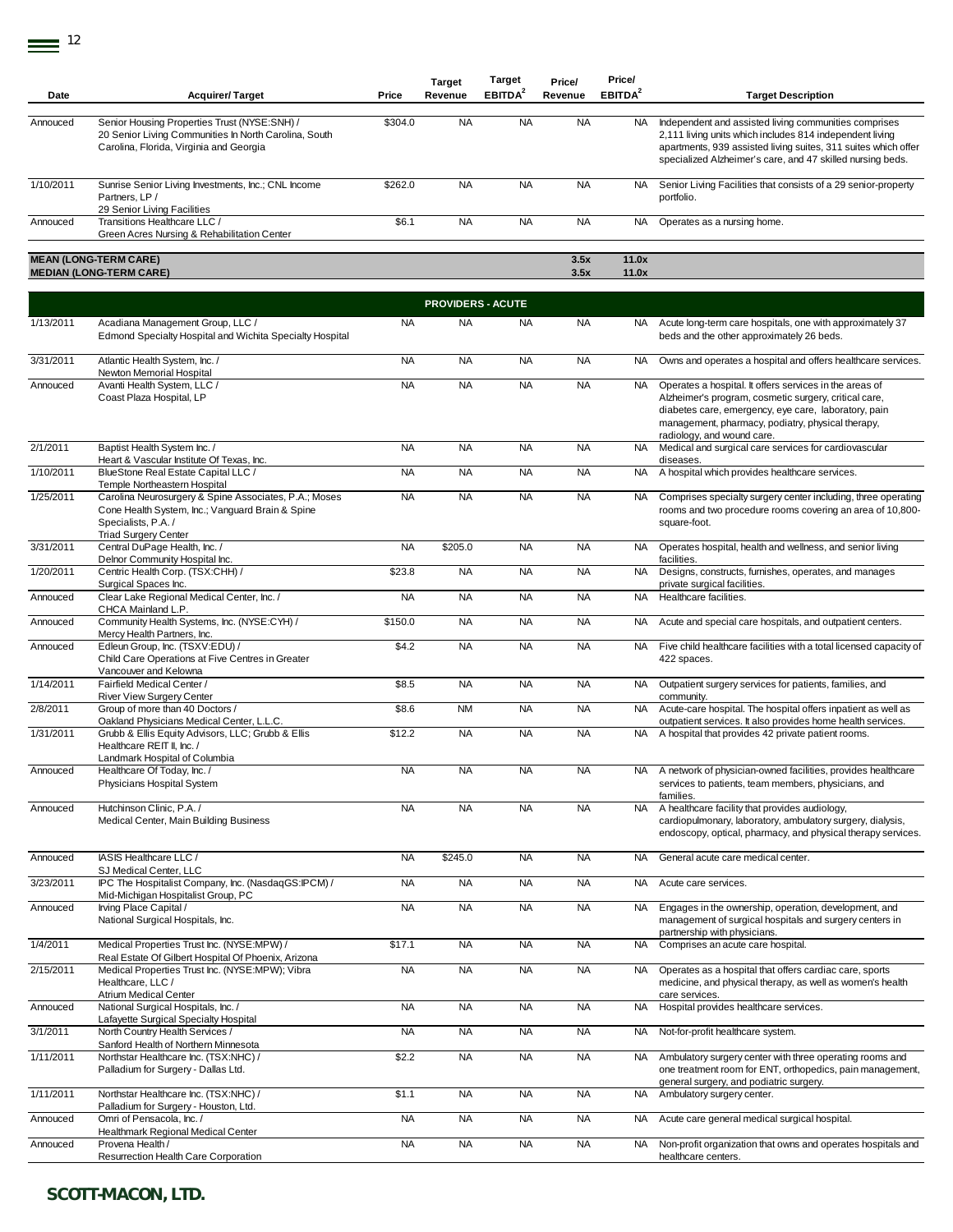| Date | Acquirer/ Target | Price | Target Revenue | Target EBITDA[2] | Price/ Revenue | Price/ EBITDA[2] | Target Description |
|---|---|---|---|---|---|---|---|
| Annouced | Senior Housing Properties Trust (NYSE:SNH) / 20 Senior Living Communities In North Carolina, South Carolina, Florida, Virginia and Georgia | $304.0 | NA | NA | NA | NA | Independent and assisted living communities comprises 2,111 living units which includes 814 independent living apartments, 939 assisted living suites, 311 suites which offer specialized Alzheimer's care, and 47 skilled nursing beds. |
| 1/10/2011 | Sunrise Senior Living Investments, Inc.; CNL Income Partners, LP / 29 Senior Living Facilities | $262.0 | NA | NA | NA | NA | Senior Living Facilities that consists of a 29 senior-property portfolio. |
| Annouced | Transitions Healthcare LLC / Green Acres Nursing & Rehabilitation Center | $6.1 | NA | NA | NA | NA | Operates as a nursing home. |
| **MEAN (LONG-TERM CARE)** | | | | | **3.5x** | **11.0x** | |
| **MEDIAN (LONG-TERM CARE)** | | | | | **3.5x** | **11.0x** | |
| | | | **PROVIDERS - ACUTE** | | | | |
| 1/13/2011 | Acadiana Management Group, LLC / Edmond Specialty Hospital and Wichita Specialty Hospital | NA | NA | NA | NA | NA | Acute long-term care hospitals, one with approximately 37 beds and the other approximately 26 beds. |
| 3/31/2011 | Atlantic Health System, Inc. / Newton Memorial Hospital | NA | NA | NA | NA | NA | Owns and operates a hospital and offers healthcare services. |
| Annouced | Avanti Health System, LLC / Coast Plaza Hospital, LP | NA | NA | NA | NA | NA | Operates a hospital. It offers services in the areas of Alzheimer's program, cosmetic surgery, critical care, diabetes care, emergency, eye care, laboratory, pain management, pharmacy, podiatry, physical therapy, radiology, and wound care. |
| 2/1/2011 | Baptist Health System Inc. / Heart & Vascular Institute Of Texas, Inc. | NA | NA | NA | NA | NA | Medical and surgical care services for cardiovascular diseases. |
| 1/10/2011 | BlueStone Real Estate Capital LLC / Temple Northeastern Hospital | NA | NA | NA | NA | NA | A hospital which provides healthcare services. |
| 1/25/2011 | Carolina Neurosurgery & Spine Associates, P.A.; Moses Cone Health System, Inc.; Vanguard Brain & Spine Specialists, P.A. / Triad Surgery Center | NA | NA | NA | NA | NA | Comprises specialty surgery center including, three operating rooms and two procedure rooms covering an area of 10,800-square-foot. |
| 3/31/2011 | Central DuPage Health, Inc. / Delnor Community Hospital Inc. | NA | $205.0 | NA | NA | NA | Operates hospital, health and wellness, and senior living facilities. |
| 1/20/2011 | Centric Health Corp. (TSX:CHH) / Surgical Spaces Inc. | $23.8 | NA | NA | NA | NA | Designs, constructs, furnishes, operates, and manages private surgical facilities. |
| Annouced | Clear Lake Regional Medical Center, Inc. / CHCA Mainland L.P. | NA | NA | NA | NA | NA | Healthcare facilities. |
| Annouced | Community Health Systems, Inc. (NYSE:CYH) / Mercy Health Partners, Inc. | $150.0 | NA | NA | NA | NA | Acute and special care hospitals, and outpatient centers. |
| Annouced | Edleun Group, Inc. (TSXV:EDU) / Child Care Operations at Five Centres in Greater Vancouver and Kelowna | $4.2 | NA | NA | NA | NA | Five child healthcare facilities with a total licensed capacity of 422 spaces. |
| 1/14/2011 | Fairfield Medical Center / River View Surgery Center | $8.5 | NA | NA | NA | NA | Outpatient surgery services for patients, families, and community. |
| 2/8/2011 | Group of more than 40 Doctors / Oakland Physicians Medical Center, L.L.C. | $8.6 | NM | NA | NA | NA | Acute-care hospital. The hospital offers inpatient as well as outpatient services. It also provides home health services. |
| 1/31/2011 | Grubb & Ellis Equity Advisors, LLC; Grubb & Ellis Healthcare REIT II, Inc. / Landmark Hospital of Columbia | $12.2 | NA | NA | NA | NA | A hospital that provides 42 private patient rooms. |
| Annouced | Healthcare Of Today, Inc. / Physicians Hospital System | NA | NA | NA | NA | NA | A network of physician-owned facilities, provides healthcare services to patients, team members, physicians, and families. |
| Annouced | Hutchinson Clinic, P.A. / Medical Center, Main Building Business | NA | NA | NA | NA | NA | A healthcare facility that provides audiology, cardiopulmonary, laboratory, ambulatory surgery, dialysis, endoscopy, optical, pharmacy, and physical therapy services. |
| Annouced | IASIS Healthcare LLC / SJ Medical Center, LLC | NA | $245.0 | NA | NA | NA | General acute care medical center. |
| 3/23/2011 | IPC The Hospitalist Company, Inc. (NasdaqGS:IPCM) / Mid-Michigan Hospitalist Group, PC | NA | NA | NA | NA | NA | Acute care services. |
| Annouced | Irving Place Capital / National Surgical Hospitals, Inc. | NA | NA | NA | NA | NA | Engages in the ownership, operation, development, and management of surgical hospitals and surgery centers in partnership with physicians. |
| 1/4/2011 | Medical Properties Trust Inc. (NYSE:MPW) / Real Estate Of Gilbert Hospital Of Phoenix, Arizona | $17.1 | NA | NA | NA | NA | Comprises an acute care hospital. |
| 2/15/2011 | Medical Properties Trust Inc. (NYSE:MPW); Vibra Healthcare, LLC / Atrium Medical Center | NA | NA | NA | NA | NA | Operates as a hospital that offers cardiac care, sports medicine, and physical therapy, as well as women's health care services. |
| Annouced | National Surgical Hospitals, Inc. / Lafayette Surgical Specialty Hospital | NA | NA | NA | NA | NA | Hospital provides healthcare services. |
| 3/1/2011 | North Country Health Services / Sanford Health of Northern Minnesota | NA | NA | NA | NA | NA | Not-for-profit healthcare system. |
| 1/11/2011 | Northstar Healthcare Inc. (TSX:NHC) / Palladium for Surgery - Dallas Ltd. | $2.2 | NA | NA | NA | NA | Ambulatory surgery center with three operating rooms and one treatment room for ENT, orthopedics, pain management, general surgery, and podiatric surgery. |
| 1/11/2011 | Northstar Healthcare Inc. (TSX:NHC) / Palladium for Surgery - Houston, Ltd. | $1.1 | NA | NA | NA | NA | Ambulatory surgery center. |
| Annouced | Omri of Pensacola, Inc. / Healthmark Regional Medical Center | NA | NA | NA | NA | NA | Acute care general medical surgical hospital. |
| Annouced | Provena Health / Resurrection Health Care Corporation | NA | NA | NA | NA | NA | Non-profit organization that owns and operates hospitals and healthcare centers. |

**SCOTT-MACON, LTD.**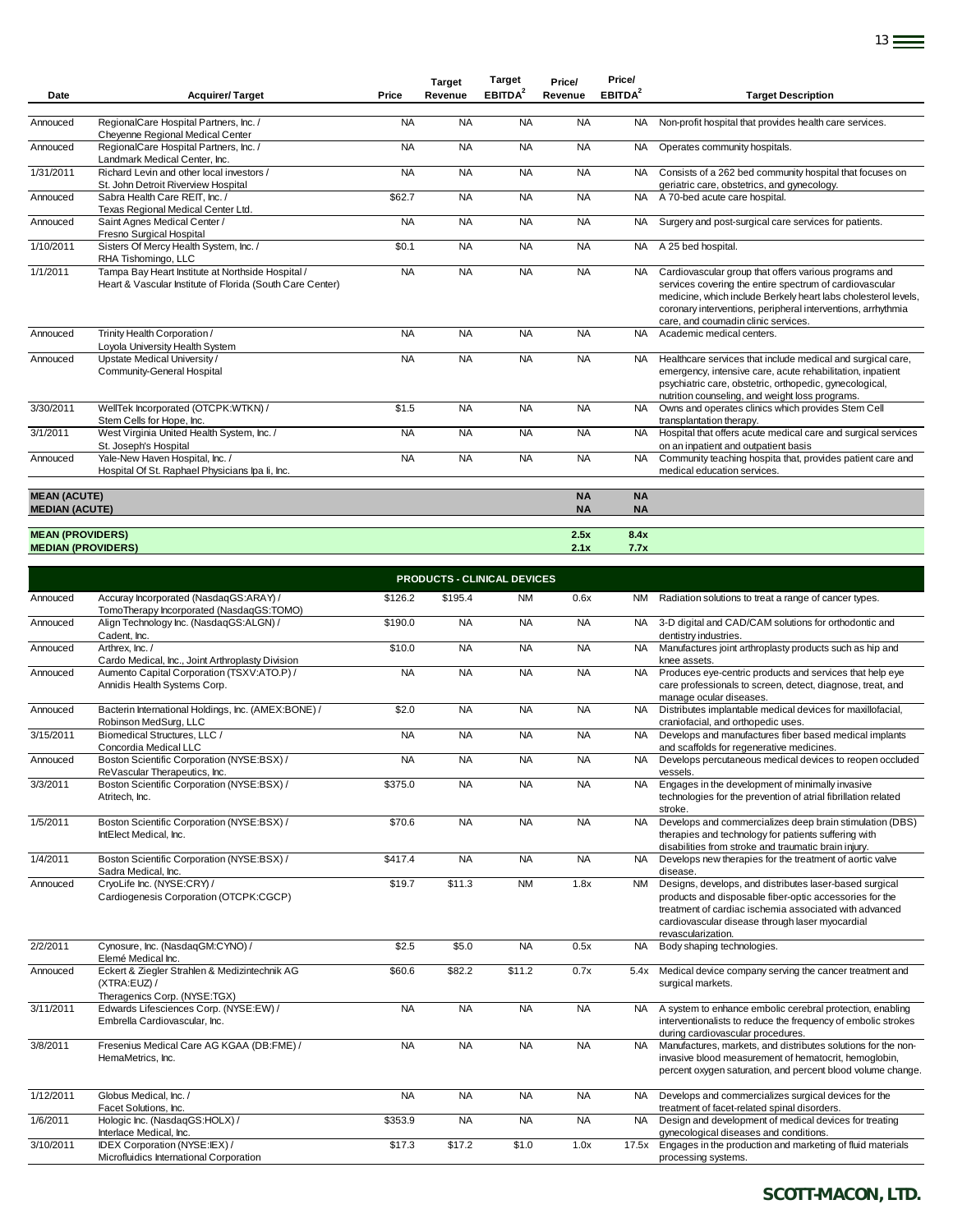| Date | Acquirer/ Target | Price | Target Revenue | Target EBITDA[2] | Price/ Revenue | Price/ EBITDA[2] | Target Description |
|---|---|---|---|---|---|---|---|
| Annouced | RegionalCare Hospital Partners, Inc. / Cheyenne Regional Medical Center | NA | NA | NA | NA | NA | Non-profit hospital that provides health care services. |
| Annouced | RegionalCare Hospital Partners, Inc. / Landmark Medical Center, Inc. | NA | NA | NA | NA | NA | Operates community hospitals. |
| 1/31/2011 | Richard Levin and other local investors / St. John Detroit Riverview Hospital | NA | NA | NA | NA | NA | Consists of a 262 bed community hospital that focuses on geriatric care, obstetrics, and gynecology. |
| Annouced | Sabra Health Care REIT, Inc. / Texas Regional Medical Center Ltd. | $62.7 | NA | NA | NA | NA | A 70-bed acute care hospital. |
| Annouced | Saint Agnes Medical Center / Fresno Surgical Hospital | NA | NA | NA | NA | NA | Surgery and post-surgical care services for patients. |
| 1/10/2011 | Sisters Of Mercy Health System, Inc. / RHA Tishomingo, LLC | $0.1 | NA | NA | NA | NA | A 25 bed hospital. |
| 1/1/2011 | Tampa Bay Heart Institute at Northside Hospital / Heart & Vascular Institute of Florida (South Care Center) | NA | NA | NA | NA | NA | Cardiovascular group that offers various programs and services covering the entire spectrum of cardiovascular medicine, which include Berkely heart labs cholesterol levels, coronary interventions, peripheral interventions, arrhythmia care, and coumadin clinic services. |
| Annouced | Trinity Health Corporation / Loyola University Health System | NA | NA | NA | NA | NA | Academic medical centers. |
| Annouced | Upstate Medical University / Community-General Hospital | NA | NA | NA | NA | NA | Healthcare services that include medical and surgical care, emergency, intensive care, acute rehabilitation, inpatient psychiatric care, obstetric, orthopedic, gynecological, nutrition counseling, and weight loss programs. |
| 3/30/2011 | WellTek Incorporated (OTCPK:WTKN) / Stem Cells for Hope, Inc. | $1.5 | NA | NA | NA | NA | Owns and operates clinics which provides Stem Cell transplantation therapy. |
| 3/1/2011 | West Virginia United Health System, Inc. / St. Joseph's Hospital | NA | NA | NA | NA | NA | Hospital that offers acute medical care and surgical services on an inpatient and outpatient basis |
| Annouced | Yale-New Haven Hospital, Inc. / Hospital Of St. Raphael Physicians Ipa Ii, Inc. | NA | NA | NA | NA | NA | Community teaching hospita that, provides patient care and medical education services. |
| **MEAN (ACUTE)** | | | | | **NA** | **NA** | |
| **MEDIAN (ACUTE)** | | | | | **NA** | **NA** | |
| **MEAN (PROVIDERS)** | | | | | **2.5x** | **8.4x** | |
| **MEDIAN (PROVIDERS)** | | | | | **2.1x** | **7.7x** | |
| | **PRODUCTS - CLINICAL DEVICES** | | | | | | |
| Annouced | Accuray Incorporated (NasdaqGS:ARAY) / TomoTherapy Incorporated (NasdaqGS:TOMO) | $126.2 | $195.4 | NM | 0.6x | NM | Radiation solutions to treat a range of cancer types. |
| Annouced | Align Technology Inc. (NasdaqGS:ALGN) / Cadent, Inc. | $190.0 | NA | NA | NA | NA | 3-D digital and CAD/CAM solutions for orthodontic and dentistry industries. |
| Annouced | Arthrex, Inc. / Cardo Medical, Inc., Joint Arthroplasty Division | $10.0 | NA | NA | NA | NA | Manufactures joint arthroplasty products such as hip and knee assets. |
| Annouced | Aumento Capital Corporation (TSXV:ATO.P) / Annidis Health Systems Corp. | NA | NA | NA | NA | NA | Produces eye-centric products and services that help eye care professionals to screen, detect, diagnose, treat, and manage ocular diseases. |
| Annouced | Bacterin International Holdings, Inc. (AMEX:BONE) / Robinson MedSurg, LLC | $2.0 | NA | NA | NA | NA | Distributes implantable medical devices for maxillofacial, craniofacial, and orthopedic uses. |
| 3/15/2011 | Biomedical Structures, LLC / Concordia Medical LLC | NA | NA | NA | NA | NA | Develops and manufactures fiber based medical implants and scaffolds for regenerative medicines. |
| Annouced | Boston Scientific Corporation (NYSE:BSX) / ReVascular Therapeutics, Inc. | NA | NA | NA | NA | NA | Develops percutaneous medical devices to reopen occluded vessels. |
| 3/3/2011 | Boston Scientific Corporation (NYSE:BSX) / Atritech, Inc. | $375.0 | NA | NA | NA | NA | Engages in the development of minimally invasive technologies for the prevention of atrial fibrillation related stroke. |
| 1/5/2011 | Boston Scientific Corporation (NYSE:BSX) / IntElect Medical, Inc. | $70.6 | NA | NA | NA | NA | Develops and commercializes deep brain stimulation (DBS) therapies and technology for patients suffering with disabilities from stroke and traumatic brain injury. |
| 1/4/2011 | Boston Scientific Corporation (NYSE:BSX) / Sadra Medical, Inc. | $417.4 | NA | NA | NA | NA | Develops new therapies for the treatment of aortic valve disease. |
| Annouced | CryoLife Inc. (NYSE:CRY) / Cardiogenesis Corporation (OTCPK:CGCP) | $19.7 | $11.3 | NM | 1.8x | NM | Designs, develops, and distributes laser-based surgical products and disposable fiber-optic accessories for the treatment of cardiac ischemia associated with advanced cardiovascular disease through laser myocardial revascularization. |
| 2/2/2011 | Cynosure, Inc. (NasdaqGM:CYNO) / Elemé Medical Inc. | $2.5 | $5.0 | NA | 0.5x | NA | Body shaping technologies. |
| Annouced | Eckert & Ziegler Strahlen & Medizintechnik AG (XTRA:EUZ) / Theragenics Corp. (NYSE:TGX) | $60.6 | $82.2 | $11.2 | 0.7x | 5.4x | Medical device company serving the cancer treatment and surgical markets. |
| 3/11/2011 | Edwards Lifesciences Corp. (NYSE:EW) / Embrella Cardiovascular, Inc. | NA | NA | NA | NA | NA | A system to enhance embolic cerebral protection, enabling interventionalists to reduce the frequency of embolic strokes during cardiovascular procedures. |
| 3/8/2011 | Fresenius Medical Care AG KGAA (DB:FME) / HemaMetrics, Inc. | NA | NA | NA | NA | NA | Manufactures, markets, and distributes solutions for the non-invasive blood measurement of hematocrit, hemoglobin, percent oxygen saturation, and percent blood volume change. |
| 1/12/2011 | Globus Medical, Inc. / Facet Solutions, Inc. | NA | NA | NA | NA | NA | Develops and commercializes surgical devices for the treatment of facet-related spinal disorders. |
| 1/6/2011 | Hologic Inc. (NasdaqGS:HOLX) / Interlace Medical, Inc. | $353.9 | NA | NA | NA | NA | Design and development of medical devices for treating gynecological diseases and conditions. |
| 3/10/2011 | IDEX Corporation (NYSE:IEX) / Microfluidics International Corporation | $17.3 | $17.2 | $1.0 | 1.0x | 17.5x | Engages in the production and marketing of fluid materials processing systems. |

**SCOTT-MACON, LTD.**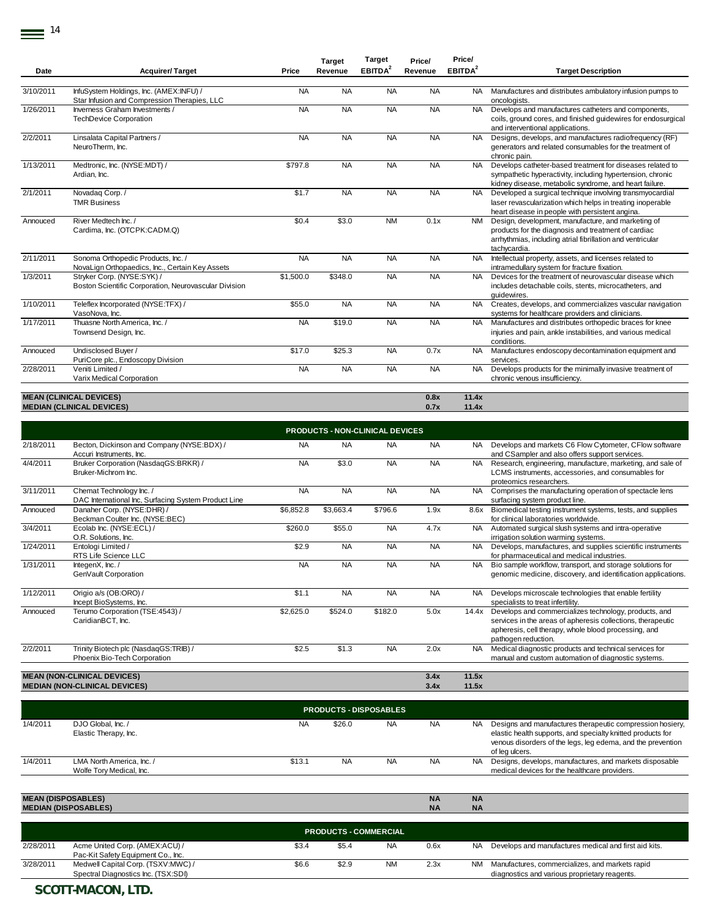| Date | Acquirer/ Target | Price | Target Revenue | Target EBITDA[2] | Price/ Revenue | Price/ EBITDA[2] | Target Description |
|---|---|---|---|---|---|---|---|
| 3/10/2011 | InfuSystem Holdings, Inc. (AMEX:INFU) / Star Infusion and Compression Therapies, LLC | NA | NA | NA | NA | NA | Manufactures and distributes ambulatory infusion pumps to oncologists. |
| 1/26/2011 | Inverness Graham Investments / TechDevice Corporation | NA | NA | NA | NA | NA | Develops and manufactures catheters and components, coils, ground cores, and finished guidewires for endosurgical and interventional applications. |
| 2/2/2011 | Linsalata Capital Partners / NeuroTherm, Inc. | NA | NA | NA | NA | NA | Designs, develops, and manufactures radiofrequency (RF) generators and related consumables for the treatment of chronic pain. |
| 1/13/2011 | Medtronic, Inc. (NYSE:MDT) / Ardian, Inc. | $797.8 | NA | NA | NA | NA | Develops catheter-based treatment for diseases related to sympathetic hyperactivity, including hypertension, chronic kidney disease, metabolic syndrome, and heart failure. |
| 2/1/2011 | Novadaq Corp. / TMR Business | $1.7 | NA | NA | NA | NA | Developed a surgical technique involving transmyocardial laser revascularization which helps in treating inoperable heart disease in people with persistent angina. |
| Annouced | River Medtech Inc. / Cardima, Inc. (OTCPK:CADM.Q) | $0.4 | $3.0 | NM | 0.1x | NM | Design, development, manufacture, and marketing of products for the diagnosis and treatment of cardiac arrhythmias, including atrial fibrillation and ventricular tachycardia. |
| 2/11/2011 | Sonoma Orthopedic Products, Inc. / NovaLign Orthopaedics, Inc., Certain Key Assets | NA | NA | NA | NA | NA | Intellectual property, assets, and licenses related to intramedullary system for fracture fixation. |
| 1/3/2011 | Stryker Corp. (NYSE:SYK) / Boston Scientific Corporation, Neurovascular Division | $1,500.0 | $348.0 | NA | NA | NA | Devices for the treatment of neurovascular disease which includes detachable coils, stents, microcatheters, and guidewires. |
| 1/10/2011 | Teleflex Incorporated (NYSE:TFX) / VasoNova, Inc. | $55.0 | NA | NA | NA | NA | Creates, develops, and commercializes vascular navigation systems for healthcare providers and clinicians. |
| 1/17/2011 | Thuasne North America, Inc. / Townsend Design, Inc. | NA | $19.0 | NA | NA | NA | Manufactures and distributes orthopedic braces for knee injuries and pain, ankle instabilities, and various medical conditions. |
| Annouced | Undisclosed Buyer / PuriCore plc., Endoscopy Division | $17.0 | $25.3 | NA | 0.7x | NA | Manufactures endoscopy decontamination equipment and services. |
| 2/28/2011 | Veniti Limited / Varix Medical Corporation | NA | NA | NA | NA | NA | Develops products for the minimally invasive treatment of chronic venous insufficiency. |
| **MEAN (CLINICAL DEVICES)** | | | | | **0.8x** | **11.4x** | |
| **MEDIAN (CLINICAL DEVICES)** | | | | | **0.7x** | **11.4x** | |
| | | | **PRODUCTS - NON-CLINICAL DEVICES** | | | | |
| 2/18/2011 | Becton, Dickinson and Company (NYSE:BDX) / Accuri Instruments, Inc. | NA | NA | NA | NA | NA | Develops and markets C6 Flow Cytometer, CFlow software and CSampler and also offers support services. |
| 4/4/2011 | Bruker Corporation (NasdaqGS:BRKR) / Bruker-Michrom Inc. | NA | $3.0 | NA | NA | NA | Research, engineering, manufacture, marketing, and sale of LCMS instruments, accessories, and consumables for proteomics researchers. |
| 3/11/2011 | Chemat Technology Inc. / DAC International Inc, Surfacing System Product Line | NA | NA | NA | NA | NA | Comprises the manufacturing operation of spectacle lens surfacing system product line. |
| Annouced | Danaher Corp. (NYSE:DHR) / Beckman Coulter Inc. (NYSE:BEC) | $6,852.8 | $3,663.4 | $796.6 | 1.9x | 8.6x | Biomedical testing instrument systems, tests, and supplies for clinical laboratories worldwide. |
| 3/4/2011 | Ecolab Inc. (NYSE:ECL) / O.R. Solutions, Inc. | $260.0 | $55.0 | NA | 4.7x | NA | Automated surgical slush systems and intra-operative irrigation solution warming systems. |
| 1/24/2011 | Entologi Limited / RTS Life Science LLC | $2.9 | NA | NA | NA | NA | Develops, manufactures, and supplies scientific instruments for pharmaceutical and medical industries. |
| 1/31/2011 | IntegenX, Inc. / GenVault Corporation | NA | NA | NA | NA | NA | Bio sample workflow, transport, and storage solutions for genomic medicine, discovery, and identification applications. |
| 1/12/2011 | Origio a/s (OB:ORO) / Incept BioSystems, Inc. | $1.1 | NA | NA | NA | NA | Develops microscale technologies that enable fertility specialists to treat infertility. |
| Annouced | Terumo Corporation (TSE:4543) / CaridianBCT, Inc. | $2,625.0 | $524.0 | $182.0 | 5.0x | 14.4x | Develops and commercializes technology, products, and services in the areas of apheresis collections, therapeutic apheresis, cell therapy, whole blood processing, and pathogen reduction. |
| 2/2/2011 | Trinity Biotech plc (NasdaqGS:TRIB) / Phoenix Bio-Tech Corporation | $2.5 | $1.3 | NA | 2.0x | NA | Medical diagnostic products and technical services for manual and custom automation of diagnostic systems. |
| **MEAN (NON-CLINICAL DEVICES)** | | | | | **3.4x** | **11.5x** | |
| **MEDIAN (NON-CLINICAL DEVICES)** | | | | | **3.4x** | **11.5x** | |
| | | | **PRODUCTS - DISPOSABLES** | | | | |
| 1/4/2011 | DJO Global, Inc. / Elastic Therapy, Inc. | NA | $26.0 | NA | NA | NA | Designs and manufactures therapeutic compression hosiery, elastic health supports, and specialty knitted products for venous disorders of the legs, leg edema, and the prevention of leg ulcers. |
| 1/4/2011 | LMA North America, Inc. / Wolfe Tory Medical, Inc. | $13.1 | NA | NA | NA | NA | Designs, develops, manufactures, and markets disposable medical devices for the healthcare providers. |
| **MEAN (DISPOSABLES)** | | | | | **NA** | **NA** | |
| **MEDIAN (DISPOSABLES)** | | | | | **NA** | **NA** | |
| | | | **PRODUCTS - COMMERCIAL** | | | | |
| 2/28/2011 | Acme United Corp. (AMEX:ACU) / Pac-Kit Safety Equipment Co., Inc. | $3.4 | $5.4 | NA | 0.6x | NA | Develops and manufactures medical and first aid kits. |
| 3/28/2011 | Medwell Capital Corp. (TSXV:MWC) / Spectral Diagnostics Inc. (TSX:SDI) | $6.6 | $2.9 | NM | 2.3x | NM | Manufactures, commercializes, and markets rapid diagnostics and various proprietary reagents. |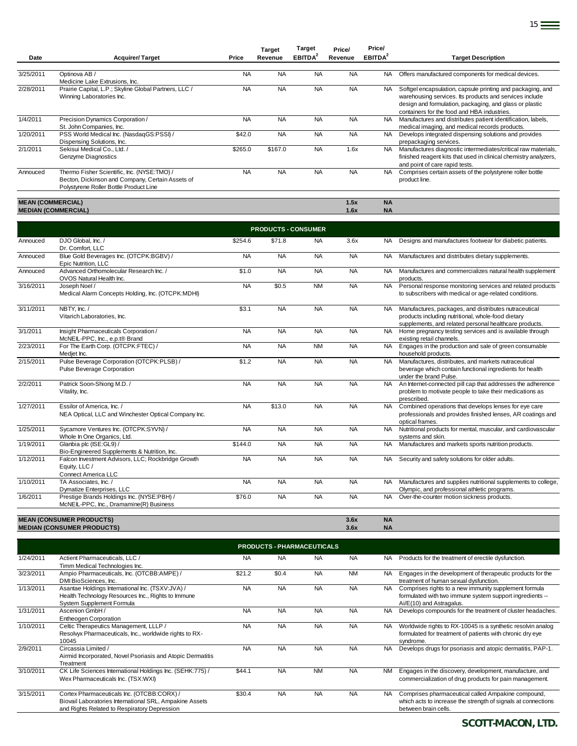| Date | Acquirer/ Target | Price | Target Revenue | Target EBITDA[2] | Price/ Revenue | Price/ EBITDA[2] | Target Description |
|---|---|---|---|---|---|---|---|
| 3/25/2011 | Optinova AB / Medicine Lake Extrusions, Inc. | NA | NA | NA | NA | NA | Offers manufactured components for medical devices. |
| 2/28/2011 | Prairie Capital, L.P.; Skyline Global Partners, LLC / Winning Laboratories Inc. | NA | NA | NA | NA | NA | Softgel encapsulation, capsule printing and packaging, and warehousing services. Its products and services include design and formulation, packaging, and glass or plastic containers for the food and HBA industries. |
| 1/4/2011 | Precision Dynamics Corporation / St. John Companies, Inc. | NA | NA | NA | NA | NA | Manufactures and distributes patient identification, labels, medical imaging, and medical records products. |
| 1/20/2011 | PSS World Medical Inc. (NasdaqGS:PSSI) / Dispensing Solutions, Inc. | $42.0 | NA | NA | NA | NA | Develops integrated dispensing solutions and provides prepackaging services. |
| 2/1/2011 | Sekisui Medical Co., Ltd. / Genzyme Diagnostics | $265.0 | $167.0 | NA | 1.6x | NA | Manufactures diagnostic intermediates/critical raw materials, finished reagent kits that used in clinical chemistry analyzers, and point of care rapid tests. |
| Annouced | Thermo Fisher Scientific, Inc. (NYSE:TMO) / Becton, Dickinson and Company, Certain Assets of Polystyrene Roller Bottle Product Line | NA | NA | NA | NA | NA | Comprises certain assets of the polystyrene roller bottle product line. |
| **MEAN (COMMERCIAL)** | | | | | **1.5x** | **NA** | |
| **MEDIAN (COMMERCIAL)** | | | | | **1.6x** | **NA** | |
| | | | **PRODUCTS - CONSUMER** | | | | |
| Annouced | DJO Global, Inc. / Dr. Comfort, LLC | $254.6 | $71.8 | NA | 3.6x | NA | Designs and manufactures footwear for diabetic patients. |
| Annouced | Blue Gold Beverages Inc. (OTCPK:BGBV) / Epic Nutrition, LLC | NA | NA | NA | NA | NA | Manufactures and distributes dietary supplements. |
| Annouced | Advanced Orthomolecular Research Inc. / OVOS Natural Health Inc. | $1.0 | NA | NA | NA | NA | Manufactures and commercializes natural health supplement products. |
| 3/16/2011 | Joseph Noel / Medical Alarm Concepts Holding, Inc. (OTCPK:MDHI) | NA | $0.5 | NM | NA | NA | Personal response monitoring services and related products to subscribers with medical or age-related conditions. |
| 3/11/2011 | NBTY, Inc. / Vitarich Laboratories, Inc. | $3.1 | NA | NA | NA | NA | Manufactures, packages, and distributes nutraceutical products including nutritional, whole-food dietary supplements, and related personal healthcare products. |
| 3/1/2011 | Insight Pharmaceuticals Corporation / McNEIL-PPC, Inc., e.p.t® Brand | NA | NA | NA | NA | NA | Home pregnancy testing services and is available through existing retail channels. |
| 2/23/2011 | For The Earth Corp. (OTCPK:FTEC) / Medjet Inc. | NA | NA | NM | NA | NA | Engages in the production and sale of green consumable household products. |
| 2/15/2011 | Pulse Beverage Corporation (OTCPK:PLSB) / Pulse Beverage Corporation | $1.2 | NA | NA | NA | NA | Manufactures, distributes, and markets nutraceutical beverage which contain functional ingredients for health under the brand Pulse. |
| 2/2/2011 | Patrick Soon-Shiong M.D. / Vitality, Inc. | NA | NA | NA | NA | NA | An Internet-connected pill cap that addresses the adherence problem to motivate people to take their medications as prescribed. |
| 1/27/2011 | Essilor of America, Inc. / NEA Optical, LLC and Winchester Optical Company Inc. | NA | $13.0 | NA | NA | NA | Combined operations that develops lenses for eye care professionals and provides finished lenses, AR coatings and optical frames. |
| 1/25/2011 | Sycamore Ventures Inc. (OTCPK:SYVN) / Whole In One Organics, Ltd. | NA | NA | NA | NA | NA | Nutritional products for mental, muscular, and cardiovascular systems and skin. |
| 1/19/2011 | Glanbia plc (ISE:GL9) / Bio-Engineered Supplements & Nutrition, Inc. | $144.0 | NA | NA | NA | NA | Manufactures and markets sports nutrition products. |
| 1/12/2011 | Falcon Investment Advisors, LLC; Rockbridge Growth Equity, LLC / Connect America LLC | NA | NA | NA | NA | NA | Security and safety solutions for older adults. |
| 1/10/2011 | TA Associates, Inc. / Dymatize Enterprises, LLC | NA | NA | NA | NA | NA | Manufactures and supplies nutritional supplements to college, Olympic, and professional athletic programs. |
| 1/6/2011 | Prestige Brands Holdings Inc. (NYSE:PBH) / McNEIL-PPC, Inc., Dramamine(R) Business | $76.0 | NA | NA | NA | NA | Over-the-counter motion sickness products. |
| **MEAN (CONSUMER PRODUCTS)** | | | | | **3.6x** | **NA** | |
| **MEDIAN (CONSUMER PRODUCTS)** | | | | | **3.6x** | **NA** | |
| | | | **PRODUCTS - PHARMACEUTICALS** | | | | |
| 1/24/2011 | Actient Pharmaceuticals, LLC / Timm Medical Technologies Inc. | NA | NA | NA | NA | NA | Products for the treatment of erectile dysfunction. |
| 3/23/2011 | Ampio Pharmaceuticals, Inc. (OTCBB:AMPE) / DMI BioSciences, Inc. | $21.2 | $0.4 | NA | NM | NA | Engages in the development of therapeutic products for the treatment of human sexual dysfunction. |
| 1/13/2011 | Asantae Holdings International Inc. (TSXV:JVA) / Health Technology Resources Inc., Rights to Immune System Supplement Formula | NA | NA | NA | NA | NA | Comprises rights to a new immunity supplement formula formulated with two immune system support ingredients -- Ai/E(10) and Astragalus. |
| 1/31/2011 | Ascenion GmbH / Entheogen Corporation | NA | NA | NA | NA | NA | Develops compounds for the treatment of cluster headaches. |
| 1/10/2011 | Celtic Therapeutics Management, LLLP / Resolvyx Pharmaceuticals, Inc., worldwide rights to RX-10045 | NA | NA | NA | NA | NA | Worldwide rights to RX-10045 is a synthetic resolvin analog formulated for treatment of patients with chronic dry eye syndrome. |
| 2/9/2011 | Circassia Limited / Airmid Incorporated, Novel Psoriasis and Atopic Dermatitis Treatment | NA | NA | NA | NA | NA | Develops drugs for psoriasis and atopic dermatitis, PAP-1. |
| 3/10/2011 | CK Life Sciences International Holdings Inc. (SEHK:775) / Wex Pharmaceuticals Inc. (TSX:WXI) | $44.1 | NA | NM | NA | NM | Engages in the discovery, development, manufacture, and commercialization of drug products for pain management. |
| 3/15/2011 | Cortex Pharmaceuticals Inc. (OTCBB:CORX) / Biovail Laboratories International SRL, Ampakine Assets and Rights Related to Respiratory Depression | $30.4 | NA | NA | NA | NA | Comprises pharmaceutical called Ampakine compound, which acts to increase the strength of signals at connections between brain cells. |

**SCOTT-MACON, LTD.**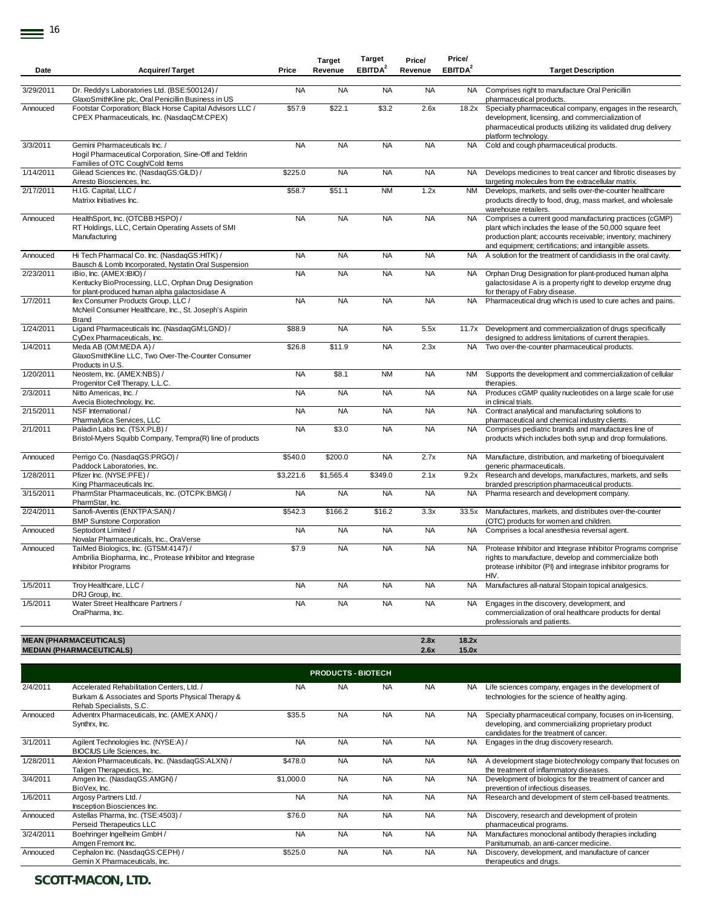| Date | Acquirer/ Target | Price | Target Revenue | Target EBITDA[2] | Price/ Revenue | Price/ EBITDA[2] | Target Description |
|---|---|---|---|---|---|---|---|
| 3/29/2011 | Dr. Reddy's Laboratories Ltd. (BSE:500124) / GlaxoSmithKline plc, Oral Penicillin Business in US | NA | NA | NA | NA | NA | Comprises right to manufacture Oral Penicillin pharmaceutical products. |
| Annouced | Footstar Corporation; Black Horse Capital Advisors LLC / CPEX Pharmaceuticals, Inc. (NasdaqCM:CPEX) | $57.9 | $22.1 | $3.2 | 2.6x | 18.2x | Specialty pharmaceutical company, engages in the research, development, licensing, and commercialization of pharmaceutical products utilizing its validated drug delivery platform technology. |
| 3/3/2011 | Gemini Pharmaceuticals Inc. / Hogil Pharmaceutical Corporation, Sine-Off and Teldrin Families of OTC Cough/Cold Items | NA | NA | NA | NA | NA | Cold and cough pharmaceutical products. |
| 1/14/2011 | Gilead Sciences Inc. (NasdaqGS:GILD) / Arresto Biosciences, Inc. | $225.0 | NA | NA | NA | NA | Develops medicines to treat cancer and fibrotic diseases by targeting molecules from the extracellular matrix. |
| 2/17/2011 | H.I.G. Capital, LLC / Matrixx Initiatives Inc. | $58.7 | $51.1 | NM | 1.2x | NM | Develops, markets, and sells over-the-counter healthcare products directly to food, drug, mass market, and wholesale warehouse retailers. |
| Annouced | HealthSport, Inc. (OTCBB:HSPO) / RT Holdings, LLC, Certain Operating Assets of SMI Manufacturing | NA | NA | NA | NA | NA | Comprises a current good manufacturing practices (cGMP) plant which includes the lease of the 50,000 square feet production plant; accounts receivable; inventory; machinery and equipment; certifications; and intangible assets. |
| Annouced | Hi Tech Pharmacal Co. Inc. (NasdaqGS:HITK) / Bausch & Lomb Incorporated, Nystatin Oral Suspension | NA | NA | NA | NA | NA | A solution for the treatment of candidiasis in the oral cavity. |
| 2/23/2011 | iBio, Inc. (AMEX:IBIO) / Kentucky BioProcessing, LLC, Orphan Drug Designation for plant-produced human alpha galactosidase A | NA | NA | NA | NA | NA | Orphan Drug Designation for plant-produced human alpha galactosidase A is a property right to develop enzyme drug for therapy of Fabry disease. |
| 1/7/2011 | Ilex Consumer Products Group, LLC / McNeil Consumer Healthcare, Inc., St. Joseph's Aspirin Brand | NA | NA | NA | NA | NA | Pharmaceutical drug which is used to cure aches and pains. |
| 1/24/2011 | Ligand Pharmaceuticals Inc. (NasdaqGM:LGND) / CyDex Pharmaceuticals, Inc. | $88.9 | NA | NA | 5.5x | 11.7x | Development and commercialization of drugs specifically designed to address limitations of current therapies. |
| 1/4/2011 | Meda AB (OM:MEDA A) / GlaxoSmithKline plc, Two Over-The-Counter Consumer Products in U.S. | $26.8 | $11.9 | NA | 2.3x | NA | Two over-the-counter pharmaceutical products. |
| 1/20/2011 | Neostem, Inc. (AMEX:NBS) / Progenitor Cell Therapy, L.L.C. | NA | $8.1 | NM | NA | NM | Supports the development and commercialization of cellular therapies. |
| 2/3/2011 | Nitto Americas, Inc. / Avecia Biotechnology, Inc. | NA | NA | NA | NA | NA | Produces cGMP quality nucleotides on a large scale for use in clinical trials. |
| 2/15/2011 | NSF International / Pharmalytica Services, LLC | NA | NA | NA | NA | NA | Contract analytical and manufacturing solutions to pharmaceutical and chemical industry clients. |
| 2/1/2011 | Paladin Labs Inc. (TSX:PLB) / Bristol-Myers Squibb Company, Tempra(R) line of products | NA | $3.0 | NA | NA | NA | Comprises pediatric brands and manufactures line of products which includes both syrup and drop formulations. |
| Annouced | Perrigo Co. (NasdaqGS:PRGO) / Paddock Laboratories, Inc. | $540.0 | $200.0 | NA | 2.7x | NA | Manufacture, distribution, and marketing of bioequivalent generic pharmaceuticals. |
| 1/28/2011 | Pfizer Inc. (NYSE:PFE) / King Pharmaceuticals Inc. | $3,221.6 | $1,565.4 | $349.0 | 2.1x | 9.2x | Research and develops, manufactures, markets, and sells branded prescription pharmaceutical products. |
| 3/15/2011 | PharmStar Pharmaceuticals, Inc. (OTCPK:BMGI) / PharmStar, Inc. | NA | NA | NA | NA | NA | Pharma research and development company. |
| 2/24/2011 | Sanofi-Aventis (ENXTPA:SAN) / BMP Sunstone Corporation | $542.3 | $166.2 | $16.2 | 3.3x | 33.5x | Manufactures, markets, and distributes over-the-counter (OTC) products for women and children. |
| Annouced | Septodont Limited / Novalar Pharmaceuticals, Inc., OraVerse | NA | NA | NA | NA | NA | Comprises a local anesthesia reversal agent. |
| Annouced | TaiMed Biologics, Inc. (GTSM:4147) / Ambrilia Biopharma, Inc., Protease Inhibitor and Integrase Inhibitor Programs | $7.9 | NA | NA | NA | NA | Protease Inhibitor and Integrase Inhibitor Programs comprise rights to manufacture, develop and commercialize both protease inhibitor (PI) and integrase inhibitor programs for HIV. |
| 1/5/2011 | Troy Healthcare, LLC / DRJ Group, Inc. | NA | NA | NA | NA | NA | Manufactures all-natural Stopain topical analgesics. |
| 1/5/2011 | Water Street Healthcare Partners / OraPharma, Inc. | NA | NA | NA | NA | NA | Engages in the discovery, development, and commercialization of oral healthcare products for dental professionals and patients. |
| **MEAN (PHARMACEUTICALS)** | | | | | **2.8x** | **18.2x** | |
| **MEDIAN (PHARMACEUTICALS)** | | | | | **2.6x** | **15.0x** | |
| | | | **PRODUCTS - BIOTECH** | | | | |
| 2/4/2011 | Accelerated Rehabilitation Centers, Ltd. / Burkam & Associates and Sports Physical Therapy & Rehab Specialists, S.C. | NA | NA | NA | NA | NA | Life sciences company, engages in the development of technologies for the science of healthy aging. |
| Annouced | Adventrx Pharmaceuticals, Inc. (AMEX:ANX) / Synthrx, Inc. | $35.5 | NA | NA | NA | NA | Specialty pharmaceutical company, focuses on in-licensing, developing, and commercializing proprietary product candidates for the treatment of cancer. |
| 3/1/2011 | Agilent Technologies Inc. (NYSE:A) / BIOCIUS Life Sciences, Inc. | NA | NA | NA | NA | NA | Engages in the drug discovery research. |
| 1/28/2011 | Alexion Pharmaceuticals, Inc. (NasdaqGS:ALXN) / Taligen Therapeutics, Inc. | $478.0 | NA | NA | NA | NA | A development stage biotechnology company that focuses on the treatment of inflammatory diseases. |
| 3/4/2011 | Amgen Inc. (NasdaqGS:AMGN) / BioVex, Inc. | $1,000.0 | NA | NA | NA | NA | Development of biologics for the treatment of cancer and prevention of infectious diseases. |
| 1/6/2011 | Argosy Partners Ltd. / Insception Biosciences Inc. | NA | NA | NA | NA | NA | Research and development of stem cell-based treatments. |
| Annouced | Astellas Pharma, Inc. (TSE:4503) / Perseid Therapeutics LLC | $76.0 | NA | NA | NA | NA | Discovery, research and development of protein pharmaceutical programs. |
| 3/24/2011 | Boehringer Ingelheim GmbH / Amgen Fremont Inc. | NA | NA | NA | NA | NA | Manufactures monoclonal antibody therapies including Panitumumab, an anti-cancer medicine. |
| Annouced | Cephalon Inc. (NasdaqGS:CEPH) / Gemin X Pharmaceuticals, Inc. | $525.0 | NA | NA | NA | NA | Discovery, development, and manufacture of cancer therapeutics and drugs. |

**SCOTT-MACON, LTD.**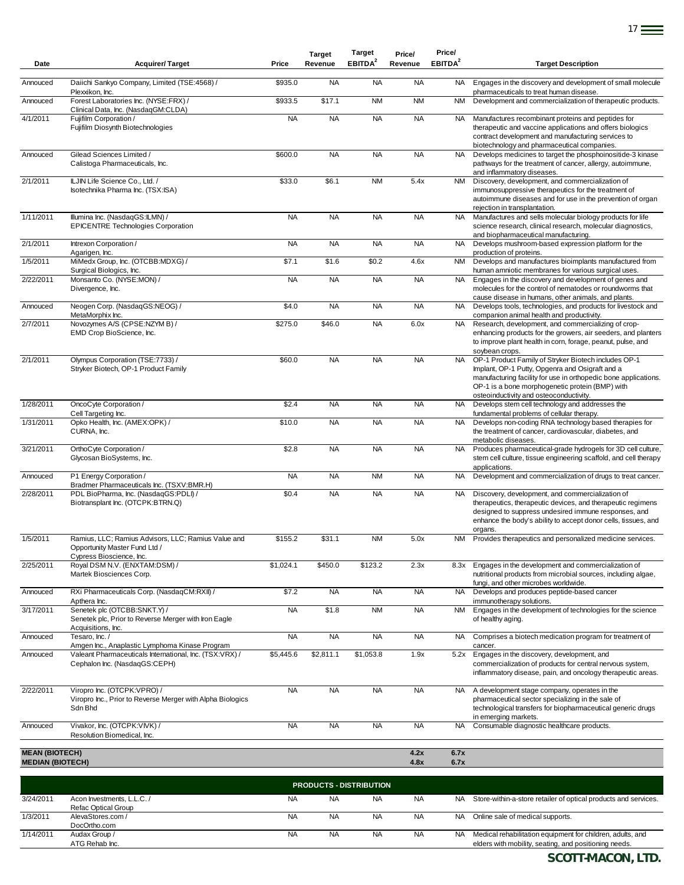| Date | Acquirer/ Target | Price | Target Revenue | Target EBITDA[2] | Price/ Revenue | Price/ EBITDA[2] | Target Description |
|---|---|---|---|---|---|---|---|
| Annouced | Daiichi Sankyo Company, Limited (TSE:4568) / Plexxikon, Inc. | $935.0 | NA | NA | NA | NA | Engages in the discovery and development of small molecule pharmaceuticals to treat human disease. |
| Annouced | Forest Laboratories Inc. (NYSE:FRX) / Clinical Data, Inc. (NasdaqGM:CLDA) | $933.5 | $17.1 | NM | NM | NM | Development and commercialization of therapeutic products. |
| 4/1/2011 | Fujifilm Corporation / Fujifilm Diosynth Biotechnologies | NA | NA | NA | NA | NA | Manufactures recombinant proteins and peptides for therapeutic and vaccine applications and offers biologics contract development and manufacturing services to biotechnology and pharmaceutical companies. |
| Annouced | Gilead Sciences Limited / Calistoga Pharmaceuticals, Inc. | $600.0 | NA | NA | NA | NA | Develops medicines to target the phosphoinositide-3 kinase pathways for the treatment of cancer, allergy, autoimmune, and inflammatory diseases. |
| 2/1/2011 | ILJIN Life Science Co., Ltd. / Isotechnika Pharma Inc. (TSX:ISA) | $33.0 | $6.1 | NM | 5.4x | NM | Discovery, development, and commercialization of immunosuppressive therapeutics for the treatment of autoimmune diseases and for use in the prevention of organ rejection in transplantation. |
| 1/11/2011 | Illumina Inc. (NasdaqGS:ILMN) / EPICENTRE Technologies Corporation | NA | NA | NA | NA | NA | Manufactures and sells molecular biology products for life science research, clinical research, molecular diagnostics, and biopharmaceutical manufacturing. |
| 2/1/2011 | Intrexon Corporation / Agarigen, Inc. | NA | NA | NA | NA | NA | Develops mushroom-based expression platform for the production of proteins. |
| 1/5/2011 | MiMedx Group, Inc. (OTCBB:MDXG) / Surgical Biologics, Inc. | $7.1 | $1.6 | $0.2 | 4.6x | NM | Develops and manufactures bioimplants manufactured from human amniotic membranes for various surgical uses. |
| 2/22/2011 | Monsanto Co. (NYSE:MON) / Divergence, Inc. | NA | NA | NA | NA | NA | Engages in the discovery and development of genes and molecules for the control of nematodes or roundworms that cause disease in humans, other animals, and plants. |
| Annouced | Neogen Corp. (NasdaqGS:NEOG) / MetaMorphix Inc. | $4.0 | NA | NA | NA | NA | Develops tools, technologies, and products for livestock and companion animal health and productivity. |
| 2/7/2011 | Novozymes A/S (CPSE:NZYM B) / EMD Crop BioScience, Inc. | $275.0 | $46.0 | NA | 6.0x | NA | Research, development, and commercializing of crop-enhancing products for the growers, air seeders, and planters to improve plant health in corn, forage, peanut, pulse, and soybean crops. |
| 2/1/2011 | Olympus Corporation (TSE:7733) / Stryker Biotech, OP-1 Product Family | $60.0 | NA | NA | NA | NA | OP-1 Product Family of Stryker Biotech includes OP-1 Implant, OP-1 Putty, Opgenra and Osigraft and a manufacturing facility for use in orthopedic bone applications. OP-1 is a bone morphogenetic protein (BMP) with osteoinductivity and osteoconductivity. |
| 1/28/2011 | OncoCyte Corporation / Cell Targeting Inc. | $2.4 | NA | NA | NA | NA | Develops stem cell technology and addresses the fundamental problems of cellular therapy. |
| 1/31/2011 | Opko Health, Inc. (AMEX:OPK) / CURNA, Inc. | $10.0 | NA | NA | NA | NA | Develops non-coding RNA technology based therapies for the treatment of cancer, cardiovascular, diabetes, and metabolic diseases. |
| 3/21/2011 | OrthoCyte Corporation / Glycosan BioSystems, Inc. | $2.8 | NA | NA | NA | NA | Produces pharmaceutical-grade hydrogels for 3D cell culture, stem cell culture, tissue engineering scaffold, and cell therapy applications. |
| Annouced | P1 Energy Corporation / Bradmer Pharmaceuticals Inc. (TSXV:BMR.H) | NA | NA | NM | NA | NA | Development and commercialization of drugs to treat cancer. |
| 2/28/2011 | PDL BioPharma, Inc. (NasdaqGS:PDLI) / Biotransplant Inc. (OTCPK:BTRN.Q) | $0.4 | NA | NA | NA | NA | Discovery, development, and commercialization of therapeutics, therapeutic devices, and therapeutic regimens designed to suppress undesired immune responses, and enhance the body's ability to accept donor cells, tissues, and organs. |
| 1/5/2011 | Ramius, LLC; Ramius Advisors, LLC; Ramius Value and Opportunity Master Fund Ltd / Cypress Bioscience, Inc. | $155.2 | $31.1 | NM | 5.0x | NM | Provides therapeutics and personalized medicine services. |
| 2/25/2011 | Royal DSM N.V. (ENXTAM:DSM) / Martek Biosciences Corp. | $1,024.1 | $450.0 | $123.2 | 2.3x | 8.3x | Engages in the development and commercialization of nutritional products from microbial sources, including algae, fungi, and other microbes worldwide. |
| Annouced | RXi Pharmaceuticals Corp. (NasdaqCM:RXII) / Apthera Inc. | $7.2 | NA | NA | NA | NA | Develops and produces peptide-based cancer immunotherapy solutions. |
| 3/17/2011 | Senetek plc (OTCBB:SNKT.Y) / Senetek plc, Prior to Reverse Merger with Iron Eagle Acquisitions, Inc. | NA | $1.8 | NM | NA | NM | Engages in the development of technologies for the science of healthy aging. |
| Annouced | Tesaro, Inc. / Amgen Inc., Anaplastic Lymphoma Kinase Program | NA | NA | NA | NA | NA | Comprises a biotech medication program for treatment of cancer. |
| Annouced | Valeant Pharmaceuticals International, Inc. (TSX:VRX) / Cephalon Inc. (NasdaqGS:CEPH) | $5,445.6 | $2,811.1 | $1,053.8 | 1.9x | 5.2x | Engages in the discovery, development, and commercialization of products for central nervous system, inflammatory disease, pain, and oncology therapeutic areas. |
| 2/22/2011 | Viropro Inc. (OTCPK:VPRO) / Viropro Inc., Prior to Reverse Merger with Alpha Biologics Sdn Bhd | NA | NA | NA | NA | NA | A development stage company, operates in the pharmaceutical sector specializing in the sale of technological transfers for biopharmaceutical generic drugs in emerging markets. |
| Annouced | Vivakor, Inc. (OTCPK:VIVK) / Resolution Biomedical, Inc. | NA | NA | NA | NA | NA | Consumable diagnostic healthcare products. |
| **MEAN (BIOTECH)** | | | | | **4.2x** | **6.7x** | |
| **MEDIAN (BIOTECH)** | | | | | **4.8x** | **6.7x** | |
| | **PRODUCTS - DISTRIBUTION** | | | | | | |
| 3/24/2011 | Acon Investments, L.L.C. / Refac Optical Group | NA | NA | NA | NA | NA | Store-within-a-store retailer of optical products and services. |
| 1/3/2011 | AlevaStores.com / DocOrtho.com | NA | NA | NA | NA | NA | Online sale of medical supports. |
| 1/14/2011 | Audax Group / ATG Rehab Inc. | NA | NA | NA | NA | NA | Medical rehabilitation equipment for children, adults, and elders with mobility, seating, and positioning needs. |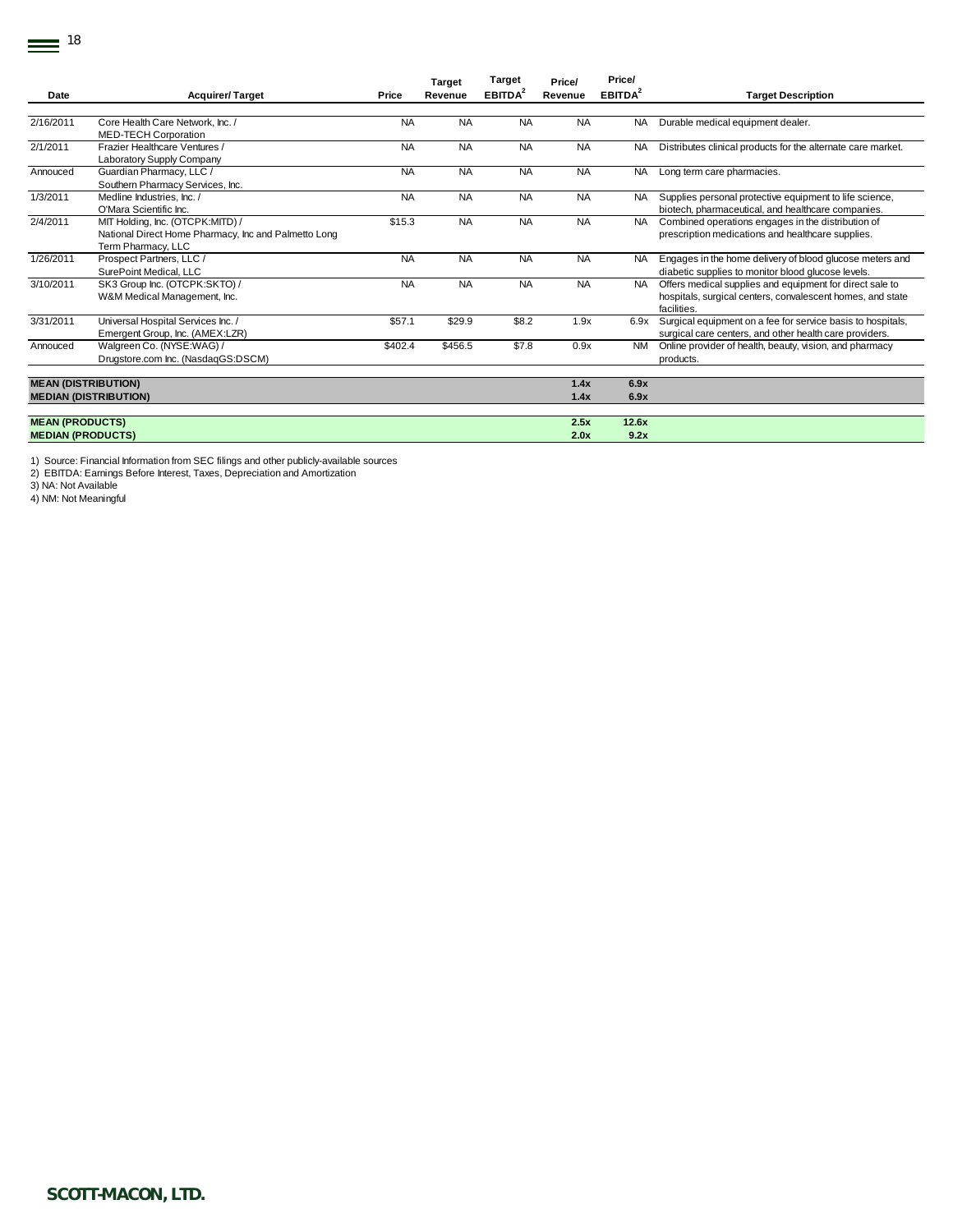| Date | Acquirer/ Target | Price | Target Revenue | Target EBITDA[2] | Price/ Revenue | Price/ EBITDA[2] | Target Description |
|---|---|---|---|---|---|---|---|
| 2/16/2011 | Core Health Care Network, Inc. / MED-TECH Corporation | NA | NA | NA | NA | NA | Durable medical equipment dealer. |
| 2/1/2011 | Frazier Healthcare Ventures / Laboratory Supply Company | NA | NA | NA | NA | NA | Distributes clinical products for the alternate care market. |
| Annouced | Guardian Pharmacy, LLC / Southern Pharmacy Services, Inc. | NA | NA | NA | NA | NA | Long term care pharmacies. |
| 1/3/2011 | Medline Industries, Inc. / O'Mara Scientific Inc. | NA | NA | NA | NA | NA | Supplies personal protective equipment to life science, biotech, pharmaceutical, and healthcare companies. |
| 2/4/2011 | MIT Holding, Inc. (OTCPK:MITD) / National Direct Home Pharmacy, Inc and Palmetto Long Term Pharmacy, LLC | $15.3 | NA | NA | NA | NA | Combined operations engages in the distribution of prescription medications and healthcare supplies. |
| 1/26/2011 | Prospect Partners, LLC / SurePoint Medical, LLC | NA | NA | NA | NA | NA | Engages in the home delivery of blood glucose meters and diabetic supplies to monitor blood glucose levels. |
| 3/10/2011 | SK3 Group Inc. (OTCPK:SKTO) / W&M Medical Management, Inc. | NA | NA | NA | NA | NA | Offers medical supplies and equipment for direct sale to hospitals, surgical centers, convalescent homes, and state facilities. |
| 3/31/2011 | Universal Hospital Services Inc. / Emergent Group, Inc. (AMEX:LZR) | $57.1 | $29.9 | $8.2 | 1.9x | 6.9x | Surgical equipment on a fee for service basis to hospitals, surgical care centers, and other health care providers. |
| Annouced | Walgreen Co. (NYSE:WAG) / Drugstore.com Inc. (NasdaqGS:DSCM) | $402.4 | $456.5 | $7.8 | 0.9x | NM | Online provider of health, beauty, vision, and pharmacy products. |
| **MEAN (DISTRIBUTION)** | | | | | **1.4x** | **6.9x** | |
| **MEDIAN (DISTRIBUTION)** | | | | | **1.4x** | **6.9x** | |
| **MEAN (PRODUCTS)** | | | | | **2.5x** | **12.6x** | |
| **MEDIAN (PRODUCTS)** | | | | | **2.0x** | **9.2x** | |

1) Source: Financial Information from SEC filings and other publicly-available sources
2) EBITDA: Earnings Before Interest, Taxes, Depreciation and Amortization
3) NA: Not Available
4) NM: Not Meaningful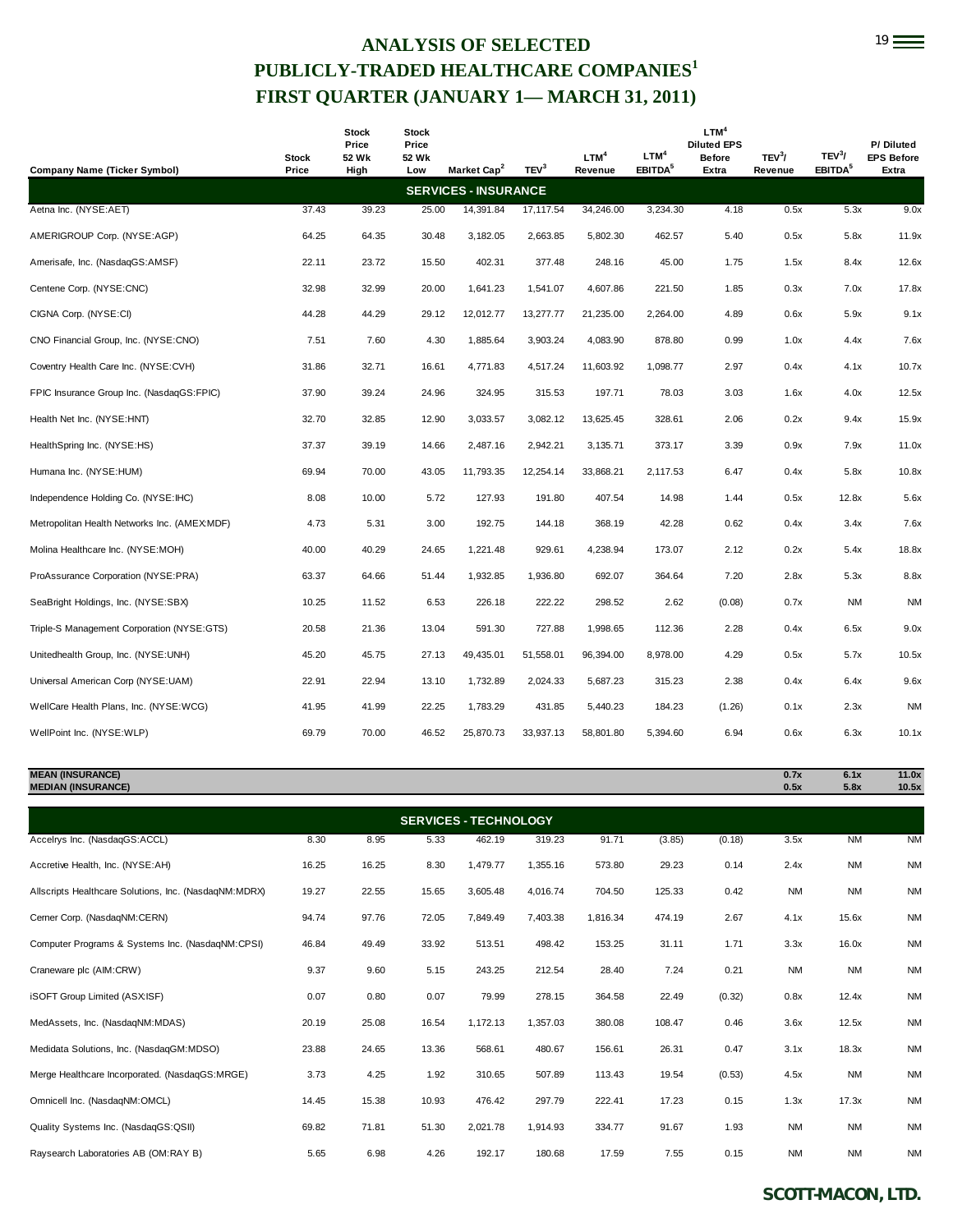# ANALYSIS OF SELECTED PUBLICLY-TRADED HEALTHCARE COMPANIES[1]
## FIRST QUARTER (JANUARY 1— MARCH 31, 2011)

| Company Name (Ticker Symbol) | Stock Price | Stock Price 52 Wk High | Stock Price 52 Wk Low | Market Cap[2] | TEV[3] | LTM[4] Revenue | LTM[4] EBITDA[5] | LTM[4] Diluted EPS Before Extra | TEV[3]/ Revenue | TEV[3]/ EBITDA[5] | P/ Diluted EPS Before Extra |
|---|---|---|---|---|---|---|---|---|---|---|---|
| **SERVICES - INSURANCE** | | | | | | | | | | | |
| Aetna Inc. (NYSE:AET) | 37.43 | 39.23 | 25.00 | 14,391.84 | 17,117.54 | 34,246.00 | 3,234.30 | 4.18 | 0.5x | 5.3x | 9.0x |
| AMERIGROUP Corp. (NYSE:AGP) | 64.25 | 64.35 | 30.48 | 3,182.05 | 2,663.85 | 5,802.30 | 462.57 | 5.40 | 0.5x | 5.8x | 11.9x |
| Amerisafe, Inc. (NasdaqGS:AMSF) | 22.11 | 23.72 | 15.50 | 402.31 | 377.48 | 248.16 | 45.00 | 1.75 | 1.5x | 8.4x | 12.6x |
| Centene Corp. (NYSE:CNC) | 32.98 | 32.99 | 20.00 | 1,641.23 | 1,541.07 | 4,607.86 | 221.50 | 1.85 | 0.3x | 7.0x | 17.8x |
| CIGNA Corp. (NYSE:CI) | 44.28 | 44.29 | 29.12 | 12,012.77 | 13,277.77 | 21,235.00 | 2,264.00 | 4.89 | 0.6x | 5.9x | 9.1x |
| CNO Financial Group, Inc. (NYSE:CNO) | 7.51 | 7.60 | 4.30 | 1,885.64 | 3,903.24 | 4,083.90 | 878.80 | 0.99 | 1.0x | 4.4x | 7.6x |
| Coventry Health Care Inc. (NYSE:CVH) | 31.86 | 32.71 | 16.61 | 4,771.83 | 4,517.24 | 11,603.92 | 1,098.77 | 2.97 | 0.4x | 4.1x | 10.7x |
| FPIC Insurance Group Inc. (NasdaqGS:FPIC) | 37.90 | 39.24 | 24.96 | 324.95 | 315.53 | 197.71 | 78.03 | 3.03 | 1.6x | 4.0x | 12.5x |
| Health Net Inc. (NYSE:HNT) | 32.70 | 32.85 | 12.90 | 3,033.57 | 3,082.12 | 13,625.45 | 328.61 | 2.06 | 0.2x | 9.4x | 15.9x |
| HealthSpring Inc. (NYSE:HS) | 37.37 | 39.19 | 14.66 | 2,487.16 | 2,942.21 | 3,135.71 | 373.17 | 3.39 | 0.9x | 7.9x | 11.0x |
| Humana Inc. (NYSE:HUM) | 69.94 | 70.00 | 43.05 | 11,793.35 | 12,254.14 | 33,868.21 | 2,117.53 | 6.47 | 0.4x | 5.8x | 10.8x |
| Independence Holding Co. (NYSE:IHC) | 8.08 | 10.00 | 5.72 | 127.93 | 191.80 | 407.54 | 14.98 | 1.44 | 0.5x | 12.8x | 5.6x |
| Metropolitan Health Networks Inc. (AMEX:MDF) | 4.73 | 5.31 | 3.00 | 192.75 | 144.18 | 368.19 | 42.28 | 0.62 | 0.4x | 3.4x | 7.6x |
| Molina Healthcare Inc. (NYSE:MOH) | 40.00 | 40.29 | 24.65 | 1,221.48 | 929.61 | 4,238.94 | 173.07 | 2.12 | 0.2x | 5.4x | 18.8x |
| ProAssurance Corporation (NYSE:PRA) | 63.37 | 64.66 | 51.44 | 1,932.85 | 1,936.80 | 692.07 | 364.64 | 7.20 | 2.8x | 5.3x | 8.8x |
| SeaBright Holdings, Inc. (NYSE:SBX) | 10.25 | 11.52 | 6.53 | 226.18 | 222.22 | 298.52 | 2.62 | (0.08) | 0.7x | NM | NM |
| Triple-S Management Corporation (NYSE:GTS) | 20.58 | 21.36 | 13.04 | 591.30 | 727.88 | 1,998.65 | 112.36 | 2.28 | 0.4x | 6.5x | 9.0x |
| Unitedhealth Group, Inc. (NYSE:UNH) | 45.20 | 45.75 | 27.13 | 49,435.01 | 51,558.01 | 96,394.00 | 8,978.00 | 4.29 | 0.5x | 5.7x | 10.5x |
| Universal American Corp (NYSE:UAM) | 22.91 | 22.94 | 13.10 | 1,732.89 | 2,024.33 | 5,687.23 | 315.23 | 2.38 | 0.4x | 6.4x | 9.6x |
| WellCare Health Plans, Inc. (NYSE:WCG) | 41.95 | 41.99 | 22.25 | 1,783.29 | 431.85 | 5,440.23 | 184.23 | (1.26) | 0.1x | 2.3x | NM |
| WellPoint Inc. (NYSE:WLP) | 69.79 | 70.00 | 46.52 | 25,870.73 | 33,937.13 | 58,801.80 | 5,394.60 | 6.94 | 0.6x | 6.3x | 10.1x |
| **MEAN (INSURANCE)** | | | | | | | | | **0.7x** | **6.1x** | **11.0x** |
| **MEDIAN (INSURANCE)** | | | | | | | | | **0.5x** | **5.8x** | **10.5x** |
| **SERVICES - TECHNOLOGY** | | | | | | | | | | | |
| Accelrys Inc. (NasdaqGS:ACCL) | 8.30 | 8.95 | 5.33 | 462.19 | 319.23 | 91.71 | (3.85) | (0.18) | 3.5x | NM | NM |
| Accretive Health, Inc. (NYSE:AH) | 16.25 | 16.25 | 8.30 | 1,479.77 | 1,355.16 | 573.80 | 29.23 | 0.14 | 2.4x | NM | NM |
| Allscripts Healthcare Solutions, Inc. (NasdaqNM:MDRX) | 19.27 | 22.55 | 15.65 | 3,605.48 | 4,016.74 | 704.50 | 125.33 | 0.42 | NM | NM | NM |
| Cerner Corp. (NasdaqNM:CERN) | 94.74 | 97.76 | 72.05 | 7,849.49 | 7,403.38 | 1,816.34 | 474.19 | 2.67 | 4.1x | 15.6x | NM |
| Computer Programs & Systems Inc. (NasdaqNM:CPSI) | 46.84 | 49.49 | 33.92 | 513.51 | 498.42 | 153.25 | 31.11 | 1.71 | 3.3x | 16.0x | NM |
| Craneware plc (AIM:CRW) | 9.37 | 9.60 | 5.15 | 243.25 | 212.54 | 28.40 | 7.24 | 0.21 | NM | NM | NM |
| iSOFT Group Limited (ASX:ISF) | 0.07 | 0.80 | 0.07 | 79.99 | 278.15 | 364.58 | 22.49 | (0.32) | 0.8x | 12.4x | NM |
| MedAssets, Inc. (NasdaqNM:MDAS) | 20.19 | 25.08 | 16.54 | 1,172.13 | 1,357.03 | 380.08 | 108.47 | 0.46 | 3.6x | 12.5x | NM |
| Medidata Solutions, Inc. (NasdaqGM:MDSO) | 23.88 | 24.65 | 13.36 | 568.61 | 480.67 | 156.61 | 26.31 | 0.47 | 3.1x | 18.3x | NM |
| Merge Healthcare Incorporated. (NasdaqGS:MRGE) | 3.73 | 4.25 | 1.92 | 310.65 | 507.89 | 113.43 | 19.54 | (0.53) | 4.5x | NM | NM |
| Omnicell Inc. (NasdaqNM:OMCL) | 14.45 | 15.38 | 10.93 | 476.42 | 297.79 | 222.41 | 17.23 | 0.15 | 1.3x | 17.3x | NM |
| Quality Systems Inc. (NasdaqGS:QSII) | 69.82 | 71.81 | 51.30 | 2,021.78 | 1,914.93 | 334.77 | 91.67 | 1.93 | NM | NM | NM |
| Raysearch Laboratories AB (OM:RAY B) | 5.65 | 6.98 | 4.26 | 192.17 | 180.68 | 17.59 | 7.55 | 0.15 | NM | NM | NM |

**SCOTT-MACON, LTD.**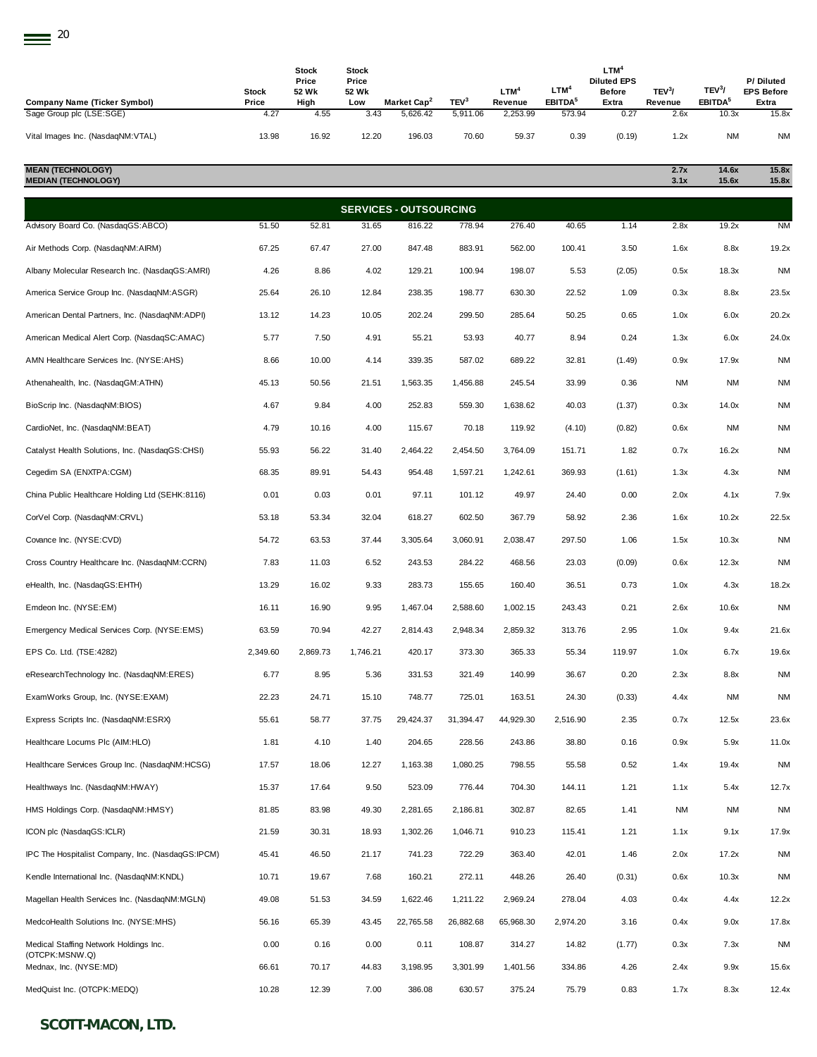| Company Name (Ticker Symbol) | Stock Price | Stock Price 52 Wk High | Stock Price 52 Wk Low | Market Cap[2] | TEV[3] | LTM[4] Revenue | LTM[4] EBITDA[5] | LTM[4] Diluted EPS Before Extra | TEV[3]/ Revenue | TEV[3]/ EBITDA[5] | P/ Diluted EPS Before Extra |
|---|---|---|---|---|---|---|---|---|---|---|---|
| Sage Group plc (LSE:SGE) | 4.27 | 4.55 | 3.43 | 5,626.42 | 5,911.06 | 2,253.99 | 573.94 | 0.27 | 2.6x | 10.3x | 15.8x |
| Vital Images Inc. (NasdaqNM:VTAL) | 13.98 | 16.92 | 12.20 | 196.03 | 70.60 | 59.37 | 0.39 | (0.19) | 1.2x | NM | NM |
| **MEAN (TECHNOLOGY)** | | | | | | | | | **2.7x** | **14.6x** | **15.8x** |
| **MEDIAN (TECHNOLOGY)** | | | | | | | | | **3.1x** | **15.6x** | **15.8x** |
| **SERVICES - OUTSOURCING** | | | | | | | | | | | |
| Advisory Board Co. (NasdaqGS:ABCO) | 51.50 | 52.81 | 31.65 | 816.22 | 778.94 | 276.40 | 40.65 | 1.14 | 2.8x | 19.2x | NM |
| Air Methods Corp. (NasdaqNM:AIRM) | 67.25 | 67.47 | 27.00 | 847.48 | 883.91 | 562.00 | 100.41 | 3.50 | 1.6x | 8.8x | 19.2x |
| Albany Molecular Research Inc. (NasdaqGS:AMRI) | 4.26 | 8.86 | 4.02 | 129.21 | 100.94 | 198.07 | 5.53 | (2.05) | 0.5x | 18.3x | NM |
| America Service Group Inc. (NasdaqNM:ASGR) | 25.64 | 26.10 | 12.84 | 238.35 | 198.77 | 630.30 | 22.52 | 1.09 | 0.3x | 8.8x | 23.5x |
| American Dental Partners, Inc. (NasdaqNM:ADPI) | 13.12 | 14.23 | 10.05 | 202.24 | 299.50 | 285.64 | 50.25 | 0.65 | 1.0x | 6.0x | 20.2x |
| American Medical Alert Corp. (NasdaqSC:AMAC) | 5.77 | 7.50 | 4.91 | 55.21 | 53.93 | 40.77 | 8.94 | 0.24 | 1.3x | 6.0x | 24.0x |
| AMN Healthcare Services Inc. (NYSE:AHS) | 8.66 | 10.00 | 4.14 | 339.35 | 587.02 | 689.22 | 32.81 | (1.49) | 0.9x | 17.9x | NM |
| Athenahealth, Inc. (NasdaqGM:ATHN) | 45.13 | 50.56 | 21.51 | 1,563.35 | 1,456.88 | 245.54 | 33.99 | 0.36 | NM | NM | NM |
| BioScrip Inc. (NasdaqNM:BIOS) | 4.67 | 9.84 | 4.00 | 252.83 | 559.30 | 1,638.62 | 40.03 | (1.37) | 0.3x | 14.0x | NM |
| CardioNet, Inc. (NasdaqNM:BEAT) | 4.79 | 10.16 | 4.00 | 115.67 | 70.18 | 119.92 | (4.10) | (0.82) | 0.6x | NM | NM |
| Catalyst Health Solutions, Inc. (NasdaqGS:CHSI) | 55.93 | 56.22 | 31.40 | 2,464.22 | 2,454.50 | 3,764.09 | 151.71 | 1.82 | 0.7x | 16.2x | NM |
| Cegedim SA (ENXTPA:CGM) | 68.35 | 89.91 | 54.43 | 954.48 | 1,597.21 | 1,242.61 | 369.93 | (1.61) | 1.3x | 4.3x | NM |
| China Public Healthcare Holding Ltd (SEHK:8116) | 0.01 | 0.03 | 0.01 | 97.11 | 101.12 | 49.97 | 24.40 | 0.00 | 2.0x | 4.1x | 7.9x |
| CorVel Corp. (NasdaqNM:CRVL) | 53.18 | 53.34 | 32.04 | 618.27 | 602.50 | 367.79 | 58.92 | 2.36 | 1.6x | 10.2x | 22.5x |
| Covance Inc. (NYSE:CVD) | 54.72 | 63.53 | 37.44 | 3,305.64 | 3,060.91 | 2,038.47 | 297.50 | 1.06 | 1.5x | 10.3x | NM |
| Cross Country Healthcare Inc. (NasdaqNM:CCRN) | 7.83 | 11.03 | 6.52 | 243.53 | 284.22 | 468.56 | 23.03 | (0.09) | 0.6x | 12.3x | NM |
| eHealth, Inc. (NasdaqGS:EHTH) | 13.29 | 16.02 | 9.33 | 283.73 | 155.65 | 160.40 | 36.51 | 0.73 | 1.0x | 4.3x | 18.2x |
| Emdeon Inc. (NYSE:EM) | 16.11 | 16.90 | 9.95 | 1,467.04 | 2,588.60 | 1,002.15 | 243.43 | 0.21 | 2.6x | 10.6x | NM |
| Emergency Medical Services Corp. (NYSE:EMS) | 63.59 | 70.94 | 42.27 | 2,814.43 | 2,948.34 | 2,859.32 | 313.76 | 2.95 | 1.0x | 9.4x | 21.6x |
| EPS Co. Ltd. (TSE:4282) | 2,349.60 | 2,869.73 | 1,746.21 | 420.17 | 373.30 | 365.33 | 55.34 | 119.97 | 1.0x | 6.7x | 19.6x |
| eResearchTechnology Inc. (NasdaqNM:ERES) | 6.77 | 8.95 | 5.36 | 331.53 | 321.49 | 140.99 | 36.67 | 0.20 | 2.3x | 8.8x | NM |
| ExamWorks Group, Inc. (NYSE:EXAM) | 22.23 | 24.71 | 15.10 | 748.77 | 725.01 | 163.51 | 24.30 | (0.33) | 4.4x | NM | NM |
| Express Scripts Inc. (NasdaqNM:ESRX) | 55.61 | 58.77 | 37.75 | 29,424.37 | 31,394.47 | 44,929.30 | 2,516.90 | 2.35 | 0.7x | 12.5x | 23.6x |
| Healthcare Locums Plc (AIM:HLO) | 1.81 | 4.10 | 1.40 | 204.65 | 228.56 | 243.86 | 38.80 | 0.16 | 0.9x | 5.9x | 11.0x |
| Healthcare Services Group Inc. (NasdaqNM:HCSG) | 17.57 | 18.06 | 12.27 | 1,163.38 | 1,080.25 | 798.55 | 55.58 | 0.52 | 1.4x | 19.4x | NM |
| Healthways Inc. (NasdaqNM:HWAY) | 15.37 | 17.64 | 9.50 | 523.09 | 776.44 | 704.30 | 144.11 | 1.21 | 1.1x | 5.4x | 12.7x |
| HMS Holdings Corp. (NasdaqNM:HMSY) | 81.85 | 83.98 | 49.30 | 2,281.65 | 2,186.81 | 302.87 | 82.65 | 1.41 | NM | NM | NM |
| ICON plc (NasdaqGS:ICLR) | 21.59 | 30.31 | 18.93 | 1,302.26 | 1,046.71 | 910.23 | 115.41 | 1.21 | 1.1x | 9.1x | 17.9x |
| IPC The Hospitalist Company, Inc. (NasdaqGS:IPCM) | 45.41 | 46.50 | 21.17 | 741.23 | 722.29 | 363.40 | 42.01 | 1.46 | 2.0x | 17.2x | NM |
| Kendle International Inc. (NasdaqNM:KNDL) | 10.71 | 19.67 | 7.68 | 160.21 | 272.11 | 448.26 | 26.40 | (0.31) | 0.6x | 10.3x | NM |
| Magellan Health Services Inc. (NasdaqNM:MGLN) | 49.08 | 51.53 | 34.59 | 1,622.46 | 1,211.22 | 2,969.24 | 278.04 | 4.03 | 0.4x | 4.4x | 12.2x |
| MedcoHealth Solutions Inc. (NYSE:MHS) | 56.16 | 65.39 | 43.45 | 22,765.58 | 26,882.68 | 65,968.30 | 2,974.20 | 3.16 | 0.4x | 9.0x | 17.8x |
| Medical Staffing Network Holdings Inc. (OTCPK:MSNW.Q) | 0.00 | 0.16 | 0.00 | 0.11 | 108.87 | 314.27 | 14.82 | (1.77) | 0.3x | 7.3x | NM |
| Mednax, Inc. (NYSE:MD) | 66.61 | 70.17 | 44.83 | 3,198.95 | 3,301.99 | 1,401.56 | 334.86 | 4.26 | 2.4x | 9.9x | 15.6x |
| MedQuist Inc. (OTCPK:MEDQ) | 10.28 | 12.39 | 7.00 | 386.08 | 630.57 | 375.24 | 75.79 | 0.83 | 1.7x | 8.3x | 12.4x |

**SCOTT-MACON, LTD.**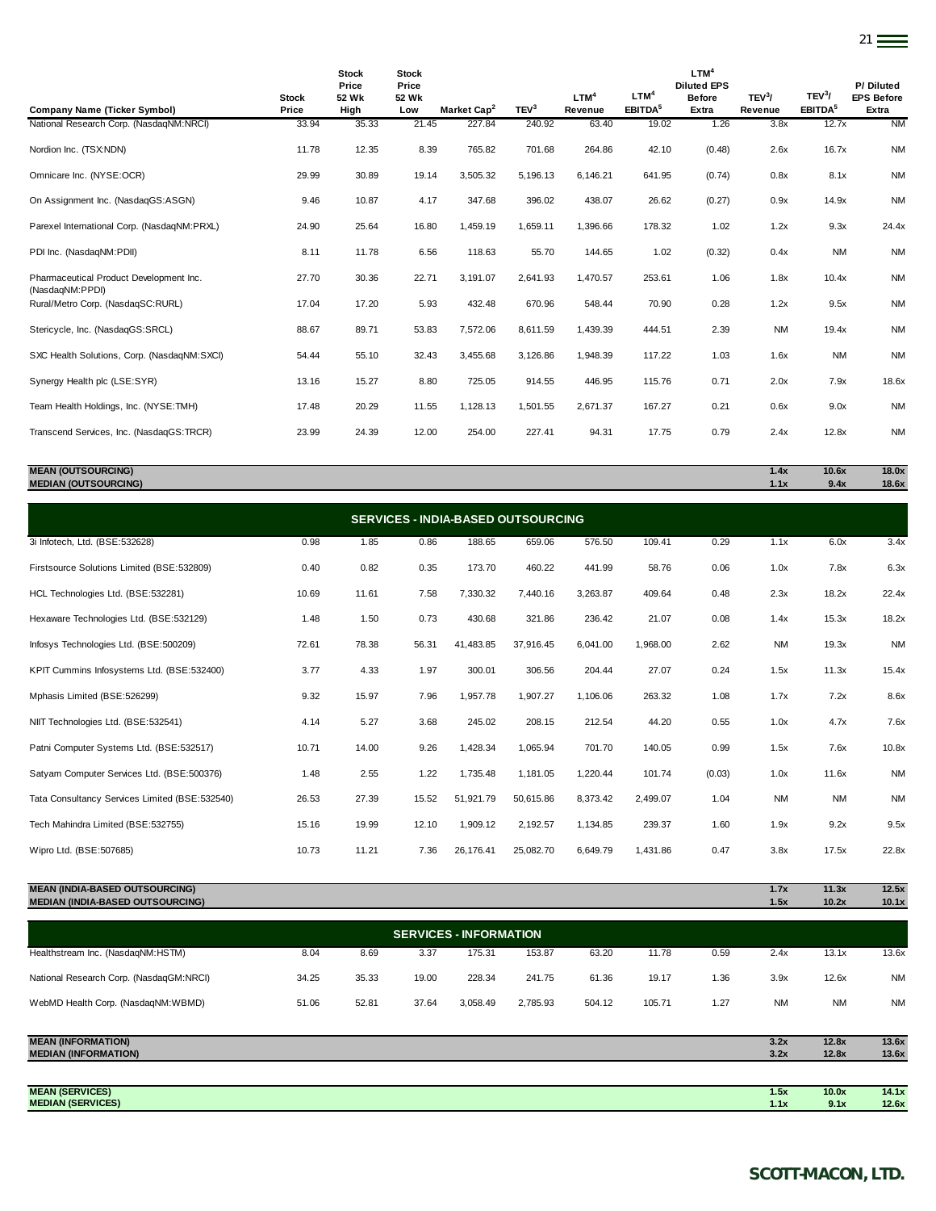| Company Name (Ticker Symbol) | Stock Price | Stock Price 52 Wk High | Stock Price 52 Wk Low | Market Cap[2] | TEV[3] | LTM[4] Revenue | LTM[4] EBITDA[5] | LTM[4] Diluted EPS Before Extra | TEV[3]/ Revenue | TEV[3]/ EBITDA[5] | P/ Diluted EPS Before Extra |
|---|---|---|---|---|---|---|---|---|---|---|---|
| National Research Corp. (NasdaqNM:NRCI) | 33.94 | 35.33 | 21.45 | 227.84 | 240.92 | 63.40 | 19.02 | 1.26 | 3.8x | 12.7x | NM |
| Nordion Inc. (TSX:NDN) | 11.78 | 12.35 | 8.39 | 765.82 | 701.68 | 264.86 | 42.10 | (0.48) | 2.6x | 16.7x | NM |
| Omnicare Inc. (NYSE:OCR) | 29.99 | 30.89 | 19.14 | 3,505.32 | 5,196.13 | 6,146.21 | 641.95 | (0.74) | 0.8x | 8.1x | NM |
| On Assignment Inc. (NasdaqGS:ASGN) | 9.46 | 10.87 | 4.17 | 347.68 | 396.02 | 438.07 | 26.62 | (0.27) | 0.9x | 14.9x | NM |
| Parexel International Corp. (NasdaqNM:PRXL) | 24.90 | 25.64 | 16.80 | 1,459.19 | 1,659.11 | 1,396.66 | 178.32 | 1.02 | 1.2x | 9.3x | 24.4x |
| PDI Inc. (NasdaqNM:PDII) | 8.11 | 11.78 | 6.56 | 118.63 | 55.70 | 144.65 | 1.02 | (0.32) | 0.4x | NM | NM |
| Pharmaceutical Product Development Inc. (NasdaqNM:PPDI) | 27.70 | 30.36 | 22.71 | 3,191.07 | 2,641.93 | 1,470.57 | 253.61 | 1.06 | 1.8x | 10.4x | NM |
| Rural/Metro Corp. (NasdaqSC:RURL) | 17.04 | 17.20 | 5.93 | 432.48 | 670.96 | 548.44 | 70.90 | 0.28 | 1.2x | 9.5x | NM |
| Stericycle, Inc. (NasdaqGS:SRCL) | 88.67 | 89.71 | 53.83 | 7,572.06 | 8,611.59 | 1,439.39 | 444.51 | 2.39 | NM | 19.4x | NM |
| SXC Health Solutions, Corp. (NasdaqNM:SXCI) | 54.44 | 55.10 | 32.43 | 3,455.68 | 3,126.86 | 1,948.39 | 117.22 | 1.03 | 1.6x | NM | NM |
| Synergy Health plc (LSE:SYR) | 13.16 | 15.27 | 8.80 | 725.05 | 914.55 | 446.95 | 115.76 | 0.71 | 2.0x | 7.9x | 18.6x |
| Team Health Holdings, Inc. (NYSE:TMH) | 17.48 | 20.29 | 11.55 | 1,128.13 | 1,501.55 | 2,671.37 | 167.27 | 0.21 | 0.6x | 9.0x | NM |
| Transcend Services, Inc. (NasdaqGS:TRCR) | 23.99 | 24.39 | 12.00 | 254.00 | 227.41 | 94.31 | 17.75 | 0.79 | 2.4x | 12.8x | NM |
| **MEAN (OUTSOURCING)** | | | | | | | | | **1.4x** | **10.6x** | **18.0x** |
| **MEDIAN (OUTSOURCING)** | | | | | | | | | **1.1x** | **9.4x** | **18.6x** |
| **SERVICES - INDIA-BASED OUTSOURCING** | | | | | | | | | | | |
| 3i Infotech, Ltd. (BSE:532628) | 0.98 | 1.85 | 0.86 | 188.65 | 659.06 | 576.50 | 109.41 | 0.29 | 1.1x | 6.0x | 3.4x |
| Firstsource Solutions Limited (BSE:532809) | 0.40 | 0.82 | 0.35 | 173.70 | 460.22 | 441.99 | 58.76 | 0.06 | 1.0x | 7.8x | 6.3x |
| HCL Technologies Ltd. (BSE:532281) | 10.69 | 11.61 | 7.58 | 7,330.32 | 7,440.16 | 3,263.87 | 409.64 | 0.48 | 2.3x | 18.2x | 22.4x |
| Hexaware Technologies Ltd. (BSE:532129) | 1.48 | 1.50 | 0.73 | 430.68 | 321.86 | 236.42 | 21.07 | 0.08 | 1.4x | 15.3x | 18.2x |
| Infosys Technologies Ltd. (BSE:500209) | 72.61 | 78.38 | 56.31 | 41,483.85 | 37,916.45 | 6,041.00 | 1,968.00 | 2.62 | NM | 19.3x | NM |
| KPIT Cummins Infosystems Ltd. (BSE:532400) | 3.77 | 4.33 | 1.97 | 300.01 | 306.56 | 204.44 | 27.07 | 0.24 | 1.5x | 11.3x | 15.4x |
| Mphasis Limited (BSE:526299) | 9.32 | 15.97 | 7.96 | 1,957.78 | 1,907.27 | 1,106.06 | 263.32 | 1.08 | 1.7x | 7.2x | 8.6x |
| NIIT Technologies Ltd. (BSE:532541) | 4.14 | 5.27 | 3.68 | 245.02 | 208.15 | 212.54 | 44.20 | 0.55 | 1.0x | 4.7x | 7.6x |
| Patni Computer Systems Ltd. (BSE:532517) | 10.71 | 14.00 | 9.26 | 1,428.34 | 1,065.94 | 701.70 | 140.05 | 0.99 | 1.5x | 7.6x | 10.8x |
| Satyam Computer Services Ltd. (BSE:500376) | 1.48 | 2.55 | 1.22 | 1,735.48 | 1,181.05 | 1,220.44 | 101.74 | (0.03) | 1.0x | 11.6x | NM |
| Tata Consultancy Services Limited (BSE:532540) | 26.53 | 27.39 | 15.52 | 51,921.79 | 50,615.86 | 8,373.42 | 2,499.07 | 1.04 | NM | NM | NM |
| Tech Mahindra Limited (BSE:532755) | 15.16 | 19.99 | 12.10 | 1,909.12 | 2,192.57 | 1,134.85 | 239.37 | 1.60 | 1.9x | 9.2x | 9.5x |
| Wipro Ltd. (BSE:507685) | 10.73 | 11.21 | 7.36 | 26,176.41 | 25,082.70 | 6,649.79 | 1,431.86 | 0.47 | 3.8x | 17.5x | 22.8x |
| **MEAN (INDIA-BASED OUTSOURCING)** | | | | | | | | | **1.7x** | **11.3x** | **12.5x** |
| **MEDIAN (INDIA-BASED OUTSOURCING)** | | | | | | | | | **1.5x** | **10.2x** | **10.1x** |
| **SERVICES - INFORMATION** | | | | | | | | | | | |
| Healthstream Inc. (NasdaqNM:HSTM) | 8.04 | 8.69 | 3.37 | 175.31 | 153.87 | 63.20 | 11.78 | 0.59 | 2.4x | 13.1x | 13.6x |
| National Research Corp. (NasdaqGM:NRCI) | 34.25 | 35.33 | 19.00 | 228.34 | 241.75 | 61.36 | 19.17 | 1.36 | 3.9x | 12.6x | NM |
| WebMD Health Corp. (NasdaqNM:WBMD) | 51.06 | 52.81 | 37.64 | 3,058.49 | 2,785.93 | 504.12 | 105.71 | 1.27 | NM | NM | NM |
| **MEAN (INFORMATION)** | | | | | | | | | **3.2x** | **12.8x** | **13.6x** |
| **MEDIAN (INFORMATION)** | | | | | | | | | **3.2x** | **12.8x** | **13.6x** |
| **MEAN (SERVICES)** | | | | | | | | | **1.5x** | **10.0x** | **14.1x** |
| **MEDIAN (SERVICES)** | | | | | | | | | **1.1x** | **9.1x** | **12.6x** |

**SCOTT-MACON, LTD.**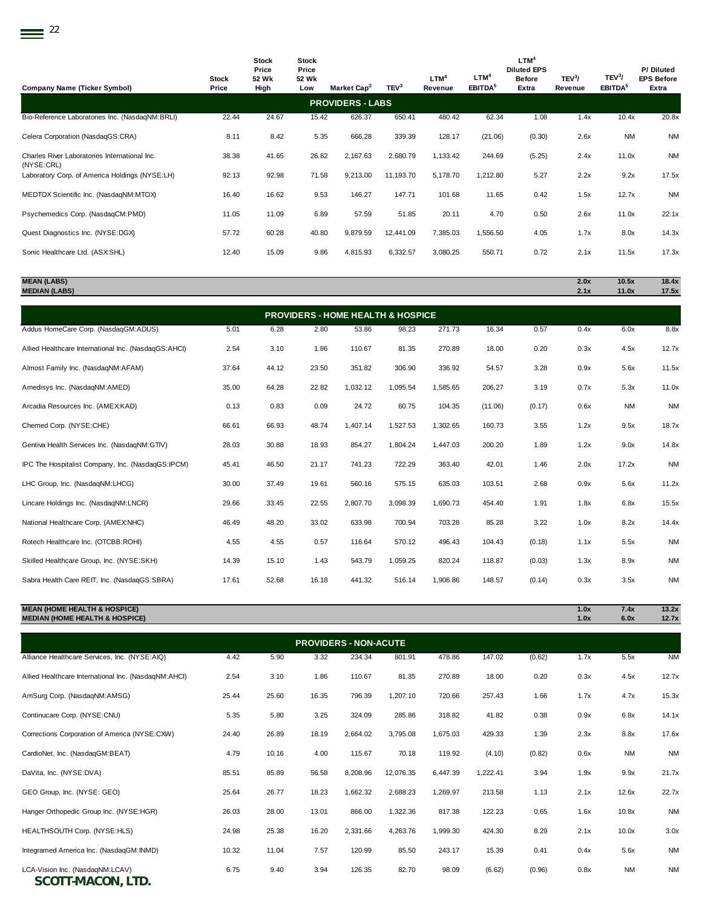| Company Name (Ticker Symbol) | Stock Price | Stock Price 52 Wk High | Stock Price 52 Wk Low | Market Cap[2] | TEV[3] | LTM[4] Revenue | LTM[4] EBITDA[5] | LTM[4] Diluted EPS Before Extra | TEV[3]/ Revenue | TEV[3]/ EBITDA[5] | P/ Diluted EPS Before Extra |
|---|---|---|---|---|---|---|---|---|---|---|---|
| **PROVIDERS - LABS** | | | | | | | | | | | |
| Bio-Reference Laboratories Inc. (NasdaqNM:BRLI) | 22.44 | 24.67 | 15.42 | 626.37 | 650.41 | 480.42 | 62.34 | 1.08 | 1.4x | 10.4x | 20.8x |
| Celera Corporation (NasdaqGS:CRA) | 8.11 | 8.42 | 5.35 | 666.28 | 339.39 | 128.17 | (21.06) | (0.30) | 2.6x | NM | NM |
| Charles River Laboratories International Inc. (NYSE:CRL) | 38.38 | 41.65 | 26.82 | 2,167.63 | 2,680.79 | 1,133.42 | 244.69 | (5.25) | 2.4x | 11.0x | NM |
| Laboratory Corp. of America Holdings (NYSE:LH) | 92.13 | 92.98 | 71.58 | 9,213.00 | 11,193.70 | 5,178.70 | 1,212.80 | 5.27 | 2.2x | 9.2x | 17.5x |
| MEDTOX Scientific Inc. (NasdaqNM:MTOX) | 16.40 | 16.62 | 9.53 | 146.27 | 147.71 | 101.68 | 11.65 | 0.42 | 1.5x | 12.7x | NM |
| Psychemedics Corp. (NasdaqCM:PMD) | 11.05 | 11.09 | 6.89 | 57.59 | 51.85 | 20.11 | 4.70 | 0.50 | 2.6x | 11.0x | 22.1x |
| Quest Diagnostics Inc. (NYSE:DGX) | 57.72 | 60.28 | 40.80 | 9,879.59 | 12,441.09 | 7,385.03 | 1,556.50 | 4.05 | 1.7x | 8.0x | 14.3x |
| Sonic Healthcare Ltd. (ASX:SHL) | 12.40 | 15.09 | 9.86 | 4,815.93 | 6,332.57 | 3,080.25 | 550.71 | 0.72 | 2.1x | 11.5x | 17.3x |
| **MEAN (LABS)** | | | | | | | | | **2.0x** | **10.5x** | **18.4x** |
| **MEDIAN (LABS)** | | | | | | | | | **2.1x** | **11.0x** | **17.5x** |
| **PROVIDERS - HOME HEALTH & HOSPICE** | | | | | | | | | | | |
| Addus HomeCare Corp. (NasdaqGM:ADUS) | 5.01 | 6.28 | 2.80 | 53.86 | 98.23 | 271.73 | 16.34 | 0.57 | 0.4x | 6.0x | 8.8x |
| Allied Healthcare International Inc. (NasdaqGS:AHCI) | 2.54 | 3.10 | 1.86 | 110.67 | 81.35 | 270.89 | 18.00 | 0.20 | 0.3x | 4.5x | 12.7x |
| Almost Family Inc. (NasdaqNM:AFAM) | 37.64 | 44.12 | 23.50 | 351.82 | 306.90 | 336.92 | 54.57 | 3.28 | 0.9x | 5.6x | 11.5x |
| Amedisys Inc. (NasdaqNM:AMED) | 35.00 | 64.28 | 22.82 | 1,032.12 | 1,095.54 | 1,585.65 | 206.27 | 3.19 | 0.7x | 5.3x | 11.0x |
| Arcadia Resources Inc. (AMEX:KAD) | 0.13 | 0.83 | 0.09 | 24.72 | 60.75 | 104.35 | (11.06) | (0.17) | 0.6x | NM | NM |
| Chemed Corp. (NYSE:CHE) | 66.61 | 66.93 | 48.74 | 1,407.14 | 1,527.53 | 1,302.65 | 160.73 | 3.55 | 1.2x | 9.5x | 18.7x |
| Gentiva Health Services Inc. (NasdaqNM:GTIV) | 28.03 | 30.88 | 18.93 | 854.27 | 1,804.24 | 1,447.03 | 200.20 | 1.89 | 1.2x | 9.0x | 14.8x |
| IPC The Hospitalist Company, Inc. (NasdaqGS:IPCM) | 45.41 | 46.50 | 21.17 | 741.23 | 722.29 | 363.40 | 42.01 | 1.46 | 2.0x | 17.2x | NM |
| LHC Group, Inc. (NasdaqNM:LHCG) | 30.00 | 37.49 | 19.61 | 560.16 | 575.15 | 635.03 | 103.51 | 2.68 | 0.9x | 5.6x | 11.2x |
| Lincare Holdings Inc. (NasdaqNM:LNCR) | 29.66 | 33.45 | 22.55 | 2,807.70 | 3,098.39 | 1,690.73 | 454.40 | 1.91 | 1.8x | 6.8x | 15.5x |
| National Healthcare Corp. (AMEX:NHC) | 46.49 | 48.20 | 33.02 | 633.98 | 700.94 | 703.28 | 85.28 | 3.22 | 1.0x | 8.2x | 14.4x |
| Rotech Healthcare Inc. (OTCBB:ROHI) | 4.55 | 4.55 | 0.57 | 116.64 | 570.12 | 496.43 | 104.43 | (0.18) | 1.1x | 5.5x | NM |
| Skilled Healthcare Group, Inc. (NYSE:SKH) | 14.39 | 15.10 | 1.43 | 543.79 | 1,059.25 | 820.24 | 118.87 | (0.03) | 1.3x | 8.9x | NM |
| Sabra Health Care REIT, Inc. (NasdaqGS:SBRA) | 17.61 | 52.68 | 16.18 | 441.32 | 516.14 | 1,906.86 | 148.57 | (0.14) | 0.3x | 3.5x | NM |
| **MEAN (HOME HEALTH & HOSPICE)** | | | | | | | | | **1.0x** | **7.4x** | **13.2x** |
| **MEDIAN (HOME HEALTH & HOSPICE)** | | | | | | | | | **1.0x** | **6.0x** | **12.7x** |
| **PROVIDERS - NON-ACUTE** | | | | | | | | | | | |
| Alliance Healthcare Services, Inc. (NYSE:AIQ) | 4.42 | 5.90 | 3.32 | 234.34 | 801.91 | 478.86 | 147.02 | (0.62) | 1.7x | 5.5x | NM |
| Allied Healthcare International Inc. (NasdaqNM:AHCI) | 2.54 | 3.10 | 1.86 | 110.67 | 81.35 | 270.89 | 18.00 | 0.20 | 0.3x | 4.5x | 12.7x |
| AmSurg Corp. (NasdaqNM:AMSG) | 25.44 | 25.60 | 16.35 | 796.39 | 1,207.10 | 720.66 | 257.43 | 1.66 | 1.7x | 4.7x | 15.3x |
| Continucare Corp. (NYSE:CNU) | 5.35 | 5.80 | 3.25 | 324.09 | 285.86 | 318.82 | 41.82 | 0.38 | 0.9x | 6.8x | 14.1x |
| Corrections Corporation of America (NYSE:CXW) | 24.40 | 26.89 | 18.19 | 2,664.02 | 3,795.08 | 1,675.03 | 429.33 | 1.39 | 2.3x | 8.8x | 17.6x |
| CardioNet, Inc. (NasdaqGM:BEAT) | 4.79 | 10.16 | 4.00 | 115.67 | 70.18 | 119.92 | (4.10) | (0.82) | 0.6x | NM | NM |
| DaVita, Inc. (NYSE:DVA) | 85.51 | 85.89 | 56.58 | 8,208.96 | 12,076.35 | 6,447.39 | 1,222.41 | 3.94 | 1.9x | 9.9x | 21.7x |
| GEO Group, Inc. (NYSE: GEO) | 25.64 | 26.77 | 18.23 | 1,662.32 | 2,688.23 | 1,269.97 | 213.58 | 1.13 | 2.1x | 12.6x | 22.7x |
| Hanger Orthopedic Group Inc. (NYSE:HGR) | 26.03 | 28.00 | 13.01 | 866.00 | 1,322.36 | 817.38 | 122.23 | 0.65 | 1.6x | 10.8x | NM |
| HEALTHSOUTH Corp. (NYSE:HLS) | 24.98 | 25.38 | 16.20 | 2,331.66 | 4,263.76 | 1,999.30 | 424.30 | 8.29 | 2.1x | 10.0x | 3.0x |
| Integramed America Inc. (NasdaqGM:INMD) | 10.32 | 11.04 | 7.57 | 120.99 | 85.50 | 243.17 | 15.39 | 0.41 | 0.4x | 5.6x | NM |
| LCA-Vision Inc. (NasdaqNM:LCAV) | 6.75 | 9.40 | 3.94 | 126.35 | 82.70 | 98.09 | (6.62) | (0.96) | 0.8x | NM | NM |

**SCOTT-MACON, LTD.**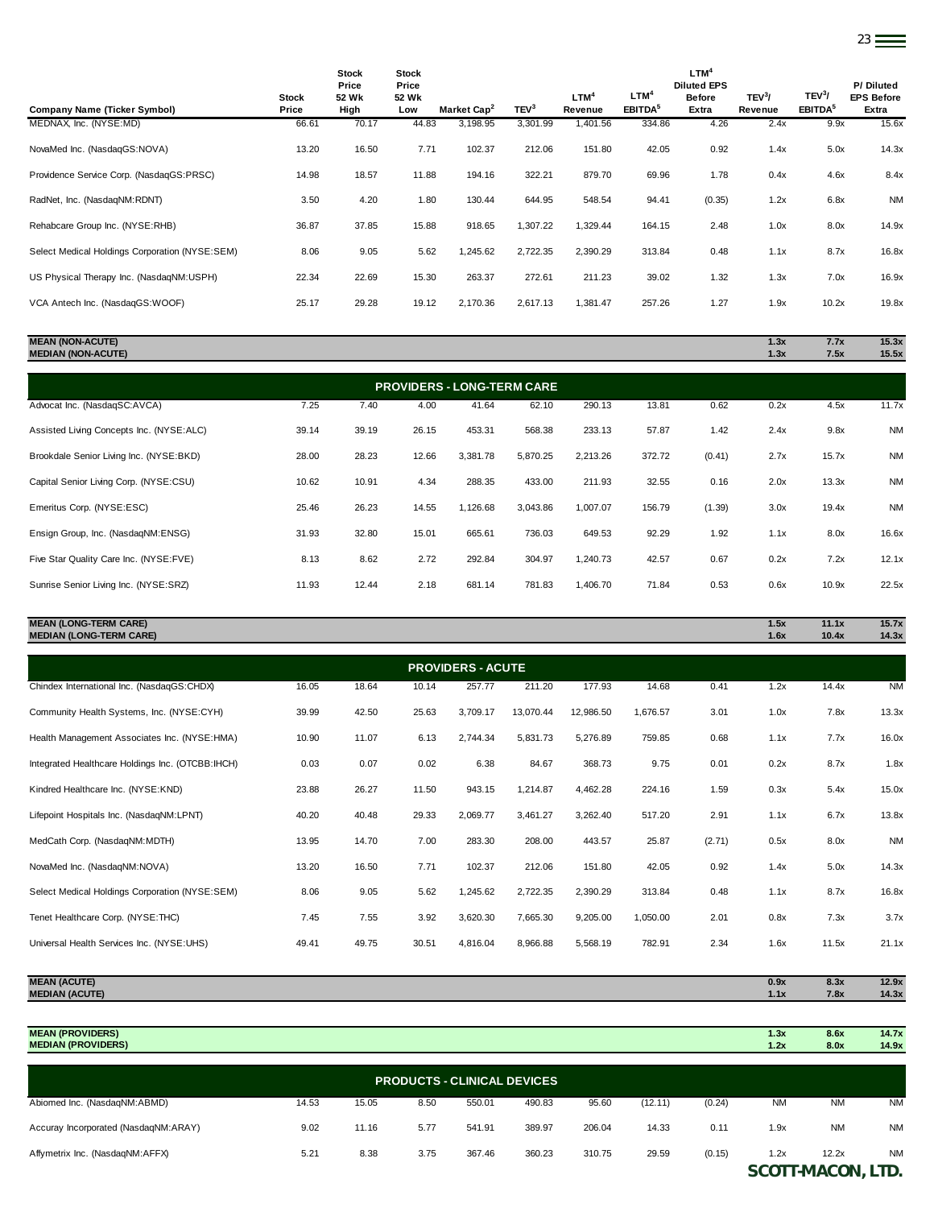| Company Name (Ticker Symbol) | Stock Price | Stock Price 52 Wk High | Stock Price 52 Wk Low | Market Cap[2] | TEV[3] | LTM[4] Revenue | LTM[4] EBITDA[5] | LTM[4] Diluted EPS Before Extra | TEV[3]/ Revenue | TEV[3]/ EBITDA[5] | P/ Diluted EPS Before Extra |
|---|---|---|---|---|---|---|---|---|---|---|---|
| MEDNAX, Inc. (NYSE:MD) | 66.61 | 70.17 | 44.83 | 3,198.95 | 3,301.99 | 1,401.56 | 334.86 | 4.26 | 2.4x | 9.9x | 15.6x |
| NovaMed Inc. (NasdaqGS:NOVA) | 13.20 | 16.50 | 7.71 | 102.37 | 212.06 | 151.80 | 42.05 | 0.92 | 1.4x | 5.0x | 14.3x |
| Providence Service Corp. (NasdaqGS:PRSC) | 14.98 | 18.57 | 11.88 | 194.16 | 322.21 | 879.70 | 69.96 | 1.78 | 0.4x | 4.6x | 8.4x |
| RadNet, Inc. (NasdaqNM:RDNT) | 3.50 | 4.20 | 1.80 | 130.44 | 644.95 | 548.54 | 94.41 | (0.35) | 1.2x | 6.8x | NM |
| Rehabcare Group Inc. (NYSE:RHB) | 36.87 | 37.85 | 15.88 | 918.65 | 1,307.22 | 1,329.44 | 164.15 | 2.48 | 1.0x | 8.0x | 14.9x |
| Select Medical Holdings Corporation (NYSE:SEM) | 8.06 | 9.05 | 5.62 | 1,245.62 | 2,722.35 | 2,390.29 | 313.84 | 0.48 | 1.1x | 8.7x | 16.8x |
| US Physical Therapy Inc. (NasdaqNM:USPH) | 22.34 | 22.69 | 15.30 | 263.37 | 272.61 | 211.23 | 39.02 | 1.32 | 1.3x | 7.0x | 16.9x |
| VCA Antech Inc. (NasdaqGS:WOOF) | 25.17 | 29.28 | 19.12 | 2,170.36 | 2,617.13 | 1,381.47 | 257.26 | 1.27 | 1.9x | 10.2x | 19.8x |
| **MEAN (NON-ACUTE)** | | | | | | | | | **1.3x** | **7.7x** | **15.3x** |
| **MEDIAN (NON-ACUTE)** | | | | | | | | | **1.3x** | **7.5x** | **15.5x** |
| **PROVIDERS - LONG-TERM CARE** | | | | | | | | | | | |
| Advocat Inc. (NasdaqSC:AVCA) | 7.25 | 7.40 | 4.00 | 41.64 | 62.10 | 290.13 | 13.81 | 0.62 | 0.2x | 4.5x | 11.7x |
| Assisted Living Concepts Inc. (NYSE:ALC) | 39.14 | 39.19 | 26.15 | 453.31 | 568.38 | 233.13 | 57.87 | 1.42 | 2.4x | 9.8x | NM |
| Brookdale Senior Living Inc. (NYSE:BKD) | 28.00 | 28.23 | 12.66 | 3,381.78 | 5,870.25 | 2,213.26 | 372.72 | (0.41) | 2.7x | 15.7x | NM |
| Capital Senior Living Corp. (NYSE:CSU) | 10.62 | 10.91 | 4.34 | 288.35 | 433.00 | 211.93 | 32.55 | 0.16 | 2.0x | 13.3x | NM |
| Emeritus Corp. (NYSE:ESC) | 25.46 | 26.23 | 14.55 | 1,126.68 | 3,043.86 | 1,007.07 | 156.79 | (1.39) | 3.0x | 19.4x | NM |
| Ensign Group, Inc. (NasdaqNM:ENSG) | 31.93 | 32.80 | 15.01 | 665.61 | 736.03 | 649.53 | 92.29 | 1.92 | 1.1x | 8.0x | 16.6x |
| Five Star Quality Care Inc. (NYSE:FVE) | 8.13 | 8.62 | 2.72 | 292.84 | 304.97 | 1,240.73 | 42.57 | 0.67 | 0.2x | 7.2x | 12.1x |
| Sunrise Senior Living Inc. (NYSE:SRZ) | 11.93 | 12.44 | 2.18 | 681.14 | 781.83 | 1,406.70 | 71.84 | 0.53 | 0.6x | 10.9x | 22.5x |
| **MEAN (LONG-TERM CARE)** | | | | | | | | | **1.5x** | **11.1x** | **15.7x** |
| **MEDIAN (LONG-TERM CARE)** | | | | | | | | | **1.6x** | **10.4x** | **14.3x** |
| **PROVIDERS - ACUTE** | | | | | | | | | | | |
| Chindex International Inc. (NasdaqGS:CHDX) | 16.05 | 18.64 | 10.14 | 257.77 | 211.20 | 177.93 | 14.68 | 0.41 | 1.2x | 14.4x | NM |
| Community Health Systems, Inc. (NYSE:CYH) | 39.99 | 42.50 | 25.63 | 3,709.17 | 13,070.44 | 12,986.50 | 1,676.57 | 3.01 | 1.0x | 7.8x | 13.3x |
| Health Management Associates Inc. (NYSE:HMA) | 10.90 | 11.07 | 6.13 | 2,744.34 | 5,831.73 | 5,276.89 | 759.85 | 0.68 | 1.1x | 7.7x | 16.0x |
| Integrated Healthcare Holdings Inc. (OTCBB:IHCH) | 0.03 | 0.07 | 0.02 | 6.38 | 84.67 | 368.73 | 9.75 | 0.01 | 0.2x | 8.7x | 1.8x |
| Kindred Healthcare Inc. (NYSE:KND) | 23.88 | 26.27 | 11.50 | 943.15 | 1,214.87 | 4,462.28 | 224.16 | 1.59 | 0.3x | 5.4x | 15.0x |
| Lifepoint Hospitals Inc. (NasdaqNM:LPNT) | 40.20 | 40.48 | 29.33 | 2,069.77 | 3,461.27 | 3,262.40 | 517.20 | 2.91 | 1.1x | 6.7x | 13.8x |
| MedCath Corp. (NasdaqNM:MDTH) | 13.95 | 14.70 | 7.00 | 283.30 | 208.00 | 443.57 | 25.87 | (2.71) | 0.5x | 8.0x | NM |
| NovaMed Inc. (NasdaqNM:NOVA) | 13.20 | 16.50 | 7.71 | 102.37 | 212.06 | 151.80 | 42.05 | 0.92 | 1.4x | 5.0x | 14.3x |
| Select Medical Holdings Corporation (NYSE:SEM) | 8.06 | 9.05 | 5.62 | 1,245.62 | 2,722.35 | 2,390.29 | 313.84 | 0.48 | 1.1x | 8.7x | 16.8x |
| Tenet Healthcare Corp. (NYSE:THC) | 7.45 | 7.55 | 3.92 | 3,620.30 | 7,665.30 | 9,205.00 | 1,050.00 | 2.01 | 0.8x | 7.3x | 3.7x |
| Universal Health Services Inc. (NYSE:UHS) | 49.41 | 49.75 | 30.51 | 4,816.04 | 8,966.88 | 5,568.19 | 782.91 | 2.34 | 1.6x | 11.5x | 21.1x |
| **MEAN (ACUTE)** | | | | | | | | | **0.9x** | **8.3x** | **12.9x** |
| **MEDIAN (ACUTE)** | | | | | | | | | **1.1x** | **7.8x** | **14.3x** |
| **MEAN (PROVIDERS)** | | | | | | | | | **1.3x** | **8.6x** | **14.7x** |
| **MEDIAN (PROVIDERS)** | | | | | | | | | **1.2x** | **8.0x** | **14.9x** |
| **PRODUCTS - CLINICAL DEVICES** | | | | | | | | | | | |
| Abiomed Inc. (NasdaqNM:ABMD) | 14.53 | 15.05 | 8.50 | 550.01 | 490.83 | 95.60 | (12.11) | (0.24) | NM | NM | NM |
| Accuray Incorporated (NasdaqNM:ARAY) | 9.02 | 11.16 | 5.77 | 541.91 | 389.97 | 206.04 | 14.33 | 0.11 | 1.9x | NM | NM |
| Affymetrix Inc. (NasdaqNM:AFFX) | 5.21 | 8.38 | 3.75 | 367.46 | 360.23 | 310.75 | 29.59 | (0.15) | 1.2x | 12.2x | NM |

SCOTT-MACON, LTD.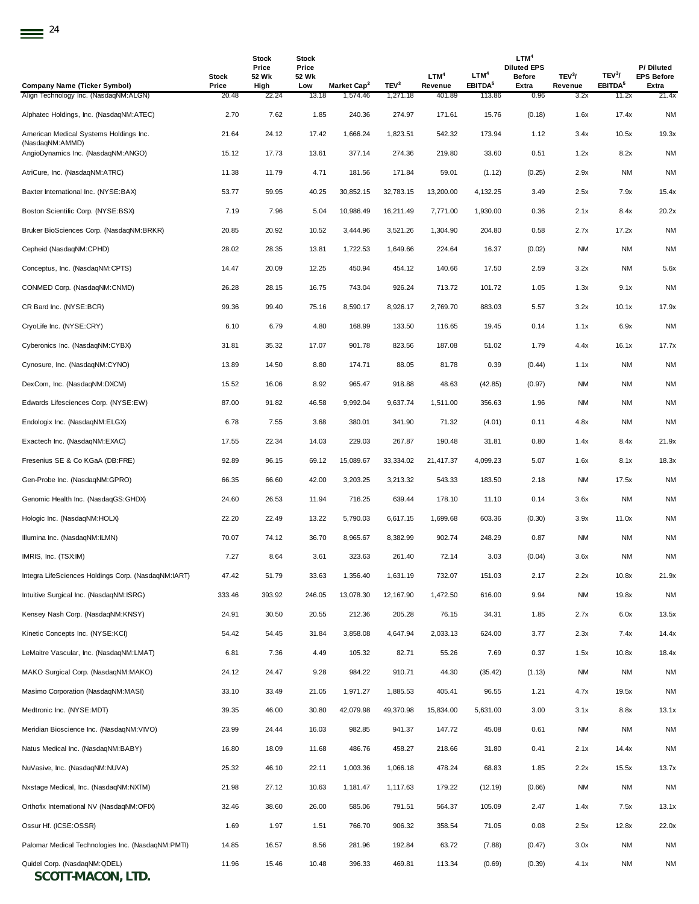| Company Name (Ticker Symbol) | Stock Price | Stock Price 52 Wk High | Stock Price 52 Wk Low | Market Cap[2] | TEV[3] | LTM[4] Revenue | LTM[4] EBITDA[5] | LTM[4] Diluted EPS Before Extra | TEV[3]/ Revenue | TEV[3]/ EBITDA[5] | P/ Diluted EPS Before Extra |
|---|---|---|---|---|---|---|---|---|---|---|---|
| Align Technology Inc. (NasdaqNM:ALGN) | 20.48 | 22.24 | 13.18 | 1,574.46 | 1,271.18 | 401.89 | 113.86 | 0.96 | 3.2x | 11.2x | 21.4x |
| Alphatec Holdings, Inc. (NasdaqNM:ATEC) | 2.70 | 7.62 | 1.85 | 240.36 | 274.97 | 171.61 | 15.76 | (0.18) | 1.6x | 17.4x | NM |
| American Medical Systems Holdings Inc. (NasdaqNM:AMMD) | 21.64 | 24.12 | 17.42 | 1,666.24 | 1,823.51 | 542.32 | 173.94 | 1.12 | 3.4x | 10.5x | 19.3x |
| AngioDynamics Inc. (NasdaqNM:ANGO) | 15.12 | 17.73 | 13.61 | 377.14 | 274.36 | 219.80 | 33.60 | 0.51 | 1.2x | 8.2x | NM |
| AtriCure, Inc. (NasdaqNM:ATRC) | 11.38 | 11.79 | 4.71 | 181.56 | 171.84 | 59.01 | (1.12) | (0.25) | 2.9x | NM | NM |
| Baxter International Inc. (NYSE:BAX) | 53.77 | 59.95 | 40.25 | 30,852.15 | 32,783.15 | 13,200.00 | 4,132.25 | 3.49 | 2.5x | 7.9x | 15.4x |
| Boston Scientific Corp. (NYSE:BSX) | 7.19 | 7.96 | 5.04 | 10,986.49 | 16,211.49 | 7,771.00 | 1,930.00 | 0.36 | 2.1x | 8.4x | 20.2x |
| Bruker BioSciences Corp. (NasdaqNM:BRKR) | 20.85 | 20.92 | 10.52 | 3,444.96 | 3,521.26 | 1,304.90 | 204.80 | 0.58 | 2.7x | 17.2x | NM |
| Cepheid (NasdaqNM:CPHD) | 28.02 | 28.35 | 13.81 | 1,722.53 | 1,649.66 | 224.64 | 16.37 | (0.02) | NM | NM | NM |
| Conceptus, Inc. (NasdaqNM:CPTS) | 14.47 | 20.09 | 12.25 | 450.94 | 454.12 | 140.66 | 17.50 | 2.59 | 3.2x | NM | 5.6x |
| CONMED Corp. (NasdaqNM:CNMD) | 26.28 | 28.15 | 16.75 | 743.04 | 926.24 | 713.72 | 101.72 | 1.05 | 1.3x | 9.1x | NM |
| CR Bard Inc. (NYSE:BCR) | 99.36 | 99.40 | 75.16 | 8,590.17 | 8,926.17 | 2,769.70 | 883.03 | 5.57 | 3.2x | 10.1x | 17.9x |
| CryoLife Inc. (NYSE:CRY) | 6.10 | 6.79 | 4.80 | 168.99 | 133.50 | 116.65 | 19.45 | 0.14 | 1.1x | 6.9x | NM |
| Cyberonics Inc. (NasdaqNM:CYBX) | 31.81 | 35.32 | 17.07 | 901.78 | 823.56 | 187.08 | 51.02 | 1.79 | 4.4x | 16.1x | 17.7x |
| Cynosure, Inc. (NasdaqNM:CYNO) | 13.89 | 14.50 | 8.80 | 174.71 | 88.05 | 81.78 | 0.39 | (0.44) | 1.1x | NM | NM |
| DexCom, Inc. (NasdaqNM:DXCM) | 15.52 | 16.06 | 8.92 | 965.47 | 918.88 | 48.63 | (42.85) | (0.97) | NM | NM | NM |
| Edwards Lifesciences Corp. (NYSE:EW) | 87.00 | 91.82 | 46.58 | 9,992.04 | 9,637.74 | 1,511.00 | 356.63 | 1.96 | NM | NM | NM |
| Endologix Inc. (NasdaqNM:ELGX) | 6.78 | 7.55 | 3.68 | 380.01 | 341.90 | 71.32 | (4.01) | 0.11 | 4.8x | NM | NM |
| Exactech Inc. (NasdaqNM:EXAC) | 17.55 | 22.34 | 14.03 | 229.03 | 267.87 | 190.48 | 31.81 | 0.80 | 1.4x | 8.4x | 21.9x |
| Fresenius SE & Co KGaA (DB:FRE) | 92.89 | 96.15 | 69.12 | 15,089.67 | 33,334.02 | 21,417.37 | 4,099.23 | 5.07 | 1.6x | 8.1x | 18.3x |
| Gen-Probe Inc. (NasdaqNM:GPRO) | 66.35 | 66.60 | 42.00 | 3,203.25 | 3,213.32 | 543.33 | 183.50 | 2.18 | NM | 17.5x | NM |
| Genomic Health Inc. (NasdaqGS:GHDX) | 24.60 | 26.53 | 11.94 | 716.25 | 639.44 | 178.10 | 11.10 | 0.14 | 3.6x | NM | NM |
| Hologic Inc. (NasdaqNM:HOLX) | 22.20 | 22.49 | 13.22 | 5,790.03 | 6,617.15 | 1,699.68 | 603.36 | (0.30) | 3.9x | 11.0x | NM |
| Illumina Inc. (NasdaqNM:ILMN) | 70.07 | 74.12 | 36.70 | 8,965.67 | 8,382.99 | 902.74 | 248.29 | 0.87 | NM | NM | NM |
| IMRIS, Inc. (TSX:IM) | 7.27 | 8.64 | 3.61 | 323.63 | 261.40 | 72.14 | 3.03 | (0.04) | 3.6x | NM | NM |
| Integra LifeSciences Holdings Corp. (NasdaqNM:IART) | 47.42 | 51.79 | 33.63 | 1,356.40 | 1,631.19 | 732.07 | 151.03 | 2.17 | 2.2x | 10.8x | 21.9x |
| Intuitive Surgical Inc. (NasdaqNM:ISRG) | 333.46 | 393.92 | 246.05 | 13,078.30 | 12,167.90 | 1,472.50 | 616.00 | 9.94 | NM | 19.8x | NM |
| Kensey Nash Corp. (NasdaqNM:KNSY) | 24.91 | 30.50 | 20.55 | 212.36 | 205.28 | 76.15 | 34.31 | 1.85 | 2.7x | 6.0x | 13.5x |
| Kinetic Concepts Inc. (NYSE:KCI) | 54.42 | 54.45 | 31.84 | 3,858.08 | 4,647.94 | 2,033.13 | 624.00 | 3.77 | 2.3x | 7.4x | 14.4x |
| LeMaitre Vascular, Inc. (NasdaqNM:LMAT) | 6.81 | 7.36 | 4.49 | 105.32 | 82.71 | 55.26 | 7.69 | 0.37 | 1.5x | 10.8x | 18.4x |
| MAKO Surgical Corp. (NasdaqNM:MAKO) | 24.12 | 24.47 | 9.28 | 984.22 | 910.71 | 44.30 | (35.42) | (1.13) | NM | NM | NM |
| Masimo Corporation (NasdaqNM:MASI) | 33.10 | 33.49 | 21.05 | 1,971.27 | 1,885.53 | 405.41 | 96.55 | 1.21 | 4.7x | 19.5x | NM |
| Medtronic Inc. (NYSE:MDT) | 39.35 | 46.00 | 30.80 | 42,079.98 | 49,370.98 | 15,834.00 | 5,631.00 | 3.00 | 3.1x | 8.8x | 13.1x |
| Meridian Bioscience Inc. (NasdaqNM:VIVO) | 23.99 | 24.44 | 16.03 | 982.85 | 941.37 | 147.72 | 45.08 | 0.61 | NM | NM | NM |
| Natus Medical Inc. (NasdaqNM:BABY) | 16.80 | 18.09 | 11.68 | 486.76 | 458.27 | 218.66 | 31.80 | 0.41 | 2.1x | 14.4x | NM |
| NuVasive, Inc. (NasdaqNM:NUVA) | 25.32 | 46.10 | 22.11 | 1,003.36 | 1,066.18 | 478.24 | 68.83 | 1.85 | 2.2x | 15.5x | 13.7x |
| Nxstage Medical, Inc. (NasdaqNM:NXTM) | 21.98 | 27.12 | 10.63 | 1,181.47 | 1,117.63 | 179.22 | (12.19) | (0.66) | NM | NM | NM |
| Orthofix International NV (NasdaqNM:OFIX) | 32.46 | 38.60 | 26.00 | 585.06 | 791.51 | 564.37 | 105.09 | 2.47 | 1.4x | 7.5x | 13.1x |
| Ossur Hf. (ICSE:OSSR) | 1.69 | 1.97 | 1.51 | 766.70 | 906.32 | 358.54 | 71.05 | 0.08 | 2.5x | 12.8x | 22.0x |
| Palomar Medical Technologies Inc. (NasdaqNM:PMTI) | 14.85 | 16.57 | 8.56 | 281.96 | 192.84 | 63.72 | (7.88) | (0.47) | 3.0x | NM | NM |
| Quidel Corp. (NasdaqNM:QDEL) | 11.96 | 15.46 | 10.48 | 396.33 | 469.81 | 113.34 | (0.69) | (0.39) | 4.1x | NM | NM |

**SCOTT-MACON, LTD.**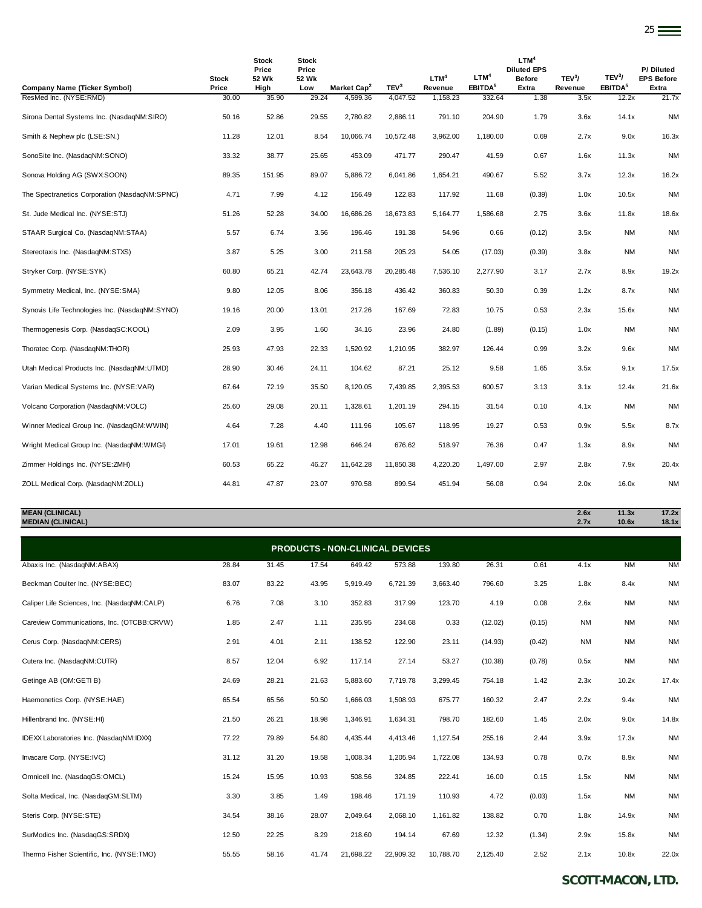| Company Name (Ticker Symbol) | Stock Price | Stock Price 52 Wk High | Stock Price 52 Wk Low | Market Cap[2] | TEV[3] | LTM[4] Revenue | LTM[4] EBITDA[5] | LTM[4] Diluted EPS Before Extra | TEV[3]/ Revenue | TEV[3]/ EBITDA[5] | P/ Diluted EPS Before Extra |
|---|---|---|---|---|---|---|---|---|---|---|---|
| ResMed Inc. (NYSE:RMD) | 30.00 | 35.90 | 29.24 | 4,599.36 | 4,047.52 | 1,158.23 | 332.64 | 1.38 | 3.5x | 12.2x | 21.7x |
| Sirona Dental Systems Inc. (NasdaqNM:SIRO) | 50.16 | 52.86 | 29.55 | 2,780.82 | 2,886.11 | 791.10 | 204.90 | 1.79 | 3.6x | 14.1x | NM |
| Smith & Nephew plc (LSE:SN.) | 11.28 | 12.01 | 8.54 | 10,066.74 | 10,572.48 | 3,962.00 | 1,180.00 | 0.69 | 2.7x | 9.0x | 16.3x |
| SonoSite Inc. (NasdaqNM:SONO) | 33.32 | 38.77 | 25.65 | 453.09 | 471.77 | 290.47 | 41.59 | 0.67 | 1.6x | 11.3x | NM |
| Sonova Holding AG (SWX:SOON) | 89.35 | 151.95 | 89.07 | 5,886.72 | 6,041.86 | 1,654.21 | 490.67 | 5.52 | 3.7x | 12.3x | 16.2x |
| The Spectranetics Corporation (NasdaqNM:SPNC) | 4.71 | 7.99 | 4.12 | 156.49 | 122.83 | 117.92 | 11.68 | (0.39) | 1.0x | 10.5x | NM |
| St. Jude Medical Inc. (NYSE:STJ) | 51.26 | 52.28 | 34.00 | 16,686.26 | 18,673.83 | 5,164.77 | 1,586.68 | 2.75 | 3.6x | 11.8x | 18.6x |
| STAAR Surgical Co. (NasdaqNM:STAA) | 5.57 | 6.74 | 3.56 | 196.46 | 191.38 | 54.96 | 0.66 | (0.12) | 3.5x | NM | NM |
| Stereotaxis Inc. (NasdaqNM:STXS) | 3.87 | 5.25 | 3.00 | 211.58 | 205.23 | 54.05 | (17.03) | (0.39) | 3.8x | NM | NM |
| Stryker Corp. (NYSE:SYK) | 60.80 | 65.21 | 42.74 | 23,643.78 | 20,285.48 | 7,536.10 | 2,277.90 | 3.17 | 2.7x | 8.9x | 19.2x |
| Symmetry Medical, Inc. (NYSE:SMA) | 9.80 | 12.05 | 8.06 | 356.18 | 436.42 | 360.83 | 50.30 | 0.39 | 1.2x | 8.7x | NM |
| Synovis Life Technologies Inc. (NasdaqNM:SYNO) | 19.16 | 20.00 | 13.01 | 217.26 | 167.69 | 72.83 | 10.75 | 0.53 | 2.3x | 15.6x | NM |
| Thermogenesis Corp. (NasdaqSC:KOOL) | 2.09 | 3.95 | 1.60 | 34.16 | 23.96 | 24.80 | (1.89) | (0.15) | 1.0x | NM | NM |
| Thoratec Corp. (NasdaqNM:THOR) | 25.93 | 47.93 | 22.33 | 1,520.92 | 1,210.95 | 382.97 | 126.44 | 0.99 | 3.2x | 9.6x | NM |
| Utah Medical Products Inc. (NasdaqNM:UTMD) | 28.90 | 30.46 | 24.11 | 104.62 | 87.21 | 25.12 | 9.58 | 1.65 | 3.5x | 9.1x | 17.5x |
| Varian Medical Systems Inc. (NYSE:VAR) | 67.64 | 72.19 | 35.50 | 8,120.05 | 7,439.85 | 2,395.53 | 600.57 | 3.13 | 3.1x | 12.4x | 21.6x |
| Volcano Corporation (NasdaqNM:VOLC) | 25.60 | 29.08 | 20.11 | 1,328.61 | 1,201.19 | 294.15 | 31.54 | 0.10 | 4.1x | NM | NM |
| Winner Medical Group Inc. (NasdaqGM:WWIN) | 4.64 | 7.28 | 4.40 | 111.96 | 105.67 | 118.95 | 19.27 | 0.53 | 0.9x | 5.5x | 8.7x |
| Wright Medical Group Inc. (NasdaqNM:WMGI) | 17.01 | 19.61 | 12.98 | 646.24 | 676.62 | 518.97 | 76.36 | 0.47 | 1.3x | 8.9x | NM |
| Zimmer Holdings Inc. (NYSE:ZMH) | 60.53 | 65.22 | 46.27 | 11,642.28 | 11,850.38 | 4,220.20 | 1,497.00 | 2.97 | 2.8x | 7.9x | 20.4x |
| ZOLL Medical Corp. (NasdaqNM:ZOLL) | 44.81 | 47.87 | 23.07 | 970.58 | 899.54 | 451.94 | 56.08 | 0.94 | 2.0x | 16.0x | NM |
| **MEAN (CLINICAL)** | | | | | | | | | **2.6x** | **11.3x** | **17.2x** |
| **MEDIAN (CLINICAL)** | | | | | | | | | **2.7x** | **10.6x** | **18.1x** |
| **PRODUCTS - NON-CLINICAL DEVICES** | | | | | | | | | | | |
| Abaxis Inc. (NasdaqNM:ABAX) | 28.84 | 31.45 | 17.54 | 649.42 | 573.88 | 139.80 | 26.31 | 0.61 | 4.1x | NM | NM |
| Beckman Coulter Inc. (NYSE:BEC) | 83.07 | 83.22 | 43.95 | 5,919.49 | 6,721.39 | 3,663.40 | 796.60 | 3.25 | 1.8x | 8.4x | NM |
| Caliper Life Sciences, Inc. (NasdaqNM:CALP) | 6.76 | 7.08 | 3.10 | 352.83 | 317.99 | 123.70 | 4.19 | 0.08 | 2.6x | NM | NM |
| Careview Communications, Inc. (OTCBB:CRVW) | 1.85 | 2.47 | 1.11 | 235.95 | 234.68 | 0.33 | (12.02) | (0.15) | NM | NM | NM |
| Cerus Corp. (NasdaqNM:CERS) | 2.91 | 4.01 | 2.11 | 138.52 | 122.90 | 23.11 | (14.93) | (0.42) | NM | NM | NM |
| Cutera Inc. (NasdaqNM:CUTR) | 8.57 | 12.04 | 6.92 | 117.14 | 27.14 | 53.27 | (10.38) | (0.78) | 0.5x | NM | NM |
| Getinge AB (OM:GETI B) | 24.69 | 28.21 | 21.63 | 5,883.60 | 7,719.78 | 3,299.45 | 754.18 | 1.42 | 2.3x | 10.2x | 17.4x |
| Haemonetics Corp. (NYSE:HAE) | 65.54 | 65.56 | 50.50 | 1,666.03 | 1,508.93 | 675.77 | 160.32 | 2.47 | 2.2x | 9.4x | NM |
| Hillenbrand Inc. (NYSE:HI) | 21.50 | 26.21 | 18.98 | 1,346.91 | 1,634.31 | 798.70 | 182.60 | 1.45 | 2.0x | 9.0x | 14.8x |
| IDEXX Laboratories Inc. (NasdaqNM:IDXX) | 77.22 | 79.89 | 54.80 | 4,435.44 | 4,413.46 | 1,127.54 | 255.16 | 2.44 | 3.9x | 17.3x | NM |
| Invacare Corp. (NYSE:IVC) | 31.12 | 31.20 | 19.58 | 1,008.34 | 1,205.94 | 1,722.08 | 134.93 | 0.78 | 0.7x | 8.9x | NM |
| Omnicell Inc. (NasdaqGS:OMCL) | 15.24 | 15.95 | 10.93 | 508.56 | 324.85 | 222.41 | 16.00 | 0.15 | 1.5x | NM | NM |
| Solta Medical, Inc. (NasdaqGM:SLTM) | 3.30 | 3.85 | 1.49 | 198.46 | 171.19 | 110.93 | 4.72 | (0.03) | 1.5x | NM | NM |
| Steris Corp. (NYSE:STE) | 34.54 | 38.16 | 28.07 | 2,049.64 | 2,068.10 | 1,161.82 | 138.82 | 0.70 | 1.8x | 14.9x | NM |
| SurModics Inc. (NasdaqGS:SRDX) | 12.50 | 22.25 | 8.29 | 218.60 | 194.14 | 67.69 | 12.32 | (1.34) | 2.9x | 15.8x | NM |
| Thermo Fisher Scientific, Inc. (NYSE:TMO) | 55.55 | 58.16 | 41.74 | 21,698.22 | 22,909.32 | 10,788.70 | 2,125.40 | 2.52 | 2.1x | 10.8x | 22.0x |

**SCOTT-MACON, LTD.**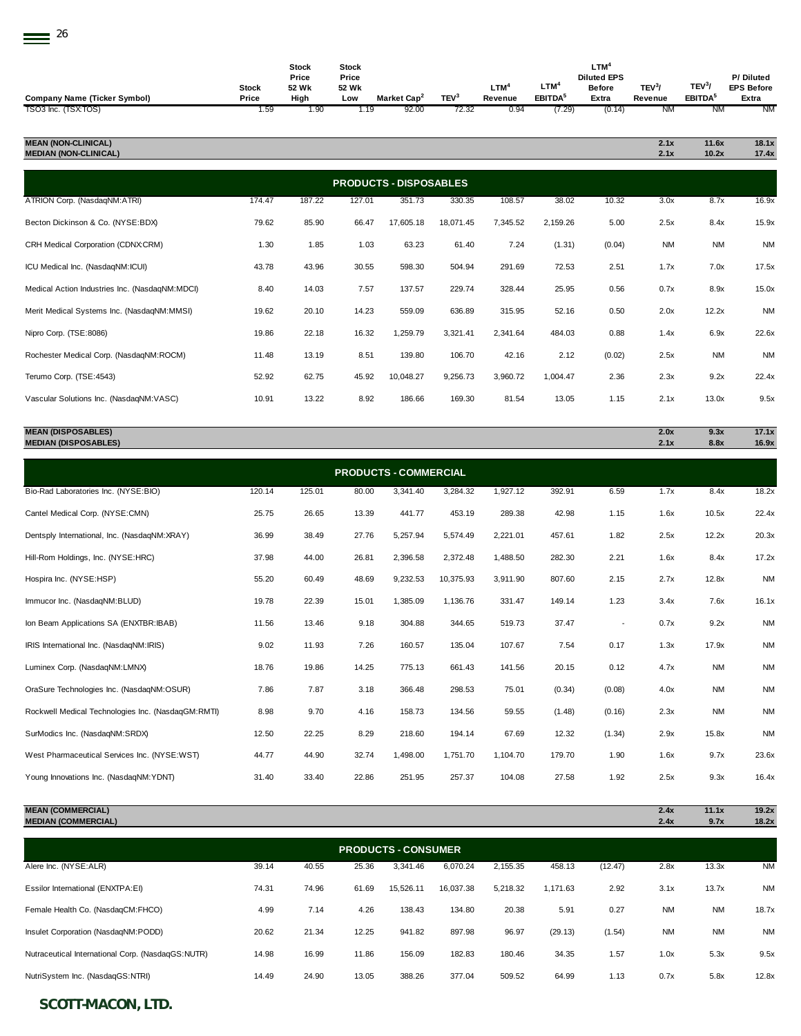| Company Name (Ticker Symbol) | Stock Price | Stock Price 52 Wk High | Stock Price 52 Wk Low | Market Cap[2] | TEV[3] | LTM[4] Revenue | LTM[4] EBITDA[5] | LTM[4] Diluted EPS Before Extra | TEV[3]/ Revenue | TEV[3]/ EBITDA[5] | P/ Diluted EPS Before Extra |
|---|---|---|---|---|---|---|---|---|---|---|---|
| TSO3 Inc. (TSX:TOS) | 1.59 | 1.90 | 1.19 | 92.00 | 72.32 | 0.94 | (7.29) | (0.14) | NM | NM | NM |
| **MEAN (NON-CLINICAL)** | | | | | | | | | **2.1x** | **11.6x** | **18.1x** |
| **MEDIAN (NON-CLINICAL)** | | | | | | | | | **2.1x** | **10.2x** | **17.4x** |
| **PRODUCTS - DISPOSABLES** | | | | | | | | | | | |
| ATRION Corp. (NasdaqNM:ATRI) | 174.47 | 187.22 | 127.01 | 351.73 | 330.35 | 108.57 | 38.02 | 10.32 | 3.0x | 8.7x | 16.9x |
| Becton Dickinson & Co. (NYSE:BDX) | 79.62 | 85.90 | 66.47 | 17,605.18 | 18,071.45 | 7,345.52 | 2,159.26 | 5.00 | 2.5x | 8.4x | 15.9x |
| CRH Medical Corporation (CDNX:CRM) | 1.30 | 1.85 | 1.03 | 63.23 | 61.40 | 7.24 | (1.31) | (0.04) | NM | NM | NM |
| ICU Medical Inc. (NasdaqNM:ICUI) | 43.78 | 43.96 | 30.55 | 598.30 | 504.94 | 291.69 | 72.53 | 2.51 | 1.7x | 7.0x | 17.5x |
| Medical Action Industries Inc. (NasdaqNM:MDCI) | 8.40 | 14.03 | 7.57 | 137.57 | 229.74 | 328.44 | 25.95 | 0.56 | 0.7x | 8.9x | 15.0x |
| Merit Medical Systems Inc. (NasdaqNM:MMSI) | 19.62 | 20.10 | 14.23 | 559.09 | 636.89 | 315.95 | 52.16 | 0.50 | 2.0x | 12.2x | NM |
| Nipro Corp. (TSE:8086) | 19.86 | 22.18 | 16.32 | 1,259.79 | 3,321.41 | 2,341.64 | 484.03 | 0.88 | 1.4x | 6.9x | 22.6x |
| Rochester Medical Corp. (NasdaqNM:ROCM) | 11.48 | 13.19 | 8.51 | 139.80 | 106.70 | 42.16 | 2.12 | (0.02) | 2.5x | NM | NM |
| Terumo Corp. (TSE:4543) | 52.92 | 62.75 | 45.92 | 10,048.27 | 9,256.73 | 3,960.72 | 1,004.47 | 2.36 | 2.3x | 9.2x | 22.4x |
| Vascular Solutions Inc. (NasdaqNM:VASC) | 10.91 | 13.22 | 8.92 | 186.66 | 169.30 | 81.54 | 13.05 | 1.15 | 2.1x | 13.0x | 9.5x |
| **MEAN (DISPOSABLES)** | | | | | | | | | **2.0x** | **9.3x** | **17.1x** |
| **MEDIAN (DISPOSABLES)** | | | | | | | | | **2.1x** | **8.8x** | **16.9x** |
| **PRODUCTS - COMMERCIAL** | | | | | | | | | | | |
| Bio-Rad Laboratories Inc. (NYSE:BIO) | 120.14 | 125.01 | 80.00 | 3,341.40 | 3,284.32 | 1,927.12 | 392.91 | 6.59 | 1.7x | 8.4x | 18.2x |
| Cantel Medical Corp. (NYSE:CMN) | 25.75 | 26.65 | 13.39 | 441.77 | 453.19 | 289.38 | 42.98 | 1.15 | 1.6x | 10.5x | 22.4x |
| Dentsply International, Inc. (NasdaqNM:XRAY) | 36.99 | 38.49 | 27.76 | 5,257.94 | 5,574.49 | 2,221.01 | 457.61 | 1.82 | 2.5x | 12.2x | 20.3x |
| Hill-Rom Holdings, Inc. (NYSE:HRC) | 37.98 | 44.00 | 26.81 | 2,396.58 | 2,372.48 | 1,488.50 | 282.30 | 2.21 | 1.6x | 8.4x | 17.2x |
| Hospira Inc. (NYSE:HSP) | 55.20 | 60.49 | 48.69 | 9,232.53 | 10,375.93 | 3,911.90 | 807.60 | 2.15 | 2.7x | 12.8x | NM |
| Immucor Inc. (NasdaqNM:BLUD) | 19.78 | 22.39 | 15.01 | 1,385.09 | 1,136.76 | 331.47 | 149.14 | 1.23 | 3.4x | 7.6x | 16.1x |
| Ion Beam Applications SA (ENXTBR:IBAB) | 11.56 | 13.46 | 9.18 | 304.88 | 344.65 | 519.73 | 37.47 | - | 0.7x | 9.2x | NM |
| IRIS International Inc. (NasdaqNM:IRIS) | 9.02 | 11.93 | 7.26 | 160.57 | 135.04 | 107.67 | 7.54 | 0.17 | 1.3x | 17.9x | NM |
| Luminex Corp. (NasdaqNM:LMNX) | 18.76 | 19.86 | 14.25 | 775.13 | 661.43 | 141.56 | 20.15 | 0.12 | 4.7x | NM | NM |
| OraSure Technologies Inc. (NasdaqNM:OSUR) | 7.86 | 7.87 | 3.18 | 366.48 | 298.53 | 75.01 | (0.34) | (0.08) | 4.0x | NM | NM |
| Rockwell Medical Technologies Inc. (NasdaqGM:RMTI) | 8.98 | 9.70 | 4.16 | 158.73 | 134.56 | 59.55 | (1.48) | (0.16) | 2.3x | NM | NM |
| SurModics Inc. (NasdaqNM:SRDX) | 12.50 | 22.25 | 8.29 | 218.60 | 194.14 | 67.69 | 12.32 | (1.34) | 2.9x | 15.8x | NM |
| West Pharmaceutical Services Inc. (NYSE:WST) | 44.77 | 44.90 | 32.74 | 1,498.00 | 1,751.70 | 1,104.70 | 179.70 | 1.90 | 1.6x | 9.7x | 23.6x |
| Young Innovations Inc. (NasdaqNM:YDNT) | 31.40 | 33.40 | 22.86 | 251.95 | 257.37 | 104.08 | 27.58 | 1.92 | 2.5x | 9.3x | 16.4x |
| **MEAN (COMMERCIAL)** | | | | | | | | | **2.4x** | **11.1x** | **19.2x** |
| **MEDIAN (COMMERCIAL)** | | | | | | | | | **2.4x** | **9.7x** | **18.2x** |
| **PRODUCTS - CONSUMER** | | | | | | | | | | | |
| Alere Inc. (NYSE:ALR) | 39.14 | 40.55 | 25.36 | 3,341.46 | 6,070.24 | 2,155.35 | 458.13 | (12.47) | 2.8x | 13.3x | NM |
| Essilor International (ENXTPA:EI) | 74.31 | 74.96 | 61.69 | 15,526.11 | 16,037.38 | 5,218.32 | 1,171.63 | 2.92 | 3.1x | 13.7x | NM |
| Female Health Co. (NasdaqCM:FHCO) | 4.99 | 7.14 | 4.26 | 138.43 | 134.80 | 20.38 | 5.91 | 0.27 | NM | NM | 18.7x |
| Insulet Corporation (NasdaqNM:PODD) | 20.62 | 21.34 | 12.25 | 941.82 | 897.98 | 96.97 | (29.13) | (1.54) | NM | NM | NM |
| Nutraceutical International Corp. (NasdaqGS:NUTR) | 14.98 | 16.99 | 11.86 | 156.09 | 182.83 | 180.46 | 34.35 | 1.57 | 1.0x | 5.3x | 9.5x |
| NutriSystem Inc. (NasdaqGS:NTRI) | 14.49 | 24.90 | 13.05 | 388.26 | 377.04 | 509.52 | 64.99 | 1.13 | 0.7x | 5.8x | 12.8x |

**SCOTT-MACON, LTD.**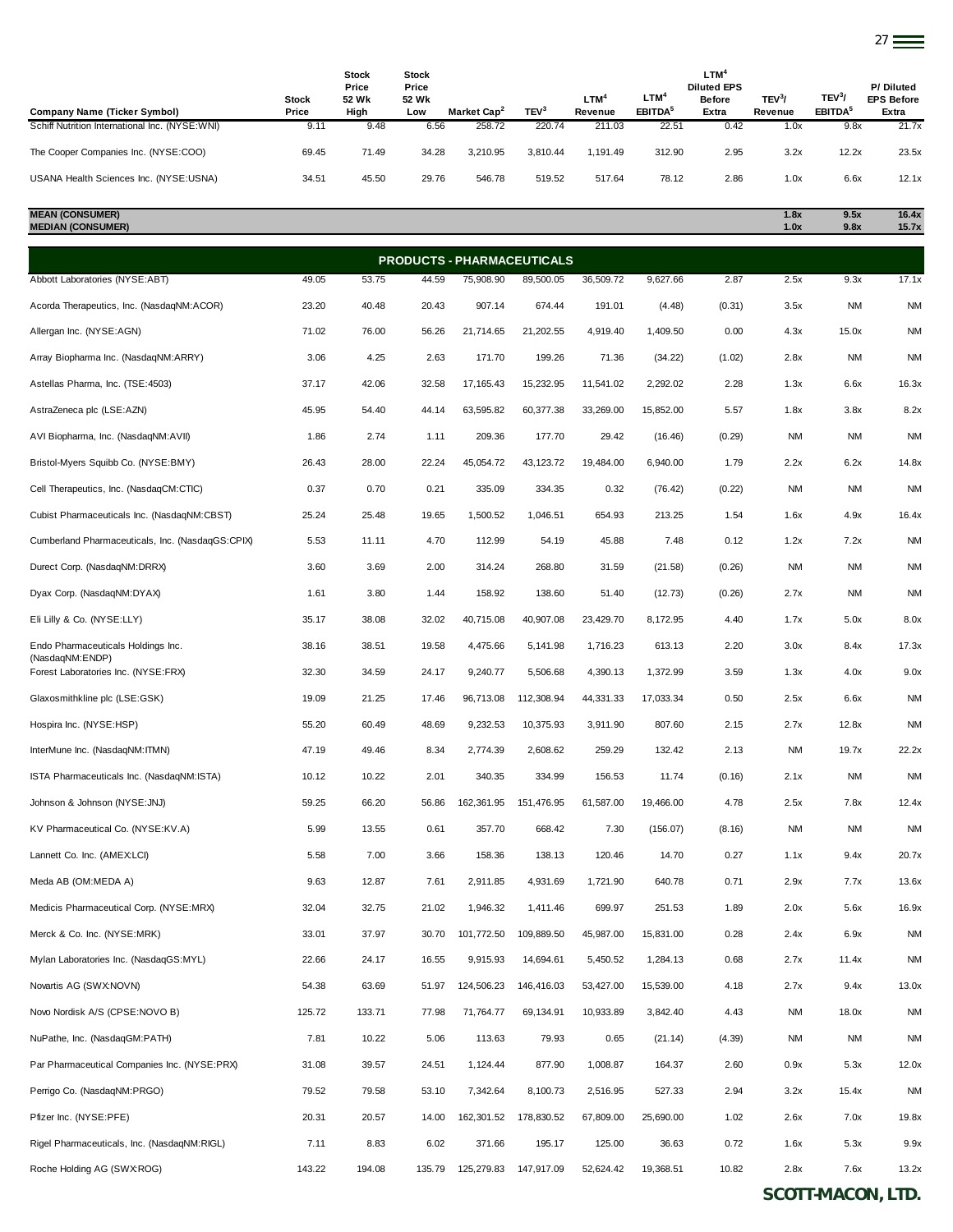| Company Name (Ticker Symbol) | Stock Price | Stock Price 52 Wk High | Stock Price 52 Wk Low | Market Cap[2] | TEV[3] | LTM[4] Revenue | LTM[4] EBITDA[5] | LTM[4] Diluted EPS Before Extra | TEV[3]/ Revenue | TEV[3]/ EBITDA[5] | P/ Diluted EPS Before Extra |
|---|---|---|---|---|---|---|---|---|---|---|---|
| Schiff Nutrition International Inc. (NYSE:WNI) | 9.11 | 9.48 | 6.56 | 258.72 | 220.74 | 211.03 | 22.51 | 0.42 | 1.0x | 9.8x | 21.7x |
| The Cooper Companies Inc. (NYSE:COO) | 69.45 | 71.49 | 34.28 | 3,210.95 | 3,810.44 | 1,191.49 | 312.90 | 2.95 | 3.2x | 12.2x | 23.5x |
| USANA Health Sciences Inc. (NYSE:USNA) | 34.51 | 45.50 | 29.76 | 546.78 | 519.52 | 517.64 | 78.12 | 2.86 | 1.0x | 6.6x | 12.1x |
| **MEAN (CONSUMER)** | | | | | | | | | **1.8x** | **9.5x** | **16.4x** |
| **MEDIAN (CONSUMER)** | | | | | | | | | **1.0x** | **9.8x** | **15.7x** |
| **PRODUCTS - PHARMACEUTICALS** | | | | | | | | | | | |
| Abbott Laboratories (NYSE:ABT) | 49.05 | 53.75 | 44.59 | 75,908.90 | 89,500.05 | 36,509.72 | 9,627.66 | 2.87 | 2.5x | 9.3x | 17.1x |
| Acorda Therapeutics, Inc. (NasdaqNM:ACOR) | 23.20 | 40.48 | 20.43 | 907.14 | 674.44 | 191.01 | (4.48) | (0.31) | 3.5x | NM | NM |
| Allergan Inc. (NYSE:AGN) | 71.02 | 76.00 | 56.26 | 21,714.65 | 21,202.55 | 4,919.40 | 1,409.50 | 0.00 | 4.3x | 15.0x | NM |
| Array Biopharma Inc. (NasdaqNM:ARRY) | 3.06 | 4.25 | 2.63 | 171.70 | 199.26 | 71.36 | (34.22) | (1.02) | 2.8x | NM | NM |
| Astellas Pharma, Inc. (TSE:4503) | 37.17 | 42.06 | 32.58 | 17,165.43 | 15,232.95 | 11,541.02 | 2,292.02 | 2.28 | 1.3x | 6.6x | 16.3x |
| AstraZeneca plc (LSE:AZN) | 45.95 | 54.40 | 44.14 | 63,595.82 | 60,377.38 | 33,269.00 | 15,852.00 | 5.57 | 1.8x | 3.8x | 8.2x |
| AVI Biopharma, Inc. (NasdaqNM:AVII) | 1.86 | 2.74 | 1.11 | 209.36 | 177.70 | 29.42 | (16.46) | (0.29) | NM | NM | NM |
| Bristol-Myers Squibb Co. (NYSE:BMY) | 26.43 | 28.00 | 22.24 | 45,054.72 | 43,123.72 | 19,484.00 | 6,940.00 | 1.79 | 2.2x | 6.2x | 14.8x |
| Cell Therapeutics, Inc. (NasdaqCM:CTIC) | 0.37 | 0.70 | 0.21 | 335.09 | 334.35 | 0.32 | (76.42) | (0.22) | NM | NM | NM |
| Cubist Pharmaceuticals Inc. (NasdaqNM:CBST) | 25.24 | 25.48 | 19.65 | 1,500.52 | 1,046.51 | 654.93 | 213.25 | 1.54 | 1.6x | 4.9x | 16.4x |
| Cumberland Pharmaceuticals, Inc. (NasdaqGS:CPIX) | 5.53 | 11.11 | 4.70 | 112.99 | 54.19 | 45.88 | 7.48 | 0.12 | 1.2x | 7.2x | NM |
| Durect Corp. (NasdaqNM:DRRX) | 3.60 | 3.69 | 2.00 | 314.24 | 268.80 | 31.59 | (21.58) | (0.26) | NM | NM | NM |
| Dyax Corp. (NasdaqNM:DYAX) | 1.61 | 3.80 | 1.44 | 158.92 | 138.60 | 51.40 | (12.73) | (0.26) | 2.7x | NM | NM |
| Eli Lilly & Co. (NYSE:LLY) | 35.17 | 38.08 | 32.02 | 40,715.08 | 40,907.08 | 23,429.70 | 8,172.95 | 4.40 | 1.7x | 5.0x | 8.0x |
| Endo Pharmaceuticals Holdings Inc. (NasdaqNM:ENDP) | 38.16 | 38.51 | 19.58 | 4,475.66 | 5,141.98 | 1,716.23 | 613.13 | 2.20 | 3.0x | 8.4x | 17.3x |
| Forest Laboratories Inc. (NYSE:FRX) | 32.30 | 34.59 | 24.17 | 9,240.77 | 5,506.68 | 4,390.13 | 1,372.99 | 3.59 | 1.3x | 4.0x | 9.0x |
| Glaxosmithkline plc (LSE:GSK) | 19.09 | 21.25 | 17.46 | 96,713.08 | 112,308.94 | 44,331.33 | 17,033.34 | 0.50 | 2.5x | 6.6x | NM |
| Hospira Inc. (NYSE:HSP) | 55.20 | 60.49 | 48.69 | 9,232.53 | 10,375.93 | 3,911.90 | 807.60 | 2.15 | 2.7x | 12.8x | NM |
| InterMune Inc. (NasdaqNM:ITMN) | 47.19 | 49.46 | 8.34 | 2,774.39 | 2,608.62 | 259.29 | 132.42 | 2.13 | NM | 19.7x | 22.2x |
| ISTA Pharmaceuticals Inc. (NasdaqNM:ISTA) | 10.12 | 10.22 | 2.01 | 340.35 | 334.99 | 156.53 | 11.74 | (0.16) | 2.1x | NM | NM |
| Johnson & Johnson (NYSE:JNJ) | 59.25 | 66.20 | 56.86 | 162,361.95 | 151,476.95 | 61,587.00 | 19,466.00 | 4.78 | 2.5x | 7.8x | 12.4x |
| KV Pharmaceutical Co. (NYSE:KV.A) | 5.99 | 13.55 | 0.61 | 357.70 | 668.42 | 7.30 | (156.07) | (8.16) | NM | NM | NM |
| Lannett Co. Inc. (AMEX:LCI) | 5.58 | 7.00 | 3.66 | 158.36 | 138.13 | 120.46 | 14.70 | 0.27 | 1.1x | 9.4x | 20.7x |
| Meda AB (OM:MEDA A) | 9.63 | 12.87 | 7.61 | 2,911.85 | 4,931.69 | 1,721.90 | 640.78 | 0.71 | 2.9x | 7.7x | 13.6x |
| Medicis Pharmaceutical Corp. (NYSE:MRX) | 32.04 | 32.75 | 21.02 | 1,946.32 | 1,411.46 | 699.97 | 251.53 | 1.89 | 2.0x | 5.6x | 16.9x |
| Merck & Co. Inc. (NYSE:MRK) | 33.01 | 37.97 | 30.70 | 101,772.50 | 109,889.50 | 45,987.00 | 15,831.00 | 0.28 | 2.4x | 6.9x | NM |
| Mylan Laboratories Inc. (NasdaqGS:MYL) | 22.66 | 24.17 | 16.55 | 9,915.93 | 14,694.61 | 5,450.52 | 1,284.13 | 0.68 | 2.7x | 11.4x | NM |
| Novartis AG (SWX:NOVN) | 54.38 | 63.69 | 51.97 | 124,506.23 | 146,416.03 | 53,427.00 | 15,539.00 | 4.18 | 2.7x | 9.4x | 13.0x |
| Novo Nordisk A/S (CPSE:NOVO B) | 125.72 | 133.71 | 77.98 | 71,764.77 | 69,134.91 | 10,933.89 | 3,842.40 | 4.43 | NM | 18.0x | NM |
| NuPathe, Inc. (NasdaqGM:PATH) | 7.81 | 10.22 | 5.06 | 113.63 | 79.93 | 0.65 | (21.14) | (4.39) | NM | NM | NM |
| Par Pharmaceutical Companies Inc. (NYSE:PRX) | 31.08 | 39.57 | 24.51 | 1,124.44 | 877.90 | 1,008.87 | 164.37 | 2.60 | 0.9x | 5.3x | 12.0x |
| Perrigo Co. (NasdaqNM:PRGO) | 79.52 | 79.58 | 53.10 | 7,342.64 | 8,100.73 | 2,516.95 | 527.33 | 2.94 | 3.2x | 15.4x | NM |
| Pfizer Inc. (NYSE:PFE) | 20.31 | 20.57 | 14.00 | 162,301.52 | 178,830.52 | 67,809.00 | 25,690.00 | 1.02 | 2.6x | 7.0x | 19.8x |
| Rigel Pharmaceuticals, Inc. (NasdaqNM:RIGL) | 7.11 | 8.83 | 6.02 | 371.66 | 195.17 | 125.00 | 36.63 | 0.72 | 1.6x | 5.3x | 9.9x |
| Roche Holding AG (SWX:ROG) | 143.22 | 194.08 | 135.79 | 125,279.83 | 147,917.09 | 52,624.42 | 19,368.51 | 10.82 | 2.8x | 7.6x | 13.2x |

**SCOTT-MACON, LTD.**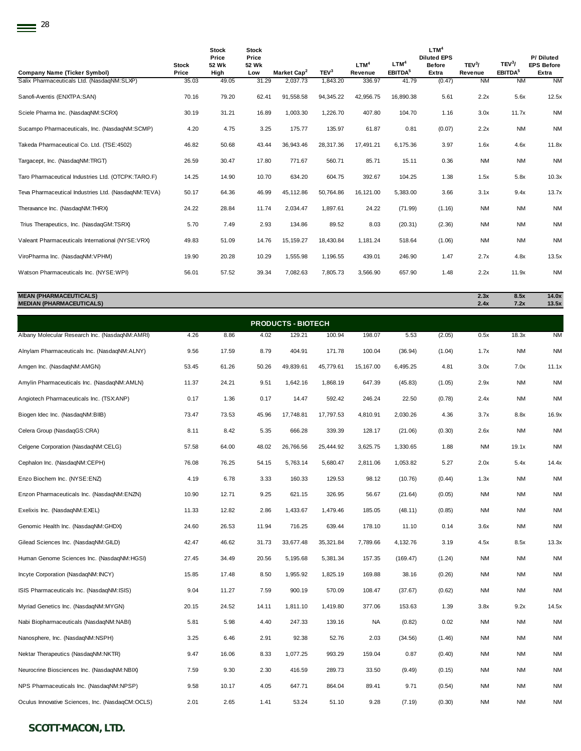| Company Name (Ticker Symbol) | Stock Price | Stock Price 52 Wk High | Stock Price 52 Wk Low | Market Cap[2] | TEV[3] | LTM[4] Revenue | LTM[4] EBITDA[5] | LTM[4] Diluted EPS Before Extra | TEV[3]/ Revenue | TEV[3]/ EBITDA[5] | P/ Diluted EPS Before Extra |
|---|---|---|---|---|---|---|---|---|---|---|---|
| Salix Pharmaceuticals Ltd. (NasdaqNM:SLXP) | 35.03 | 49.05 | 31.29 | 2,037.73 | 1,843.20 | 336.97 | 41.79 | (0.47) | NM | NM | NM |
| Sanofi-Aventis (ENXTPA:SAN) | 70.16 | 79.20 | 62.41 | 91,558.58 | 94,345.22 | 42,956.75 | 16,890.38 | 5.61 | 2.2x | 5.6x | 12.5x |
| Sciele Pharma Inc. (NasdaqNM:SCRX) | 30.19 | 31.21 | 16.89 | 1,003.30 | 1,226.70 | 407.80 | 104.70 | 1.16 | 3.0x | 11.7x | NM |
| Sucampo Pharmaceuticals, Inc. (NasdaqNM:SCMP) | 4.20 | 4.75 | 3.25 | 175.77 | 135.97 | 61.87 | 0.81 | (0.07) | 2.2x | NM | NM |
| Takeda Pharmaceutical Co. Ltd. (TSE:4502) | 46.82 | 50.68 | 43.44 | 36,943.46 | 28,317.36 | 17,491.21 | 6,175.36 | 3.97 | 1.6x | 4.6x | 11.8x |
| Targacept, Inc. (NasdaqNM:TRGT) | 26.59 | 30.47 | 17.80 | 771.67 | 560.71 | 85.71 | 15.11 | 0.36 | NM | NM | NM |
| Taro Pharmaceutical Industries Ltd. (OTCPK:TARO.F) | 14.25 | 14.90 | 10.70 | 634.20 | 604.75 | 392.67 | 104.25 | 1.38 | 1.5x | 5.8x | 10.3x |
| Teva Pharmaceutical Industries Ltd. (NasdaqNM:TEVA) | 50.17 | 64.36 | 46.99 | 45,112.86 | 50,764.86 | 16,121.00 | 5,383.00 | 3.66 | 3.1x | 9.4x | 13.7x |
| Theravance Inc. (NasdaqNM:THRX) | 24.22 | 28.84 | 11.74 | 2,034.47 | 1,897.61 | 24.22 | (71.99) | (1.16) | NM | NM | NM |
| Trius Therapeutics, Inc. (NasdaqGM:TSRX) | 5.70 | 7.49 | 2.93 | 134.86 | 89.52 | 8.03 | (20.31) | (2.36) | NM | NM | NM |
| Valeant Pharmaceuticals International (NYSE:VRX) | 49.83 | 51.09 | 14.76 | 15,159.27 | 18,430.84 | 1,181.24 | 518.64 | (1.06) | NM | NM | NM |
| ViroPharma Inc. (NasdaqNM:VPHM) | 19.90 | 20.28 | 10.29 | 1,555.98 | 1,196.55 | 439.01 | 246.90 | 1.47 | 2.7x | 4.8x | 13.5x |
| Watson Pharmaceuticals Inc. (NYSE:WPI) | 56.01 | 57.52 | 39.34 | 7,082.63 | 7,805.73 | 3,566.90 | 657.90 | 1.48 | 2.2x | 11.9x | NM |
| **MEAN (PHARMACEUTICALS)** | | | | | | | | | **2.3x** | **8.5x** | **14.0x** |
| **MEDIAN (PHARMACEUTICALS)** | | | | | | | | | **2.4x** | **7.2x** | **13.5x** |
| **PRODUCTS - BIOTECH** | | | | | | | | | | | |
| Albany Molecular Research Inc. (NasdaqNM:AMRI) | 4.26 | 8.86 | 4.02 | 129.21 | 100.94 | 198.07 | 5.53 | (2.05) | 0.5x | 18.3x | NM |
| Alnylam Pharmaceuticals Inc. (NasdaqNM:ALNY) | 9.56 | 17.59 | 8.79 | 404.91 | 171.78 | 100.04 | (36.94) | (1.04) | 1.7x | NM | NM |
| Amgen Inc. (NasdaqNM:AMGN) | 53.45 | 61.26 | 50.26 | 49,839.61 | 45,779.61 | 15,167.00 | 6,495.25 | 4.81 | 3.0x | 7.0x | 11.1x |
| Amylin Pharmaceuticals Inc. (NasdaqNM:AMLN) | 11.37 | 24.21 | 9.51 | 1,642.16 | 1,868.19 | 647.39 | (45.83) | (1.05) | 2.9x | NM | NM |
| Angiotech Pharmaceuticals Inc. (TSX:ANP) | 0.17 | 1.36 | 0.17 | 14.47 | 592.42 | 246.24 | 22.50 | (0.78) | 2.4x | NM | NM |
| Biogen Idec Inc. (NasdaqNM:BIIB) | 73.47 | 73.53 | 45.96 | 17,748.81 | 17,797.53 | 4,810.91 | 2,030.26 | 4.36 | 3.7x | 8.8x | 16.9x |
| Celera Group (NasdaqGS:CRA) | 8.11 | 8.42 | 5.35 | 666.28 | 339.39 | 128.17 | (21.06) | (0.30) | 2.6x | NM | NM |
| Celgene Corporation (NasdaqNM:CELG) | 57.58 | 64.00 | 48.02 | 26,766.56 | 25,444.92 | 3,625.75 | 1,330.65 | 1.88 | NM | 19.1x | NM |
| Cephalon Inc. (NasdaqNM:CEPH) | 76.08 | 76.25 | 54.15 | 5,763.14 | 5,680.47 | 2,811.06 | 1,053.82 | 5.27 | 2.0x | 5.4x | 14.4x |
| Enzo Biochem Inc. (NYSE:ENZ) | 4.19 | 6.78 | 3.33 | 160.33 | 129.53 | 98.12 | (10.76) | (0.44) | 1.3x | NM | NM |
| Enzon Pharmaceuticals Inc. (NasdaqNM:ENZN) | 10.90 | 12.71 | 9.25 | 621.15 | 326.95 | 56.67 | (21.64) | (0.05) | NM | NM | NM |
| Exelixis Inc. (NasdaqNM:EXEL) | 11.33 | 12.82 | 2.86 | 1,433.67 | 1,479.46 | 185.05 | (48.11) | (0.85) | NM | NM | NM |
| Genomic Health Inc. (NasdaqNM:GHDX) | 24.60 | 26.53 | 11.94 | 716.25 | 639.44 | 178.10 | 11.10 | 0.14 | 3.6x | NM | NM |
| Gilead Sciences Inc. (NasdaqNM:GILD) | 42.47 | 46.62 | 31.73 | 33,677.48 | 35,321.84 | 7,789.66 | 4,132.76 | 3.19 | 4.5x | 8.5x | 13.3x |
| Human Genome Sciences Inc. (NasdaqNM:HGSI) | 27.45 | 34.49 | 20.56 | 5,195.68 | 5,381.34 | 157.35 | (169.47) | (1.24) | NM | NM | NM |
| Incyte Corporation (NasdaqNM:INCY) | 15.85 | 17.48 | 8.50 | 1,955.92 | 1,825.19 | 169.88 | 38.16 | (0.26) | NM | NM | NM |
| ISIS Pharmaceuticals Inc. (NasdaqNM:ISIS) | 9.04 | 11.27 | 7.59 | 900.19 | 570.09 | 108.47 | (37.67) | (0.62) | NM | NM | NM |
| Myriad Genetics Inc. (NasdaqNM:MYGN) | 20.15 | 24.52 | 14.11 | 1,811.10 | 1,419.80 | 377.06 | 153.63 | 1.39 | 3.8x | 9.2x | 14.5x |
| Nabi Biopharmaceuticals (NasdaqNM:NABI) | 5.81 | 5.98 | 4.40 | 247.33 | 139.16 | NA | (0.82) | 0.02 | NM | NM | NM |
| Nanosphere, Inc. (NasdaqNM:NSPH) | 3.25 | 6.46 | 2.91 | 92.38 | 52.76 | 2.03 | (34.56) | (1.46) | NM | NM | NM |
| Nektar Therapeutics (NasdaqNM:NKTR) | 9.47 | 16.06 | 8.33 | 1,077.25 | 993.29 | 159.04 | 0.87 | (0.40) | NM | NM | NM |
| Neurocrine Biosciences Inc. (NasdaqNM:NBIX) | 7.59 | 9.30 | 2.30 | 416.59 | 289.73 | 33.50 | (9.49) | (0.15) | NM | NM | NM |
| NPS Pharmaceuticals Inc. (NasdaqNM:NPSP) | 9.58 | 10.17 | 4.05 | 647.71 | 864.04 | 89.41 | 9.71 | (0.54) | NM | NM | NM |
| Oculus Innovative Sciences, Inc. (NasdaqCM:OCLS) | 2.01 | 2.65 | 1.41 | 53.24 | 51.10 | 9.28 | (7.19) | (0.30) | NM | NM | NM |

**SCOTT-MACON, LTD.**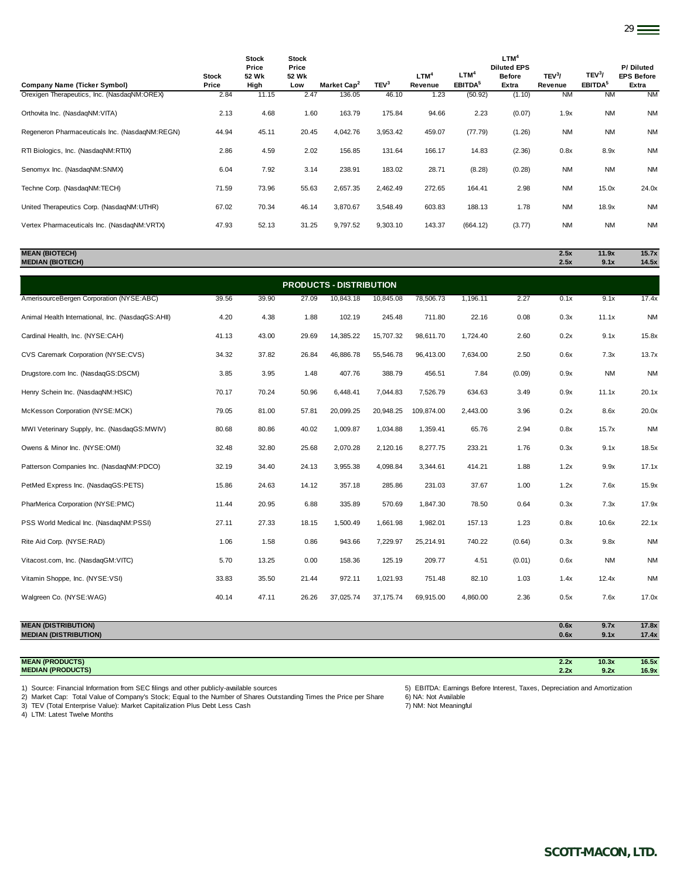| Company Name (Ticker Symbol) | Stock Price | Stock Price 52 Wk High | Stock Price 52 Wk Low | Market Cap[2] | TEV[3] | LTM[4] Revenue | LTM[4] EBITDA[5] | LTM[4] Diluted EPS Before Extra | TEV[3]/ Revenue | TEV[3]/ EBITDA[5] | P/ Diluted EPS Before Extra |
|---|---|---|---|---|---|---|---|---|---|---|---|
| Orexigen Therapeutics, Inc. (NasdaqNM:OREX) | 2.84 | 11.15 | 2.47 | 136.05 | 46.10 | 1.23 | (50.92) | (1.10) | NM | NM | NM |
| Orthovita Inc. (NasdaqNM:VITA) | 2.13 | 4.68 | 1.60 | 163.79 | 175.84 | 94.66 | 2.23 | (0.07) | 1.9x | NM | NM |
| Regeneron Pharmaceuticals Inc. (NasdaqNM:REGN) | 44.94 | 45.11 | 20.45 | 4,042.76 | 3,953.42 | 459.07 | (77.79) | (1.26) | NM | NM | NM |
| RTI Biologics, Inc. (NasdaqNM:RTIX) | 2.86 | 4.59 | 2.02 | 156.85 | 131.64 | 166.17 | 14.83 | (2.36) | 0.8x | 8.9x | NM |
| Senomyx Inc. (NasdaqNM:SNMX) | 6.04 | 7.92 | 3.14 | 238.91 | 183.02 | 28.71 | (8.28) | (0.28) | NM | NM | NM |
| Techne Corp. (NasdaqNM:TECH) | 71.59 | 73.96 | 55.63 | 2,657.35 | 2,462.49 | 272.65 | 164.41 | 2.98 | NM | 15.0x | 24.0x |
| United Therapeutics Corp. (NasdaqNM:UTHR) | 67.02 | 70.34 | 46.14 | 3,870.67 | 3,548.49 | 603.83 | 188.13 | 1.78 | NM | 18.9x | NM |
| Vertex Pharmaceuticals Inc. (NasdaqNM:VRTX) | 47.93 | 52.13 | 31.25 | 9,797.52 | 9,303.10 | 143.37 | (664.12) | (3.77) | NM | NM | NM |
| **MEAN (BIOTECH)** | | | | | | | | | **2.5x** | **11.9x** | **15.7x** |
| **MEDIAN (BIOTECH)** | | | | | | | | | **2.5x** | **9.1x** | **14.5x** |
| **PRODUCTS - DISTRIBUTION** | | | | | | | | | | | |
| AmerisourceBergen Corporation (NYSE:ABC) | 39.56 | 39.90 | 27.09 | 10,843.18 | 10,845.08 | 78,506.73 | 1,196.11 | 2.27 | 0.1x | 9.1x | 17.4x |
| Animal Health International, Inc. (NasdaqGS:AHII) | 4.20 | 4.38 | 1.88 | 102.19 | 245.48 | 711.80 | 22.16 | 0.08 | 0.3x | 11.1x | NM |
| Cardinal Health, Inc. (NYSE:CAH) | 41.13 | 43.00 | 29.69 | 14,385.22 | 15,707.32 | 98,611.70 | 1,724.40 | 2.60 | 0.2x | 9.1x | 15.8x |
| CVS Caremark Corporation (NYSE:CVS) | 34.32 | 37.82 | 26.84 | 46,886.78 | 55,546.78 | 96,413.00 | 7,634.00 | 2.50 | 0.6x | 7.3x | 13.7x |
| Drugstore.com Inc. (NasdaqGS:DSCM) | 3.85 | 3.95 | 1.48 | 407.76 | 388.79 | 456.51 | 7.84 | (0.09) | 0.9x | NM | NM |
| Henry Schein Inc. (NasdaqNM:HSIC) | 70.17 | 70.24 | 50.96 | 6,448.41 | 7,044.83 | 7,526.79 | 634.63 | 3.49 | 0.9x | 11.1x | 20.1x |
| McKesson Corporation (NYSE:MCK) | 79.05 | 81.00 | 57.81 | 20,099.25 | 20,948.25 | 109,874.00 | 2,443.00 | 3.96 | 0.2x | 8.6x | 20.0x |
| MWI Veterinary Supply, Inc. (NasdaqGS:MWIV) | 80.68 | 80.86 | 40.02 | 1,009.87 | 1,034.88 | 1,359.41 | 65.76 | 2.94 | 0.8x | 15.7x | NM |
| Owens & Minor Inc. (NYSE:OMI) | 32.48 | 32.80 | 25.68 | 2,070.28 | 2,120.16 | 8,277.75 | 233.21 | 1.76 | 0.3x | 9.1x | 18.5x |
| Patterson Companies Inc. (NasdaqNM:PDCO) | 32.19 | 34.40 | 24.13 | 3,955.38 | 4,098.84 | 3,344.61 | 414.21 | 1.88 | 1.2x | 9.9x | 17.1x |
| PetMed Express Inc. (NasdaqGS:PETS) | 15.86 | 24.63 | 14.12 | 357.18 | 285.86 | 231.03 | 37.67 | 1.00 | 1.2x | 7.6x | 15.9x |
| PharMerica Corporation (NYSE:PMC) | 11.44 | 20.95 | 6.88 | 335.89 | 570.69 | 1,847.30 | 78.50 | 0.64 | 0.3x | 7.3x | 17.9x |
| PSS World Medical Inc. (NasdaqNM:PSSI) | 27.11 | 27.33 | 18.15 | 1,500.49 | 1,661.98 | 1,982.01 | 157.13 | 1.23 | 0.8x | 10.6x | 22.1x |
| Rite Aid Corp. (NYSE:RAD) | 1.06 | 1.58 | 0.86 | 943.66 | 7,229.97 | 25,214.91 | 740.22 | (0.64) | 0.3x | 9.8x | NM |
| Vitacost.com, Inc. (NasdaqGM:VITC) | 5.70 | 13.25 | 0.00 | 158.36 | 125.19 | 209.77 | 4.51 | (0.01) | 0.6x | NM | NM |
| Vitamin Shoppe, Inc. (NYSE:VSI) | 33.83 | 35.50 | 21.44 | 972.11 | 1,021.93 | 751.48 | 82.10 | 1.03 | 1.4x | 12.4x | NM |
| Walgreen Co. (NYSE:WAG) | 40.14 | 47.11 | 26.26 | 37,025.74 | 37,175.74 | 69,915.00 | 4,860.00 | 2.36 | 0.5x | 7.6x | 17.0x |
| **MEAN (DISTRIBUTION)** | | | | | | | | | **0.6x** | **9.7x** | **17.8x** |
| **MEDIAN (DISTRIBUTION)** | | | | | | | | | **0.6x** | **9.1x** | **17.4x** |
| **MEAN (PRODUCTS)** | | | | | | | | | **2.2x** | **10.3x** | **16.5x** |
| **MEDIAN (PRODUCTS)** | | | | | | | | | **2.2x** | **9.2x** | **16.9x** |

1) Source: Financial Information from SEC filings and other publicly-available sources
2) Market Cap: Total Value of Company's Stock; Equal to the Number of Shares Outstanding Times the Price per Share
3) TEV (Total Enterprise Value): Market Capitalization Plus Debt Less Cash
4) LTM: Latest Twelve Months
5) EBITDA: Earnings Before Interest, Taxes, Depreciation and Amortization
6) NA: Not Available
7) NM: Not Meaningful

**SCOTT-MACON, LTD.**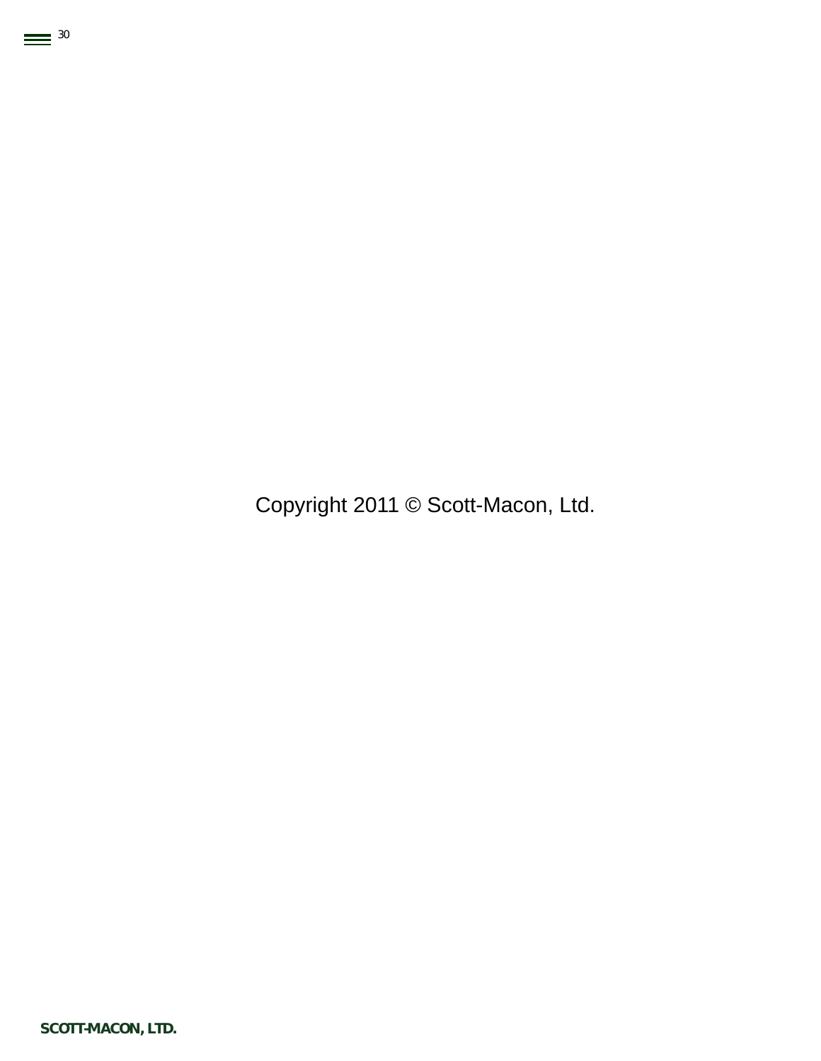Copyright 2011 © Scott-Macon, Ltd.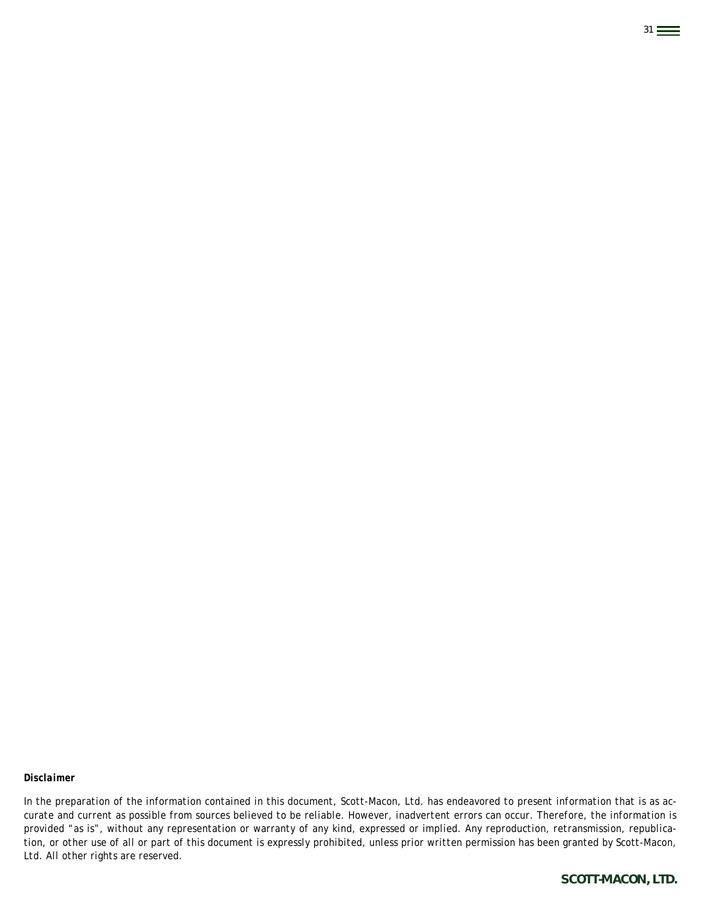***Disclaimer***

*In the preparation of the information contained in this document, Scott-Macon, Ltd. has endeavored to present information that is as accurate and current as possible from sources believed to be reliable. However, inadvertent errors can occur. Therefore, the information is provided "as is", without any representation or warranty of any kind, expressed or implied. Any reproduction, retransmission, republication, or other use of all or part of this document is expressly prohibited, unless prior written permission has been granted by Scott-Macon, Ltd. All other rights are reserved.*

**SCOTT-MACON, LTD.**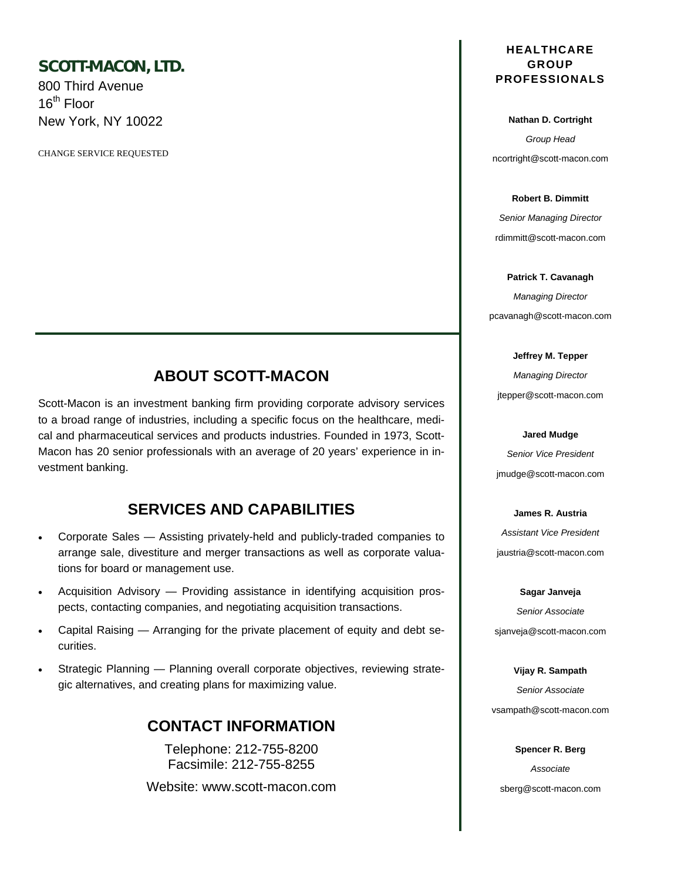**SCOTT-MACON, LTD.**

800 Third Avenue
16th Floor
New York, NY 10022

CHANGE SERVICE REQUESTED

## ABOUT SCOTT-MACON

Scott-Macon is an investment banking firm providing corporate advisory services to a broad range of industries, including a specific focus on the healthcare, medical and pharmaceutical services and products industries. Founded in 1973, Scott-Macon has 20 senior professionals with an average of 20 years' experience in investment banking.

## SERVICES AND CAPABILITIES

- Corporate Sales — Assisting privately-held and publicly-traded companies to arrange sale, divestiture and merger transactions as well as corporate valuations for board or management use.
- Acquisition Advisory — Providing assistance in identifying acquisition prospects, contacting companies, and negotiating acquisition transactions.
- Capital Raising — Arranging for the private placement of equity and debt securities.
- Strategic Planning — Planning overall corporate objectives, reviewing strategic alternatives, and creating plans for maximizing value.

## CONTACT INFORMATION

Telephone: 212-755-8200
Facsimile: 212-755-8255

Website: www.scott-macon.com

### HEALTHCARE GROUP PROFESSIONALS

**Nathan D. Cortright**
*Group Head*
ncortright@scott-macon.com

**Robert B. Dimmitt**
*Senior Managing Director*
rdimmitt@scott-macon.com

**Patrick T. Cavanagh**
*Managing Director*
pcavanagh@scott-macon.com

**Jeffrey M. Tepper**
*Managing Director*
jtepper@scott-macon.com

**Jared Mudge**
*Senior Vice President*
jmudge@scott-macon.com

**James R. Austria**
*Assistant Vice President*
jaustria@scott-macon.com

**Sagar Janveja**
*Senior Associate*
sjanveja@scott-macon.com

**Vijay R. Sampath**
*Senior Associate*
vsampath@scott-macon.com

**Spencer R. Berg**
*Associate*
sberg@scott-macon.com